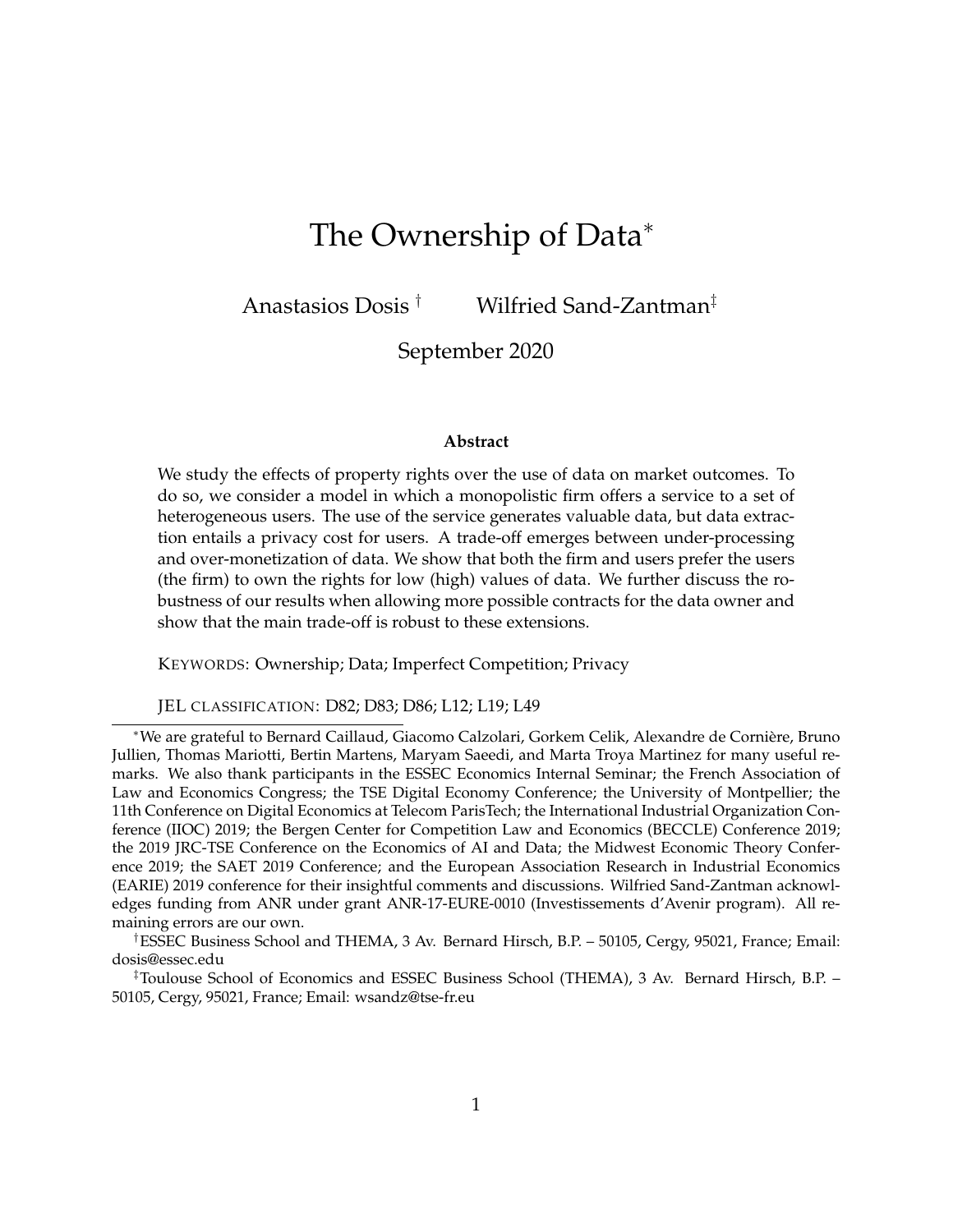# The Ownership of Data*

Anastasios Dosis † Wilfried Sand-Zantman‡

September 2020

### Abstract

We study the effects of property rights over the use of data on market outcomes. To do so, we consider a model in which a monopolistic firm offers a service to a set of heterogeneous users. The use of the service generates valuable data, but data extraction entails a privacy cost for users. A trade-off emerges between under-processing and over-monetization of data. We show that both the firm and users prefer the users (the firm) to own the rights for low (high) values of data. We further discuss the robustness of our results when allowing more possible contracts for the data owner and show that the main trade-off is robust to these extensions.

KEYWORDS: Ownership; Data; Imperfect Competition; Privacy

JEL CLASSIFICATION: D82; D83; D86; L12; L19; L49

---

*We are grateful to Bernard Caillaud, Giacomo Calzolari, Gorkem Celik, Alexandre de Cornière, Bruno Jullien, Thomas Mariotti, Bertin Martens, Maryam Saeedi, and Marta Troya Martinez for many useful remarks. We also thank participants in the ESSEC Economics Internal Seminar; the French Association of Law and Economics Congress; the TSE Digital Economy Conference; the University of Montpellier; the 11th Conference on Digital Economics at Telecom ParisTech; the International Industrial Organization Conference (IIOC) 2019; the Bergen Center for Competition Law and Economics (BECCLE) Conference 2019; the 2019 JRC-TSE Conference on the Economics of AI and Data; the Midwest Economic Theory Conference 2019; the SAET 2019 Conference; and the European Association Research in Industrial Economics (EARIE) 2019 conference for their insightful comments and discussions. Wilfried Sand-Zantman acknowledges funding from ANR under grant ANR-17-EURE-0010 (Investissements d'Avenir program). All remaining errors are our own.

†ESSEC Business School and THEMA, 3 Av. Bernard Hirsch, B.P. – 50105, Cergy, 95021, France; Email: dosis@essec.edu

‡Toulouse School of Economics and ESSEC Business School (THEMA), 3 Av. Bernard Hirsch, B.P. – 50105, Cergy, 95021, France; Email: wsandz@tse-fr.eu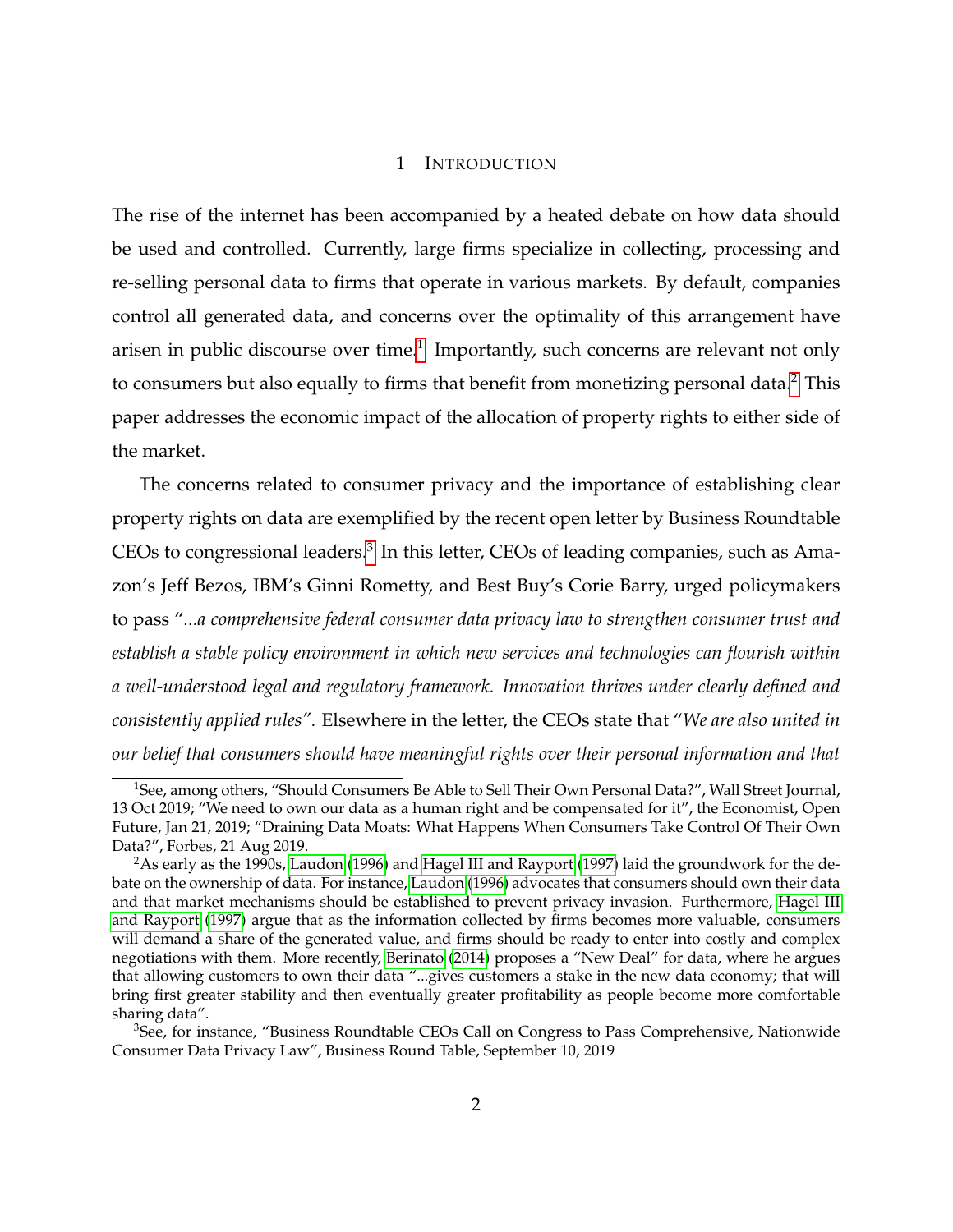# 1 Introduction

The rise of the internet has been accompanied by a heated debate on how data should be used and controlled. Currently, large firms specialize in collecting, processing and re-selling personal data to firms that operate in various markets. By default, companies control all generated data, and concerns over the optimality of this arrangement have arisen in public discourse over time.[1] Importantly, such concerns are relevant not only to consumers but also equally to firms that benefit from monetizing personal data.[2] This paper addresses the economic impact of the allocation of property rights to either side of the market.

The concerns related to consumer privacy and the importance of establishing clear property rights on data are exemplified by the recent open letter by Business Roundtable CEOs to congressional leaders.[3] In this letter, CEOs of leading companies, such as Amazon's Jeff Bezos, IBM's Ginni Rometty, and Best Buy's Corie Barry, urged policymakers to pass "*...a comprehensive federal consumer data privacy law to strengthen consumer trust and establish a stable policy environment in which new services and technologies can flourish within a well-understood legal and regulatory framework. Innovation thrives under clearly defined and consistently applied rules*". Elsewhere in the letter, the CEOs state that "*We are also united in our belief that consumers should have meaningful rights over their personal information and that*

---

[1] See, among others, "Should Consumers Be Able to Sell Their Own Personal Data?", Wall Street Journal, 13 Oct 2019; "We need to own our data as a human right and be compensated for it", the Economist, Open Future, Jan 21, 2019; "Draining Data Moats: What Happens When Consumers Take Control Of Their Own Data?", Forbes, 21 Aug 2019.

[2] As early as the 1990s, Laudon (1996) and Hagel III and Rayport (1997) laid the groundwork for the debate on the ownership of data. For instance, Laudon (1996) advocates that consumers should own their data and that market mechanisms should be established to prevent privacy invasion. Furthermore, Hagel III and Rayport (1997) argue that as the information collected by firms becomes more valuable, consumers will demand a share of the generated value, and firms should be ready to enter into costly and complex negotiations with them. More recently, Berinato (2014) proposes a "New Deal" for data, where he argues that allowing customers to own their data "...gives customers a stake in the new data economy; that will bring first greater stability and then eventually greater profitability as people become more comfortable sharing data".

[3] See, for instance, "Business Roundtable CEOs Call on Congress to Pass Comprehensive, Nationwide Consumer Data Privacy Law", Business Round Table, September 10, 2019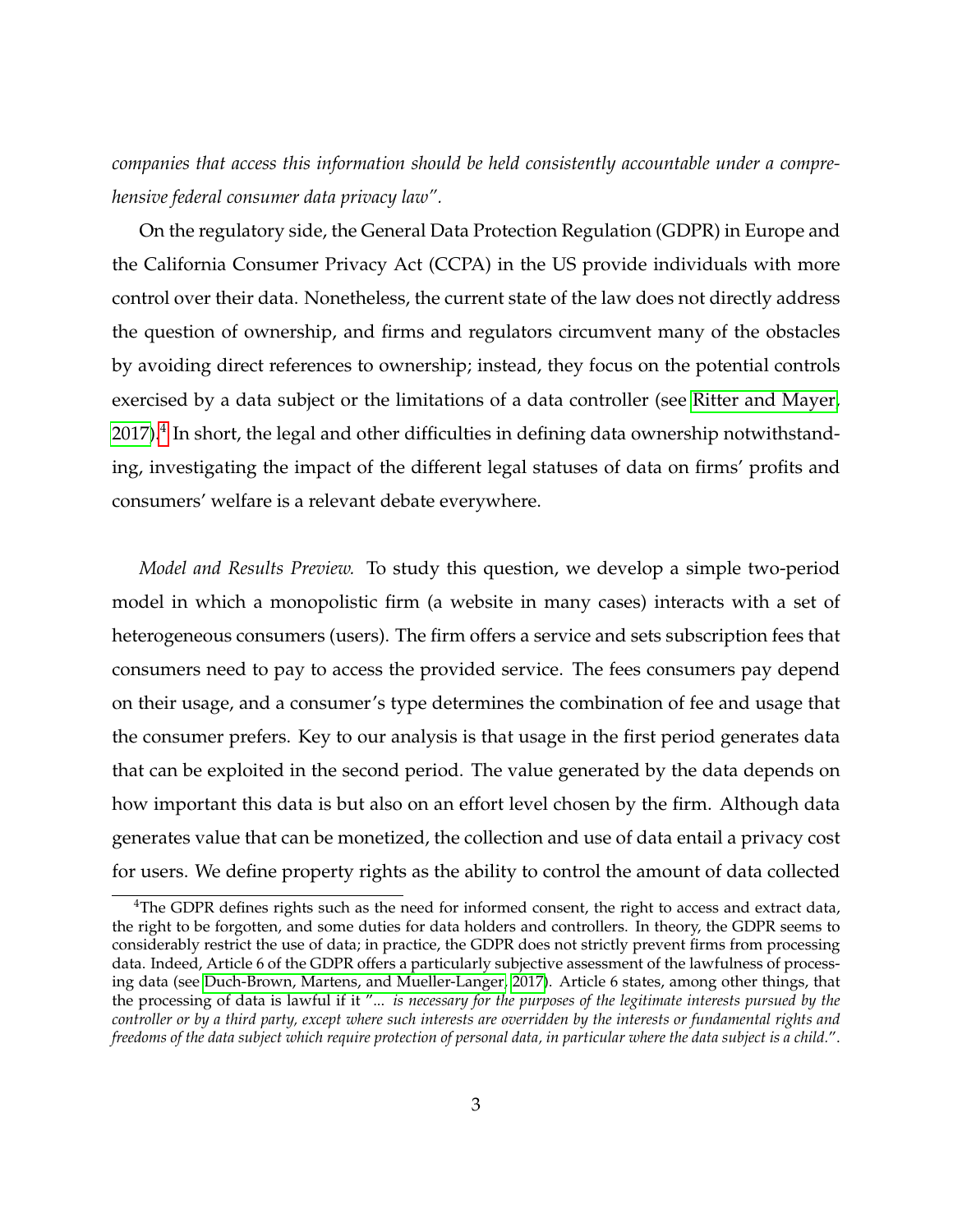*companies that access this information should be held consistently accountable under a comprehensive federal consumer data privacy law".*

On the regulatory side, the General Data Protection Regulation (GDPR) in Europe and the California Consumer Privacy Act (CCPA) in the US provide individuals with more control over their data. Nonetheless, the current state of the law does not directly address the question of ownership, and firms and regulators circumvent many of the obstacles by avoiding direct references to ownership; instead, they focus on the potential controls exercised by a data subject or the limitations of a data controller (see Ritter and Mayer, 2017).[4] In short, the legal and other difficulties in defining data ownership notwithstanding, investigating the impact of the different legal statuses of data on firms' profits and consumers' welfare is a relevant debate everywhere.

*Model and Results Preview.* To study this question, we develop a simple two-period model in which a monopolistic firm (a website in many cases) interacts with a set of heterogeneous consumers (users). The firm offers a service and sets subscription fees that consumers need to pay to access the provided service. The fees consumers pay depend on their usage, and a consumer's type determines the combination of fee and usage that the consumer prefers. Key to our analysis is that usage in the first period generates data that can be exploited in the second period. The value generated by the data depends on how important this data is but also on an effort level chosen by the firm. Although data generates value that can be monetized, the collection and use of data entail a privacy cost for users. We define property rights as the ability to control the amount of data collected

[4] The GDPR defines rights such as the need for informed consent, the right to access and extract data, the right to be forgotten, and some duties for data holders and controllers. In theory, the GDPR seems to considerably restrict the use of data; in practice, the GDPR does not strictly prevent firms from processing data. Indeed, Article 6 of the GDPR offers a particularly subjective assessment of the lawfulness of processing data (see Duch-Brown, Martens, and Mueller-Langer, 2017). Article 6 states, among other things, that the processing of data is lawful if it "... *is necessary for the purposes of the legitimate interests pursued by the controller or by a third party, except where such interests are overridden by the interests or fundamental rights and freedoms of the data subject which require protection of personal data, in particular where the data subject is a child.*".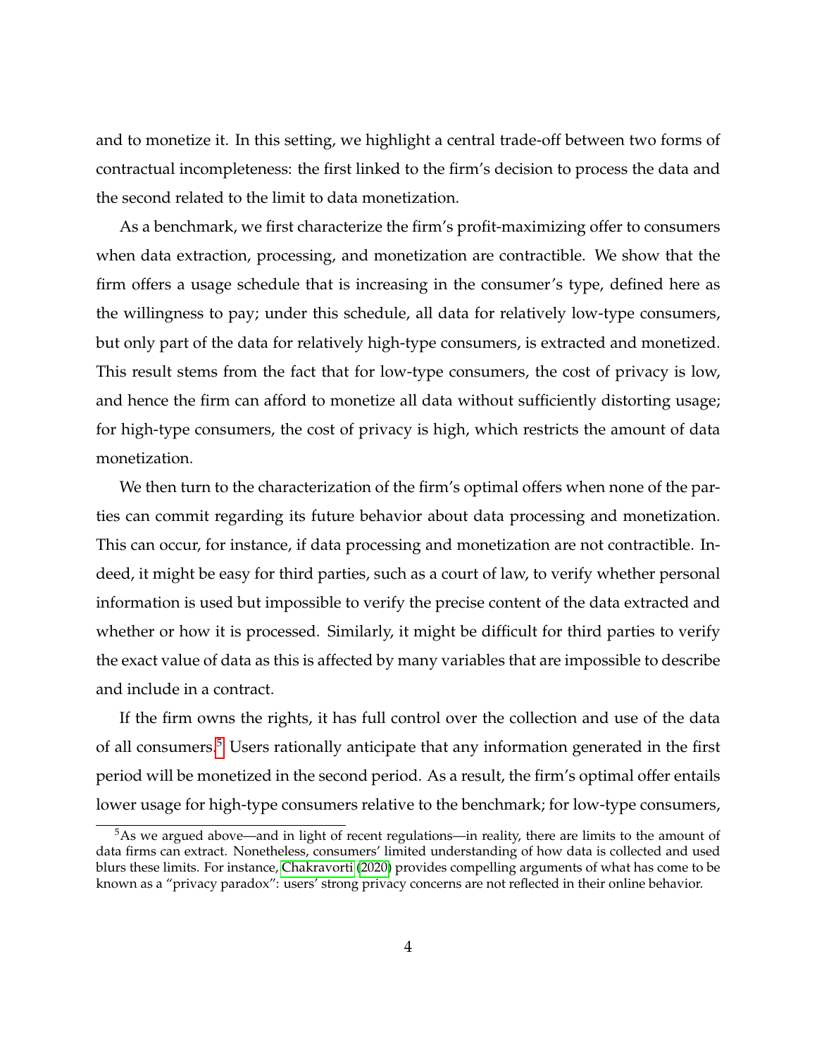and to monetize it. In this setting, we highlight a central trade-off between two forms of contractual incompleteness: the first linked to the firm's decision to process the data and the second related to the limit to data monetization.

As a benchmark, we first characterize the firm's profit-maximizing offer to consumers when data extraction, processing, and monetization are contractible. We show that the firm offers a usage schedule that is increasing in the consumer's type, defined here as the willingness to pay; under this schedule, all data for relatively low-type consumers, but only part of the data for relatively high-type consumers, is extracted and monetized. This result stems from the fact that for low-type consumers, the cost of privacy is low, and hence the firm can afford to monetize all data without sufficiently distorting usage; for high-type consumers, the cost of privacy is high, which restricts the amount of data monetization.

We then turn to the characterization of the firm's optimal offers when none of the parties can commit regarding its future behavior about data processing and monetization. This can occur, for instance, if data processing and monetization are not contractible. Indeed, it might be easy for third parties, such as a court of law, to verify whether personal information is used but impossible to verify the precise content of the data extracted and whether or how it is processed. Similarly, it might be difficult for third parties to verify the exact value of data as this is affected by many variables that are impossible to describe and include in a contract.

If the firm owns the rights, it has full control over the collection and use of the data of all consumers.[5] Users rationally anticipate that any information generated in the first period will be monetized in the second period. As a result, the firm's optimal offer entails lower usage for high-type consumers relative to the benchmark; for low-type consumers,

[5] As we argued above—and in light of recent regulations—in reality, there are limits to the amount of data firms can extract. Nonetheless, consumers' limited understanding of how data is collected and used blurs these limits. For instance, Chakravorti (2020) provides compelling arguments of what has come to be known as a "privacy paradox": users' strong privacy concerns are not reflected in their online behavior.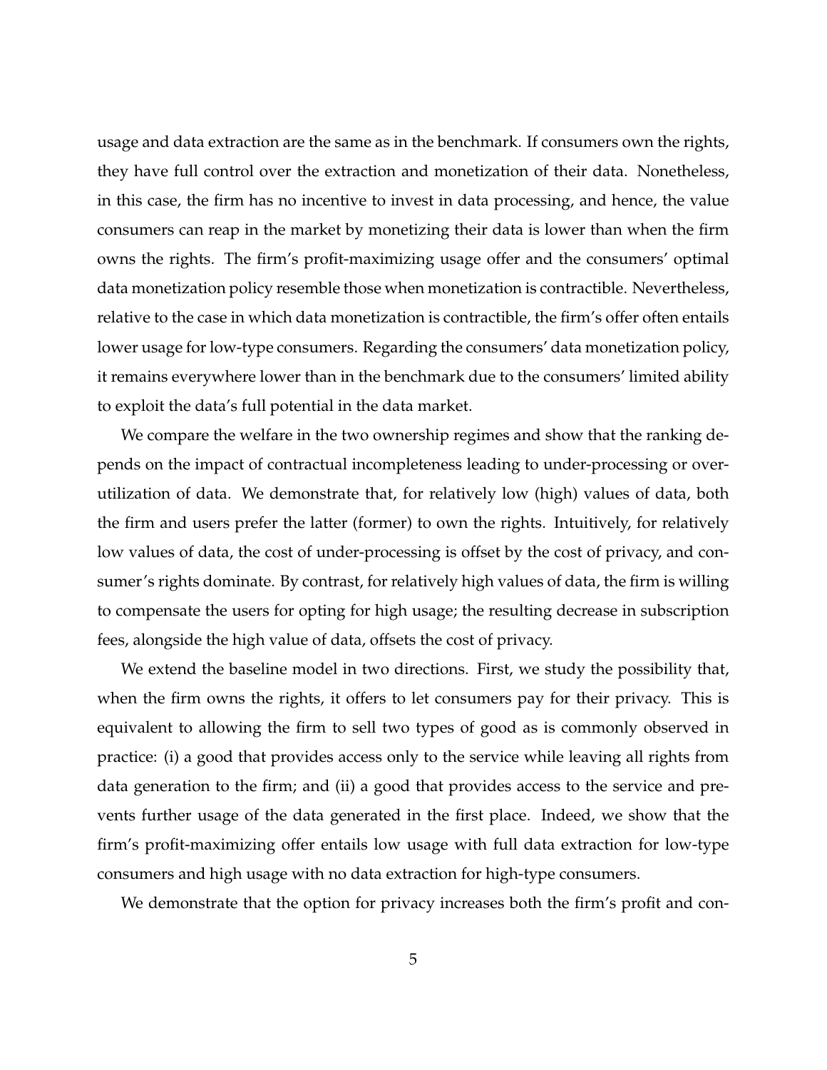usage and data extraction are the same as in the benchmark. If consumers own the rights, they have full control over the extraction and monetization of their data. Nonetheless, in this case, the firm has no incentive to invest in data processing, and hence, the value consumers can reap in the market by monetizing their data is lower than when the firm owns the rights. The firm's profit-maximizing usage offer and the consumers' optimal data monetization policy resemble those when monetization is contractible. Nevertheless, relative to the case in which data monetization is contractible, the firm's offer often entails lower usage for low-type consumers. Regarding the consumers' data monetization policy, it remains everywhere lower than in the benchmark due to the consumers' limited ability to exploit the data's full potential in the data market.

We compare the welfare in the two ownership regimes and show that the ranking depends on the impact of contractual incompleteness leading to under-processing or over-utilization of data. We demonstrate that, for relatively low (high) values of data, both the firm and users prefer the latter (former) to own the rights. Intuitively, for relatively low values of data, the cost of under-processing is offset by the cost of privacy, and consumer's rights dominate. By contrast, for relatively high values of data, the firm is willing to compensate the users for opting for high usage; the resulting decrease in subscription fees, alongside the high value of data, offsets the cost of privacy.

We extend the baseline model in two directions. First, we study the possibility that, when the firm owns the rights, it offers to let consumers pay for their privacy. This is equivalent to allowing the firm to sell two types of good as is commonly observed in practice: (i) a good that provides access only to the service while leaving all rights from data generation to the firm; and (ii) a good that provides access to the service and prevents further usage of the data generated in the first place. Indeed, we show that the firm's profit-maximizing offer entails low usage with full data extraction for low-type consumers and high usage with no data extraction for high-type consumers.

We demonstrate that the option for privacy increases both the firm's profit and con-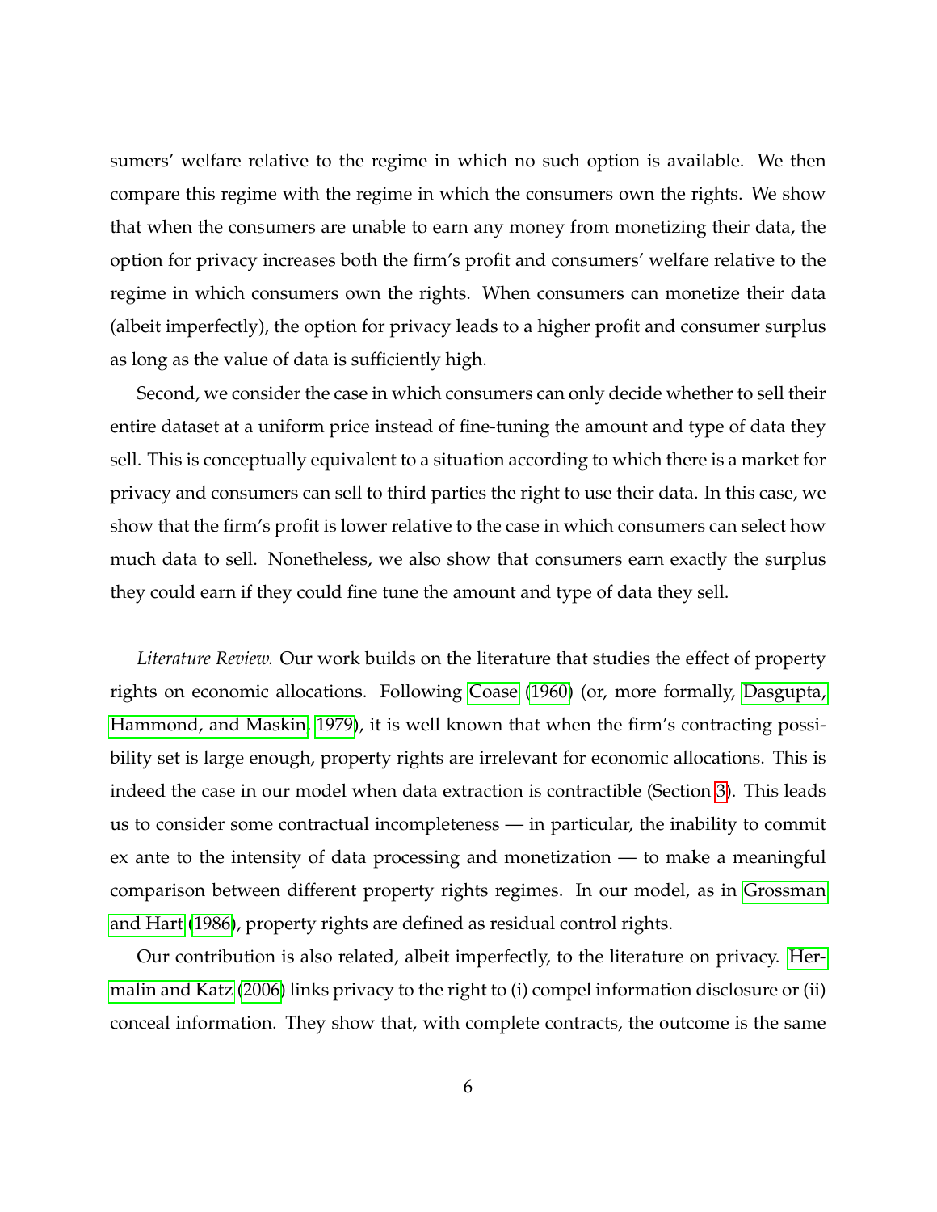sumers' welfare relative to the regime in which no such option is available. We then compare this regime with the regime in which the consumers own the rights. We show that when the consumers are unable to earn any money from monetizing their data, the option for privacy increases both the firm's profit and consumers' welfare relative to the regime in which consumers own the rights. When consumers can monetize their data (albeit imperfectly), the option for privacy leads to a higher profit and consumer surplus as long as the value of data is sufficiently high.

Second, we consider the case in which consumers can only decide whether to sell their entire dataset at a uniform price instead of fine-tuning the amount and type of data they sell. This is conceptually equivalent to a situation according to which there is a market for privacy and consumers can sell to third parties the right to use their data. In this case, we show that the firm's profit is lower relative to the case in which consumers can select how much data to sell. Nonetheless, we also show that consumers earn exactly the surplus they could earn if they could fine tune the amount and type of data they sell.

*Literature Review.* Our work builds on the literature that studies the effect of property rights on economic allocations. Following Coase (1960) (or, more formally, Dasgupta, Hammond, and Maskin, 1979), it is well known that when the firm's contracting possibility set is large enough, property rights are irrelevant for economic allocations. This is indeed the case in our model when data extraction is contractible (Section 3). This leads us to consider some contractual incompleteness — in particular, the inability to commit ex ante to the intensity of data processing and monetization — to make a meaningful comparison between different property rights regimes. In our model, as in Grossman and Hart (1986), property rights are defined as residual control rights.

Our contribution is also related, albeit imperfectly, to the literature on privacy. Hermalin and Katz (2006) links privacy to the right to (i) compel information disclosure or (ii) conceal information. They show that, with complete contracts, the outcome is the same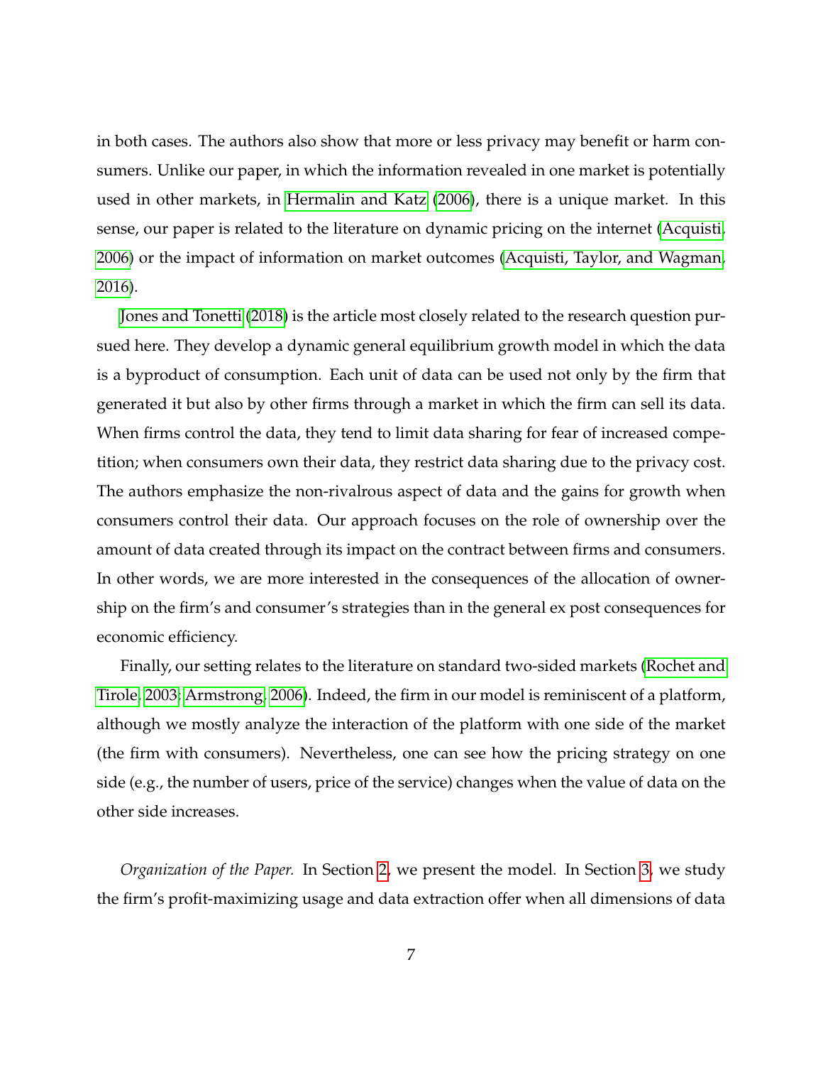in both cases. The authors also show that more or less privacy may benefit or harm consumers. Unlike our paper, in which the information revealed in one market is potentially used in other markets, in Hermalin and Katz (2006), there is a unique market. In this sense, our paper is related to the literature on dynamic pricing on the internet (Acquisti, 2006) or the impact of information on market outcomes (Acquisti, Taylor, and Wagman, 2016).

Jones and Tonetti (2018) is the article most closely related to the research question pursued here. They develop a dynamic general equilibrium growth model in which the data is a byproduct of consumption. Each unit of data can be used not only by the firm that generated it but also by other firms through a market in which the firm can sell its data. When firms control the data, they tend to limit data sharing for fear of increased competition; when consumers own their data, they restrict data sharing due to the privacy cost. The authors emphasize the non-rivalrous aspect of data and the gains for growth when consumers control their data. Our approach focuses on the role of ownership over the amount of data created through its impact on the contract between firms and consumers. In other words, we are more interested in the consequences of the allocation of ownership on the firm's and consumer's strategies than in the general ex post consequences for economic efficiency.

Finally, our setting relates to the literature on standard two-sided markets (Rochet and Tirole, 2003; Armstrong, 2006). Indeed, the firm in our model is reminiscent of a platform, although we mostly analyze the interaction of the platform with one side of the market (the firm with consumers). Nevertheless, one can see how the pricing strategy on one side (e.g., the number of users, price of the service) changes when the value of data on the other side increases.

*Organization of the Paper.* In Section 2, we present the model. In Section 3, we study the firm's profit-maximizing usage and data extraction offer when all dimensions of data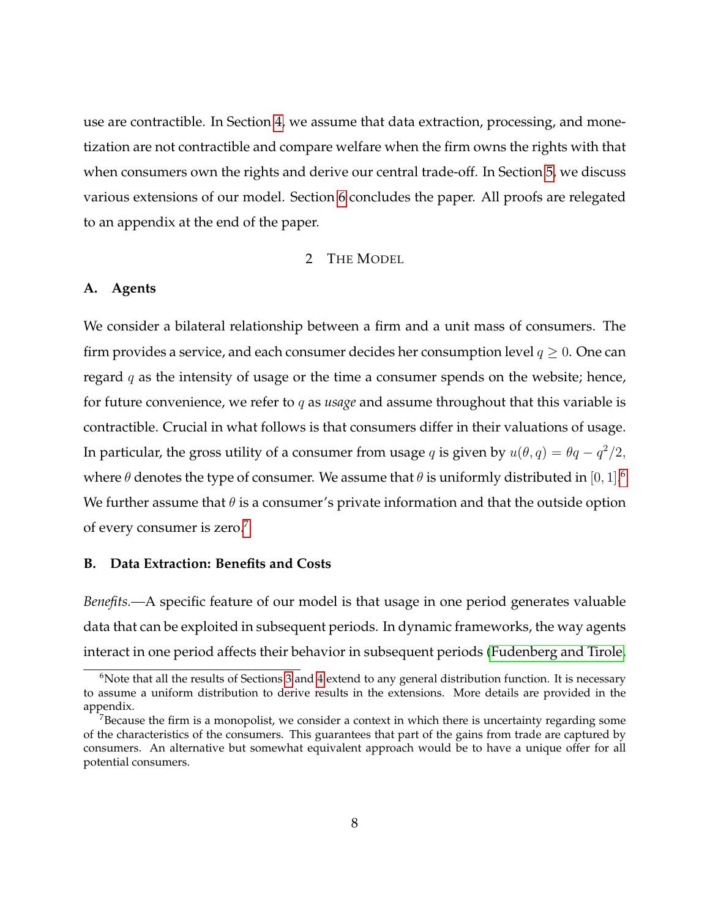use are contractible. In Section 4, we assume that data extraction, processing, and monetization are not contractible and compare welfare when the firm owns the rights with that when consumers own the rights and derive our central trade-off. In Section 5, we discuss various extensions of our model. Section 6 concludes the paper. All proofs are relegated to an appendix at the end of the paper.

## 2 The Model

### A. Agents

We consider a bilateral relationship between a firm and a unit mass of consumers. The firm provides a service, and each consumer decides her consumption level $q \geq 0$. One can regard $q$ as the intensity of usage or the time a consumer spends on the website; hence, for future convenience, we refer to $q$ as *usage* and assume throughout that this variable is contractible. Crucial in what follows is that consumers differ in their valuations of usage. In particular, the gross utility of a consumer from usage $q$ is given by $u(\theta, q) = \theta q - q^2/2$, where $\theta$ denotes the type of consumer. We assume that $\theta$ is uniformly distributed in $[0, 1]$.[6] We further assume that $\theta$ is a consumer's private information and that the outside option of every consumer is zero.[7]

### B. Data Extraction: Benefits and Costs

*Benefits.*—A specific feature of our model is that usage in one period generates valuable data that can be exploited in subsequent periods. In dynamic frameworks, the way agents interact in one period affects their behavior in subsequent periods (Fudenberg and Tirole,

[6] Note that all the results of Sections 3 and 4 extend to any general distribution function. It is necessary to assume a uniform distribution to derive results in the extensions. More details are provided in the appendix.

[7] Because the firm is a monopolist, we consider a context in which there is uncertainty regarding some of the characteristics of the consumers. This guarantees that part of the gains from trade are captured by consumers. An alternative but somewhat equivalent approach would be to have a unique offer for all potential consumers.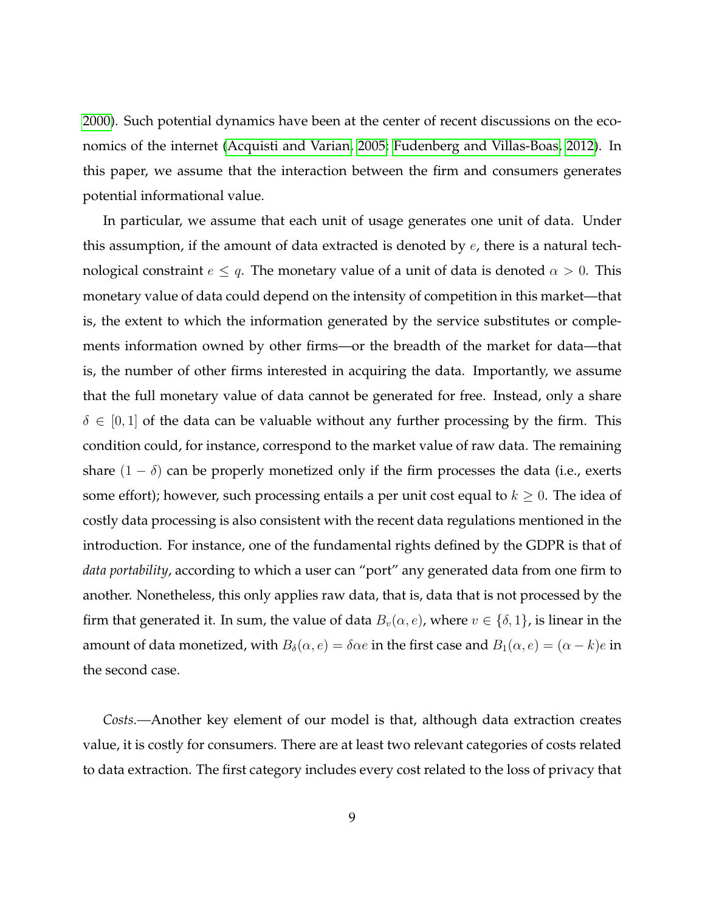2000). Such potential dynamics have been at the center of recent discussions on the economics of the internet (Acquisti and Varian, 2005; Fudenberg and Villas-Boas, 2012). In this paper, we assume that the interaction between the firm and consumers generates potential informational value.

In particular, we assume that each unit of usage generates one unit of data. Under this assumption, if the amount of data extracted is denoted by $e$, there is a natural technological constraint $e \leq q$. The monetary value of a unit of data is denoted $\alpha > 0$. This monetary value of data could depend on the intensity of competition in this market—that is, the extent to which the information generated by the service substitutes or complements information owned by other firms—or the breadth of the market for data—that is, the number of other firms interested in acquiring the data. Importantly, we assume that the full monetary value of data cannot be generated for free. Instead, only a share $\delta \in [0, 1]$ of the data can be valuable without any further processing by the firm. This condition could, for instance, correspond to the market value of raw data. The remaining share $(1 - \delta)$ can be properly monetized only if the firm processes the data (i.e., exerts some effort); however, such processing entails a per unit cost equal to $k \geq 0$. The idea of costly data processing is also consistent with the recent data regulations mentioned in the introduction. For instance, one of the fundamental rights defined by the GDPR is that of *data portability*, according to which a user can "port" any generated data from one firm to another. Nonetheless, this only applies raw data, that is, data that is not processed by the firm that generated it. In sum, the value of data $B_v(\alpha, e)$, where $v \in \{\delta, 1\}$, is linear in the amount of data monetized, with $B_\delta(\alpha, e) = \delta\alpha e$ in the first case and $B_1(\alpha, e) = (\alpha - k)e$ in the second case.

*Costs.*—Another key element of our model is that, although data extraction creates value, it is costly for consumers. There are at least two relevant categories of costs related to data extraction. The first category includes every cost related to the loss of privacy that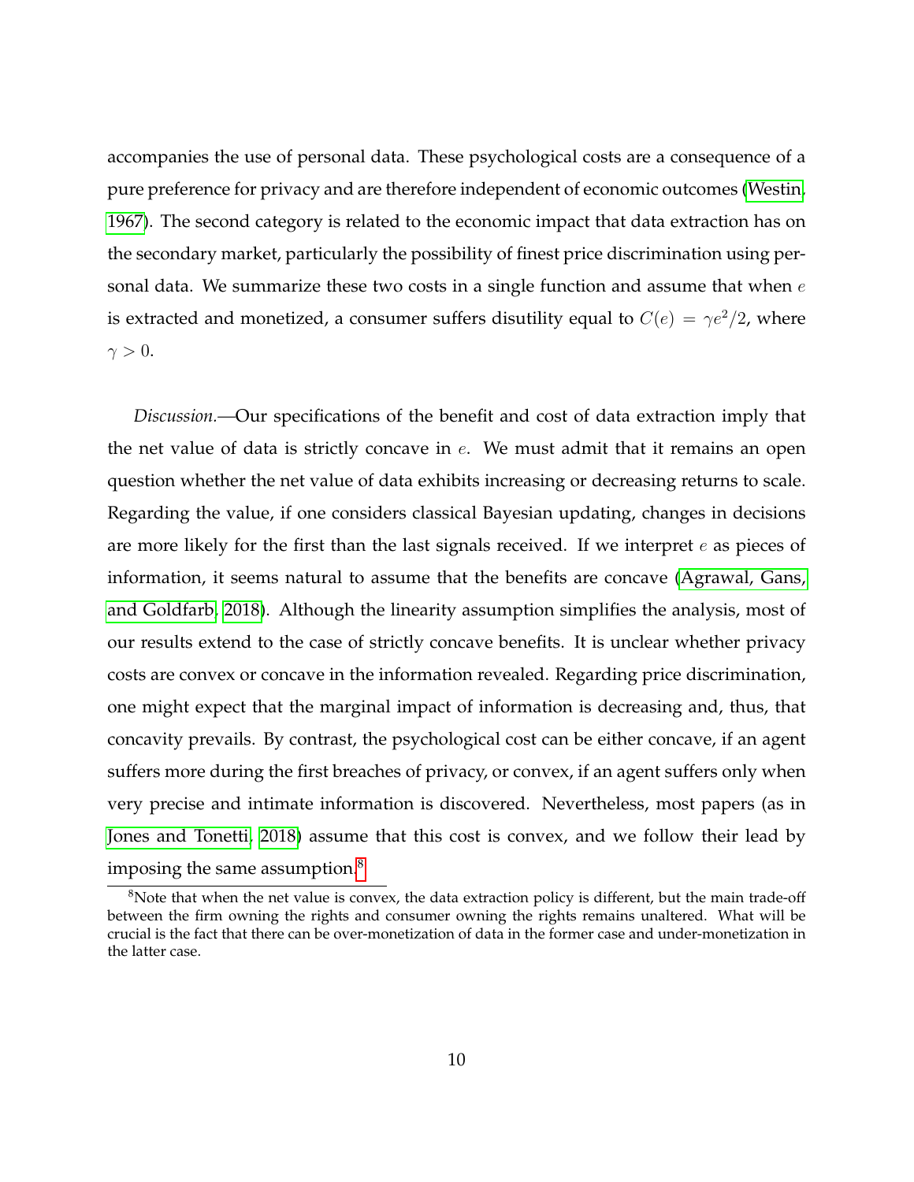accompanies the use of personal data. These psychological costs are a consequence of a pure preference for privacy and are therefore independent of economic outcomes (Westin, 1967). The second category is related to the economic impact that data extraction has on the secondary market, particularly the possibility of finest price discrimination using personal data. We summarize these two costs in a single function and assume that when $e$ is extracted and monetized, a consumer suffers disutility equal to $C(e) = \gamma e^2/2$, where $\gamma > 0$.

*Discussion.*—Our specifications of the benefit and cost of data extraction imply that the net value of data is strictly concave in $e$. We must admit that it remains an open question whether the net value of data exhibits increasing or decreasing returns to scale. Regarding the value, if one considers classical Bayesian updating, changes in decisions are more likely for the first than the last signals received. If we interpret $e$ as pieces of information, it seems natural to assume that the benefits are concave (Agrawal, Gans, and Goldfarb, 2018). Although the linearity assumption simplifies the analysis, most of our results extend to the case of strictly concave benefits. It is unclear whether privacy costs are convex or concave in the information revealed. Regarding price discrimination, one might expect that the marginal impact of information is decreasing and, thus, that concavity prevails. By contrast, the psychological cost can be either concave, if an agent suffers more during the first breaches of privacy, or convex, if an agent suffers only when very precise and intimate information is discovered. Nevertheless, most papers (as in Jones and Tonetti, 2018) assume that this cost is convex, and we follow their lead by imposing the same assumption.[8]

[8]Note that when the net value is convex, the data extraction policy is different, but the main trade-off between the firm owning the rights and consumer owning the rights remains unaltered. What will be crucial is the fact that there can be over-monetization of data in the former case and under-monetization in the latter case.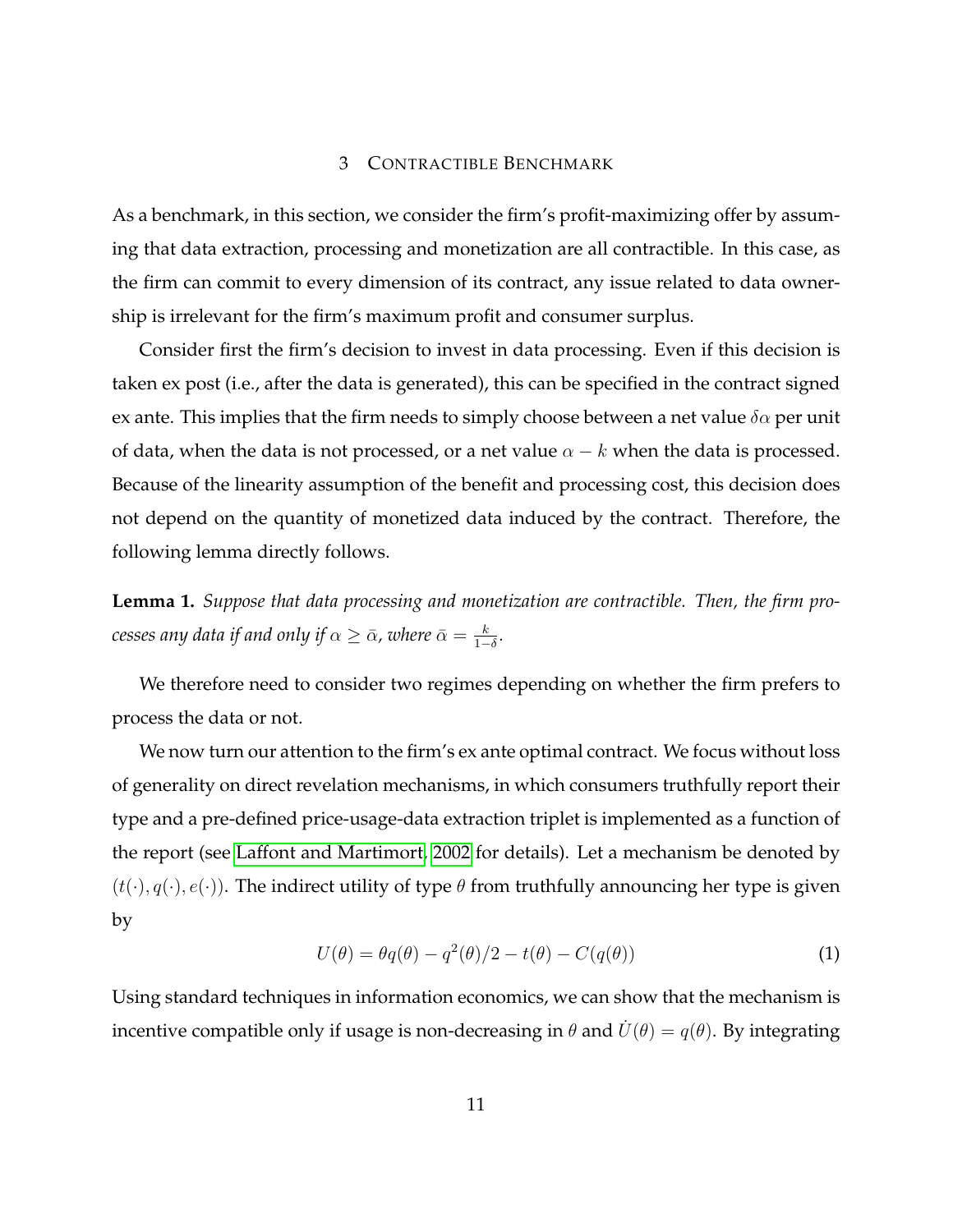# 3 CONTRACTIBLE BENCHMARK

As a benchmark, in this section, we consider the firm's profit-maximizing offer by assuming that data extraction, processing and monetization are all contractible. In this case, as the firm can commit to every dimension of its contract, any issue related to data ownership is irrelevant for the firm's maximum profit and consumer surplus.

Consider first the firm's decision to invest in data processing. Even if this decision is taken ex post (i.e., after the data is generated), this can be specified in the contract signed ex ante. This implies that the firm needs to simply choose between a net value $\delta\alpha$ per unit of data, when the data is not processed, or a net value $\alpha - k$ when the data is processed. Because of the linearity assumption of the benefit and processing cost, this decision does not depend on the quantity of monetized data induced by the contract. Therefore, the following lemma directly follows.

**Lemma 1.** *Suppose that data processing and monetization are contractible. Then, the firm processes any data if and only if $\alpha \geq \bar{\alpha}$, where $\bar{\alpha} = \frac{k}{1-\delta}$.*

We therefore need to consider two regimes depending on whether the firm prefers to process the data or not.

We now turn our attention to the firm's ex ante optimal contract. We focus without loss of generality on direct revelation mechanisms, in which consumers truthfully report their type and a pre-defined price-usage-data extraction triplet is implemented as a function of the report (see Laffont and Martimort, 2002 for details). Let a mechanism be denoted by $(t(\cdot), q(\cdot), e(\cdot))$. The indirect utility of type $\theta$ from truthfully announcing her type is given by

$$U(\theta) = \theta q(\theta) - q^2(\theta)/2 - t(\theta) - C(q(\theta)) \tag{1}$$

Using standard techniques in information economics, we can show that the mechanism is incentive compatible only if usage is non-decreasing in $\theta$ and $\dot{U}(\theta) = q(\theta)$. By integrating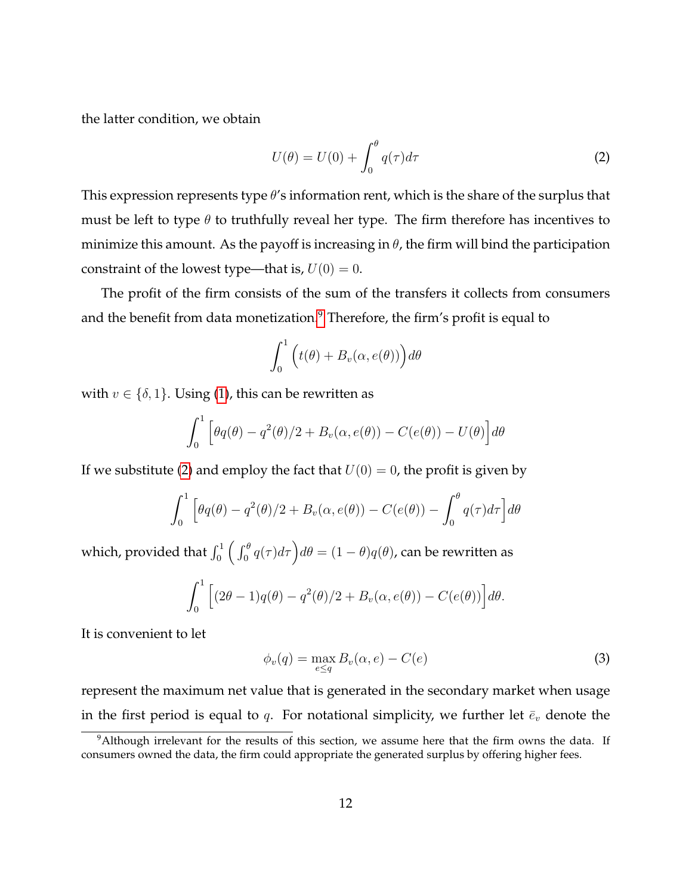the latter condition, we obtain

$$U(\theta) = U(0) + \int_0^\theta q(\tau)d\tau \tag{2}$$

This expression represents type $\theta$'s information rent, which is the share of the surplus that must be left to type $\theta$ to truthfully reveal her type. The firm therefore has incentives to minimize this amount. As the payoff is increasing in $\theta$, the firm will bind the participation constraint of the lowest type—that is, $U(0) = 0$.

The profit of the firm consists of the sum of the transfers it collects from consumers and the benefit from data monetization.[9] Therefore, the firm's profit is equal to

$$\int_0^1 \Big(t(\theta) + B_v(\alpha, e(\theta))\Big)d\theta$$

with $v \in \{\delta, 1\}$. Using (1), this can be rewritten as

$$\int_0^1 \Big[\theta q(\theta) - q^2(\theta)/2 + B_v(\alpha, e(\theta)) - C(e(\theta)) - U(\theta)\Big]d\theta$$

If we substitute (2) and employ the fact that $U(0) = 0$, the profit is given by

$$\int_0^1 \Big[\theta q(\theta) - q^2(\theta)/2 + B_v(\alpha, e(\theta)) - C(e(\theta)) - \int_0^\theta q(\tau)d\tau\Big]d\theta$$

which, provided that $\int_0^1 \Big(\int_0^\theta q(\tau)d\tau\Big)d\theta = (1-\theta)q(\theta)$, can be rewritten as

$$\int_0^1 \Big[(2\theta - 1)q(\theta) - q^2(\theta)/2 + B_v(\alpha, e(\theta)) - C(e(\theta))\Big]d\theta.$$

It is convenient to let

$$\phi_v(q) = \max_{e \leq q} B_v(\alpha, e) - C(e) \tag{3}$$

represent the maximum net value that is generated in the secondary market when usage in the first period is equal to $q$. For notational simplicity, we further let $\bar{e}_v$ denote the

[9] Although irrelevant for the results of this section, we assume here that the firm owns the data. If consumers owned the data, the firm could appropriate the generated surplus by offering higher fees.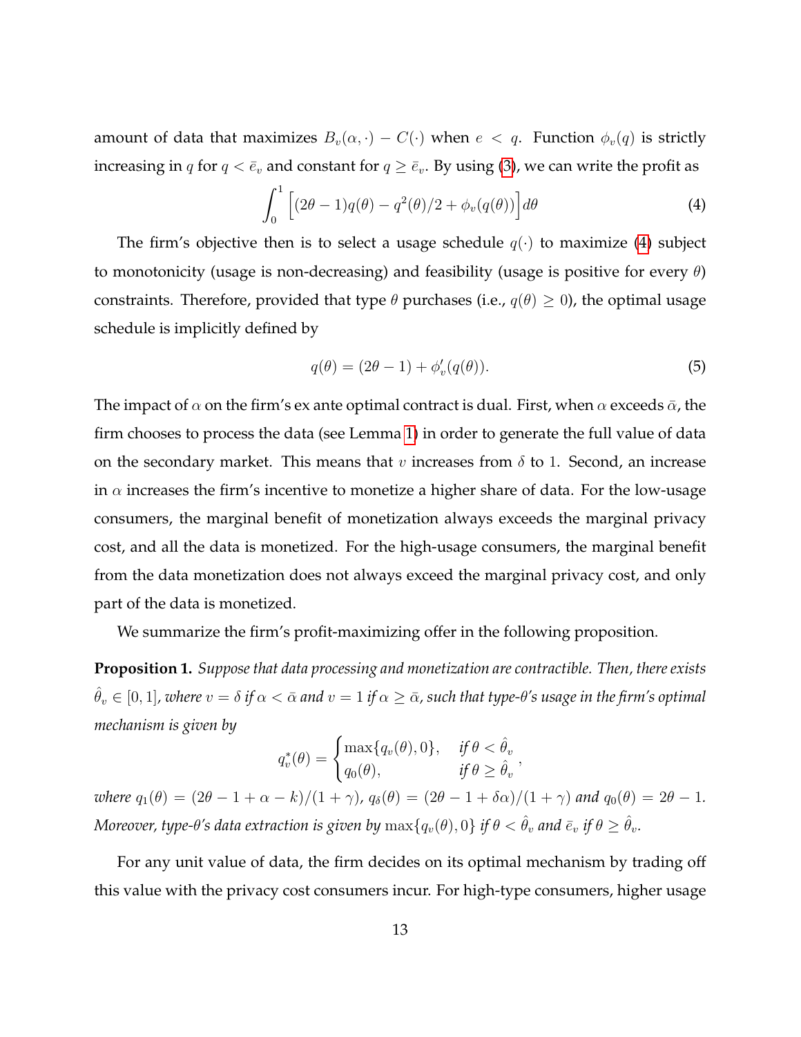amount of data that maximizes $B_v(\alpha, \cdot) - C(\cdot)$ when $e < q$. Function $\phi_v(q)$ is strictly increasing in $q$ for $q < \bar{e}_v$ and constant for $q \geq \bar{e}_v$. By using (3), we can write the profit as

$$\int_0^1 \Big[(2\theta - 1)q(\theta) - q^2(\theta)/2 + \phi_v(q(\theta))\Big] d\theta \tag{4}$$

The firm's objective then is to select a usage schedule $q(\cdot)$ to maximize (4) subject to monotonicity (usage is non-decreasing) and feasibility (usage is positive for every $\theta$) constraints. Therefore, provided that type $\theta$ purchases (i.e., $q(\theta) \geq 0$), the optimal usage schedule is implicitly defined by

$$q(\theta) = (2\theta - 1) + \phi_v'(q(\theta)). \tag{5}$$

The impact of $\alpha$ on the firm's ex ante optimal contract is dual. First, when $\alpha$ exceeds $\bar{\alpha}$, the firm chooses to process the data (see Lemma 1) in order to generate the full value of data on the secondary market. This means that $v$ increases from $\delta$ to $1$. Second, an increase in $\alpha$ increases the firm's incentive to monetize a higher share of data. For the low-usage consumers, the marginal benefit of monetization always exceeds the marginal privacy cost, and all the data is monetized. For the high-usage consumers, the marginal benefit from the data monetization does not always exceed the marginal privacy cost, and only part of the data is monetized.

We summarize the firm's profit-maximizing offer in the following proposition.

**Proposition 1.** *Suppose that data processing and monetization are contractible. Then, there exists $\hat{\theta}_v \in [0, 1]$, where $v = \delta$ if $\alpha < \bar{\alpha}$ and $v = 1$ if $\alpha \geq \bar{\alpha}$, such that type-$\theta$'s usage in the firm's optimal mechanism is given by*

$$q_v^*(\theta) = \begin{cases} \max\{q_v(\theta), 0\}, & \text{if } \theta < \hat{\theta}_v \\ q_0(\theta), & \text{if } \theta \geq \hat{\theta}_v \end{cases},$$

*where $q_1(\theta) = (2\theta - 1 + \alpha - k)/(1 + \gamma)$, $q_\delta(\theta) = (2\theta - 1 + \delta\alpha)/(1 + \gamma)$ and $q_0(\theta) = 2\theta - 1$. Moreover, type-$\theta$'s data extraction is given by $\max\{q_v(\theta), 0\}$ if $\theta < \hat{\theta}_v$ and $\bar{e}_v$ if $\theta \geq \hat{\theta}_v$.*

For any unit value of data, the firm decides on its optimal mechanism by trading off this value with the privacy cost consumers incur. For high-type consumers, higher usage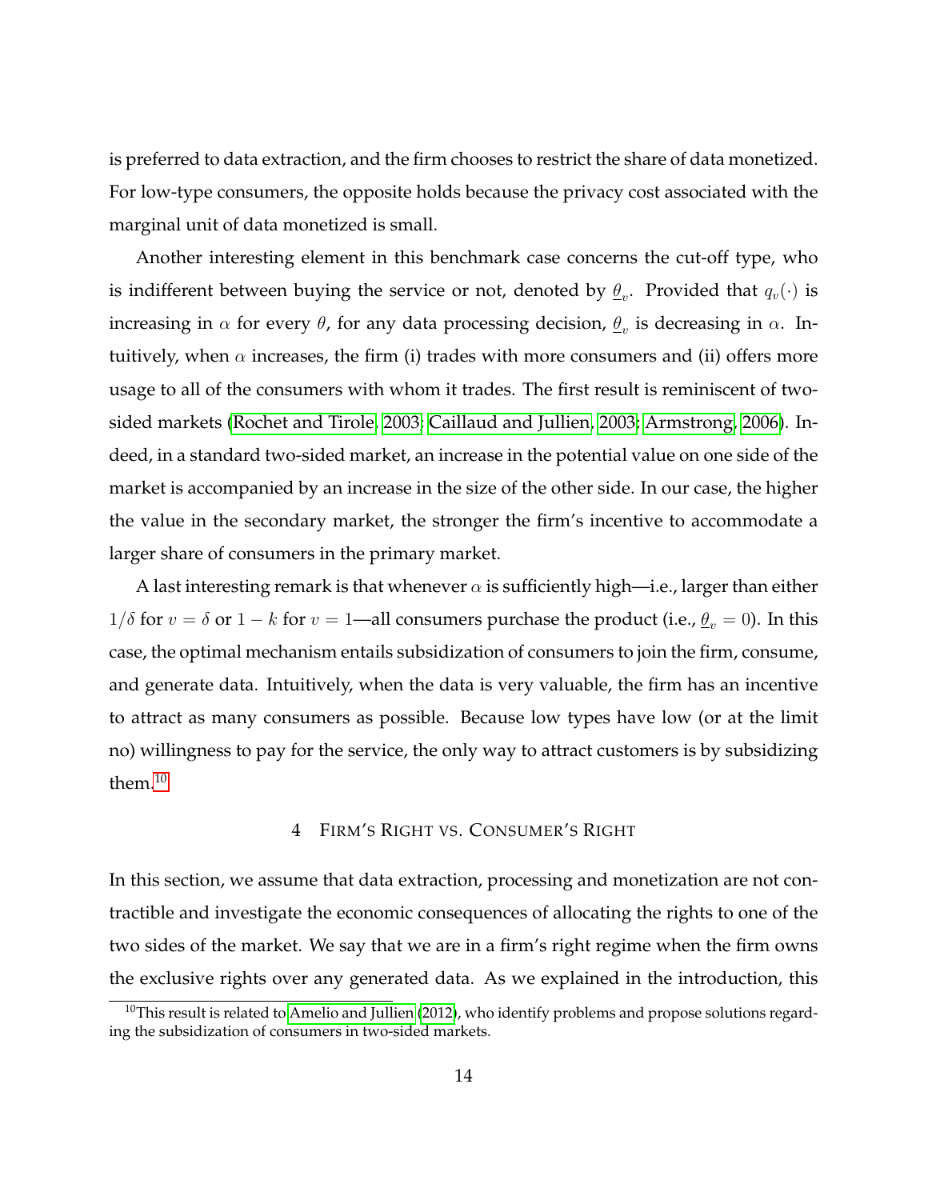is preferred to data extraction, and the firm chooses to restrict the share of data monetized. For low-type consumers, the opposite holds because the privacy cost associated with the marginal unit of data monetized is small.

Another interesting element in this benchmark case concerns the cut-off type, who is indifferent between buying the service or not, denoted by $\underline{\theta}_v$. Provided that $q_v(\cdot)$ is increasing in $\alpha$ for every $\theta$, for any data processing decision, $\underline{\theta}_v$ is decreasing in $\alpha$. Intuitively, when $\alpha$ increases, the firm (i) trades with more consumers and (ii) offers more usage to all of the consumers with whom it trades. The first result is reminiscent of two-sided markets (Rochet and Tirole, 2003; Caillaud and Jullien, 2003; Armstrong, 2006). Indeed, in a standard two-sided market, an increase in the potential value on one side of the market is accompanied by an increase in the size of the other side. In our case, the higher the value in the secondary market, the stronger the firm's incentive to accommodate a larger share of consumers in the primary market.

A last interesting remark is that whenever $\alpha$ is sufficiently high—i.e., larger than either $1/\delta$ for $v = \delta$ or $1 - k$ for $v = 1$—all consumers purchase the product (i.e., $\underline{\theta}_v = 0$). In this case, the optimal mechanism entails subsidization of consumers to join the firm, consume, and generate data. Intuitively, when the data is very valuable, the firm has an incentive to attract as many consumers as possible. Because low types have low (or at the limit no) willingness to pay for the service, the only way to attract customers is by subsidizing them.[10]

## 4 Firm's Right vs. Consumer's Right

In this section, we assume that data extraction, processing and monetization are not contractible and investigate the economic consequences of allocating the rights to one of the two sides of the market. We say that we are in a firm's right regime when the firm owns the exclusive rights over any generated data. As we explained in the introduction, this

[10] This result is related to Amelio and Jullien (2012), who identify problems and propose solutions regarding the subsidization of consumers in two-sided markets.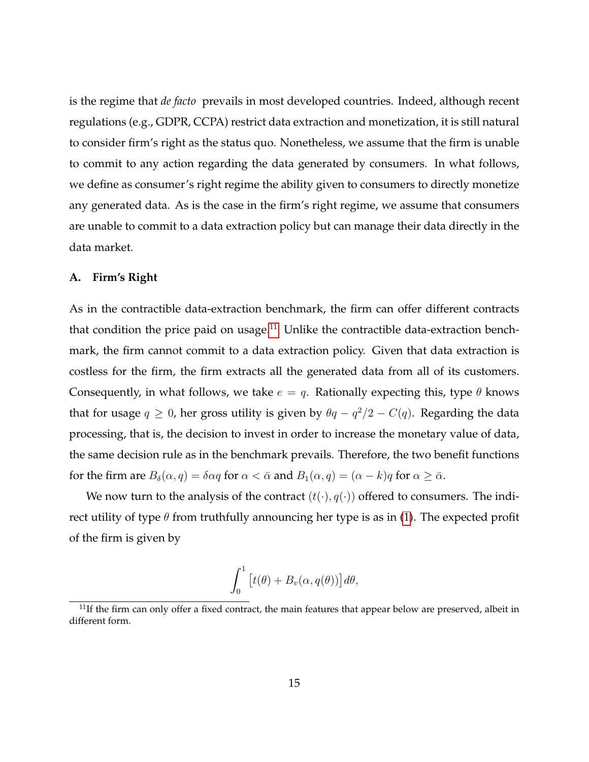is the regime that *de facto* prevails in most developed countries. Indeed, although recent regulations (e.g., GDPR, CCPA) restrict data extraction and monetization, it is still natural to consider firm's right as the status quo. Nonetheless, we assume that the firm is unable to commit to any action regarding the data generated by consumers. In what follows, we define as consumer's right regime the ability given to consumers to directly monetize any generated data. As is the case in the firm's right regime, we assume that consumers are unable to commit to a data extraction policy but can manage their data directly in the data market.

### A. Firm's Right

As in the contractible data-extraction benchmark, the firm can offer different contracts that condition the price paid on usage.[11] Unlike the contractible data-extraction benchmark, the firm cannot commit to a data extraction policy. Given that data extraction is costless for the firm, the firm extracts all the generated data from all of its customers. Consequently, in what follows, we take $e = q$. Rationally expecting this, type $\theta$ knows that for usage $q \geq 0$, her gross utility is given by $\theta q - q^2/2 - C(q)$. Regarding the data processing, that is, the decision to invest in order to increase the monetary value of data, the same decision rule as in the benchmark prevails. Therefore, the two benefit functions for the firm are $B_\delta(\alpha, q) = \delta \alpha q$ for $\alpha < \bar{\alpha}$ and $B_1(\alpha, q) = (\alpha - k)q$ for $\alpha \geq \bar{\alpha}$.

We now turn to the analysis of the contract $(t(\cdot), q(\cdot))$ offered to consumers. The indirect utility of type $\theta$ from truthfully announcing her type is as in (1). The expected profit of the firm is given by

$$\int_0^1 \left[t(\theta) + B_v(\alpha, q(\theta))\right] d\theta,$$

[11] If the firm can only offer a fixed contract, the main features that appear below are preserved, albeit in different form.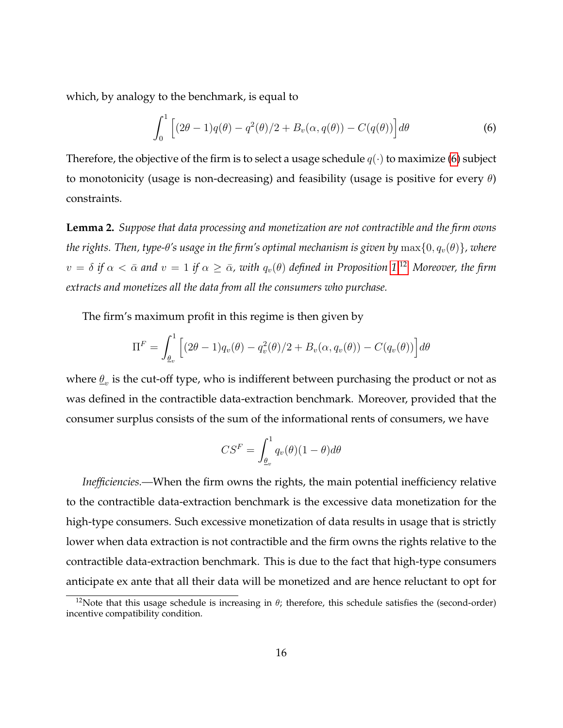which, by analogy to the benchmark, is equal to

$$\int_0^1 \Big[(2\theta - 1)q(\theta) - q^2(\theta)/2 + B_v(\alpha, q(\theta)) - C(q(\theta))\Big] d\theta \tag{6}$$

Therefore, the objective of the firm is to select a usage schedule $q(\cdot)$ to maximize (6) subject to monotonicity (usage is non-decreasing) and feasibility (usage is positive for every $\theta$) constraints.

**Lemma 2.** *Suppose that data processing and monetization are not contractible and the firm owns the rights. Then, type-$\theta$'s usage in the firm's optimal mechanism is given by $\max\{0, q_v(\theta)\}$, where $v = \delta$ if $\alpha < \bar{\alpha}$ and $v = 1$ if $\alpha \geq \bar{\alpha}$, with $q_v(\theta)$ defined in Proposition 1.*[12] *Moreover, the firm extracts and monetizes all the data from all the consumers who purchase.*

The firm's maximum profit in this regime is then given by

$$\Pi^F = \int_{\underline{\theta}_v}^1 \Big[(2\theta - 1)q_v(\theta) - q_v^2(\theta)/2 + B_v(\alpha, q_v(\theta)) - C(q_v(\theta))\Big] d\theta$$

where $\underline{\theta}_v$ is the cut-off type, who is indifferent between purchasing the product or not as was defined in the contractible data-extraction benchmark. Moreover, provided that the consumer surplus consists of the sum of the informational rents of consumers, we have

$$CS^F = \int_{\underline{\theta}_v}^1 q_v(\theta)(1 - \theta) d\theta$$

*Inefficiencies.*—When the firm owns the rights, the main potential inefficiency relative to the contractible data-extraction benchmark is the excessive data monetization for the high-type consumers. Such excessive monetization of data results in usage that is strictly lower when data extraction is not contractible and the firm owns the rights relative to the contractible data-extraction benchmark. This is due to the fact that high-type consumers anticipate ex ante that all their data will be monetized and are hence reluctant to opt for

[12] Note that this usage schedule is increasing in $\theta$; therefore, this schedule satisfies the (second-order) incentive compatibility condition.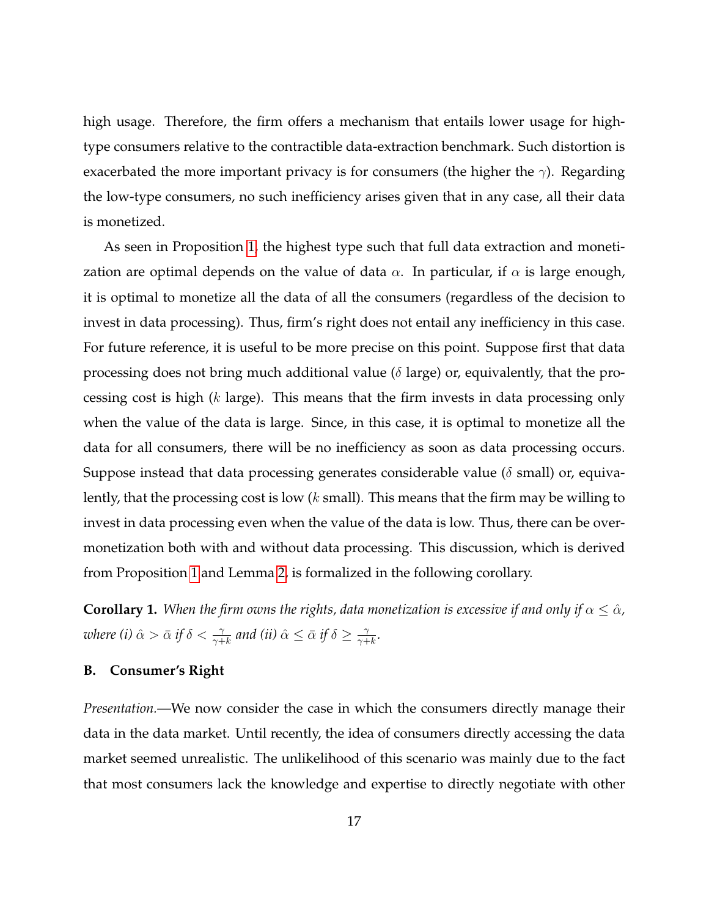high usage. Therefore, the firm offers a mechanism that entails lower usage for high-type consumers relative to the contractible data-extraction benchmark. Such distortion is exacerbated the more important privacy is for consumers (the higher the $\gamma$). Regarding the low-type consumers, no such inefficiency arises given that in any case, all their data is monetized.

As seen in Proposition 1, the highest type such that full data extraction and monetization are optimal depends on the value of data $\alpha$. In particular, if $\alpha$ is large enough, it is optimal to monetize all the data of all the consumers (regardless of the decision to invest in data processing). Thus, firm's right does not entail any inefficiency in this case. For future reference, it is useful to be more precise on this point. Suppose first that data processing does not bring much additional value ($\delta$ large) or, equivalently, that the processing cost is high ($k$ large). This means that the firm invests in data processing only when the value of the data is large. Since, in this case, it is optimal to monetize all the data for all consumers, there will be no inefficiency as soon as data processing occurs. Suppose instead that data processing generates considerable value ($\delta$ small) or, equivalently, that the processing cost is low ($k$ small). This means that the firm may be willing to invest in data processing even when the value of the data is low. Thus, there can be over-monetization both with and without data processing. This discussion, which is derived from Proposition 1 and Lemma 2, is formalized in the following corollary.

**Corollary 1.** *When the firm owns the rights, data monetization is excessive if and only if $\alpha \leq \hat{\alpha}$, where (i) $\hat{\alpha} > \bar{\alpha}$ if $\delta < \frac{\gamma}{\gamma+k}$ and (ii) $\hat{\alpha} \leq \bar{\alpha}$ if $\delta \geq \frac{\gamma}{\gamma+k}$.*

### B. Consumer's Right

*Presentation.*—We now consider the case in which the consumers directly manage their data in the data market. Until recently, the idea of consumers directly accessing the data market seemed unrealistic. The unlikelihood of this scenario was mainly due to the fact that most consumers lack the knowledge and expertise to directly negotiate with other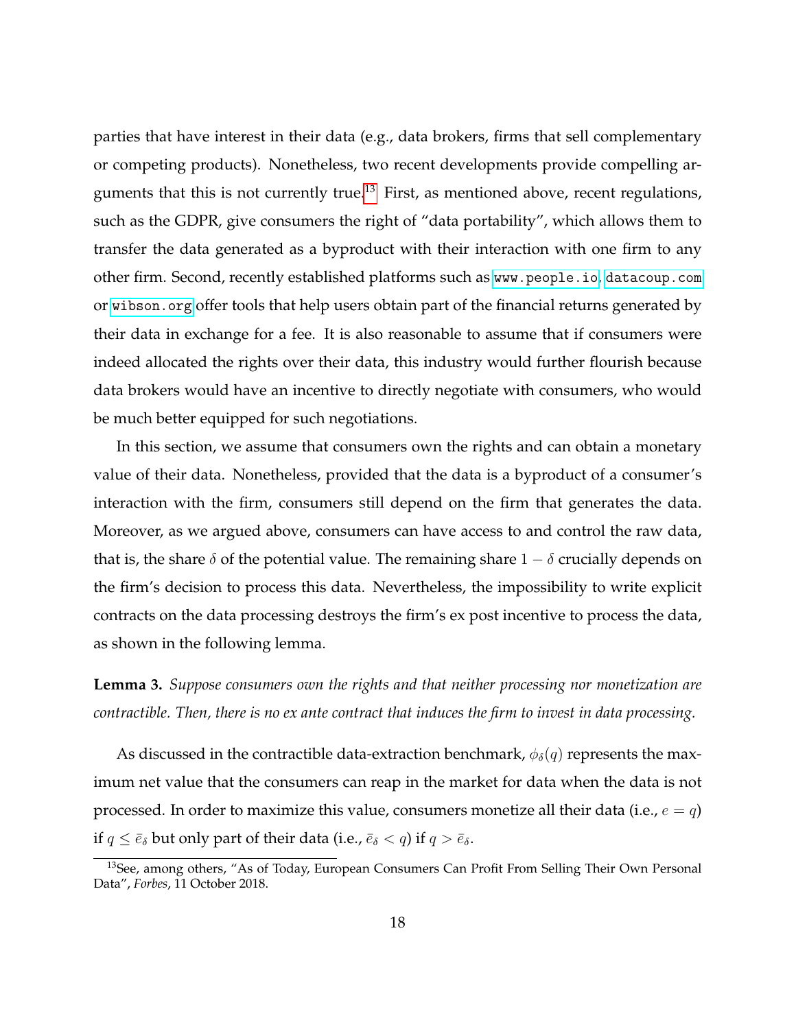parties that have interest in their data (e.g., data brokers, firms that sell complementary or competing products). Nonetheless, two recent developments provide compelling arguments that this is not currently true.[13] First, as mentioned above, recent regulations, such as the GDPR, give consumers the right of "data portability", which allows them to transfer the data generated as a byproduct with their interaction with one firm to any other firm. Second, recently established platforms such as `www.people.io`, `datacoup.com` or `wibson.org` offer tools that help users obtain part of the financial returns generated by their data in exchange for a fee. It is also reasonable to assume that if consumers were indeed allocated the rights over their data, this industry would further flourish because data brokers would have an incentive to directly negotiate with consumers, who would be much better equipped for such negotiations.

In this section, we assume that consumers own the rights and can obtain a monetary value of their data. Nonetheless, provided that the data is a byproduct of a consumer's interaction with the firm, consumers still depend on the firm that generates the data. Moreover, as we argued above, consumers can have access to and control the raw data, that is, the share $\delta$ of the potential value. The remaining share $1 - \delta$ crucially depends on the firm's decision to process this data. Nevertheless, the impossibility to write explicit contracts on the data processing destroys the firm's ex post incentive to process the data, as shown in the following lemma.

**Lemma 3.** *Suppose consumers own the rights and that neither processing nor monetization are contractible. Then, there is no ex ante contract that induces the firm to invest in data processing.*

As discussed in the contractible data-extraction benchmark, $\phi_\delta(q)$ represents the maximum net value that the consumers can reap in the market for data when the data is not processed. In order to maximize this value, consumers monetize all their data (i.e., $e = q$) if $q \leq \bar{e}_\delta$ but only part of their data (i.e., $\bar{e}_\delta < q$) if $q > \bar{e}_\delta$.

[13] See, among others, "As of Today, European Consumers Can Profit From Selling Their Own Personal Data", *Forbes*, 11 October 2018.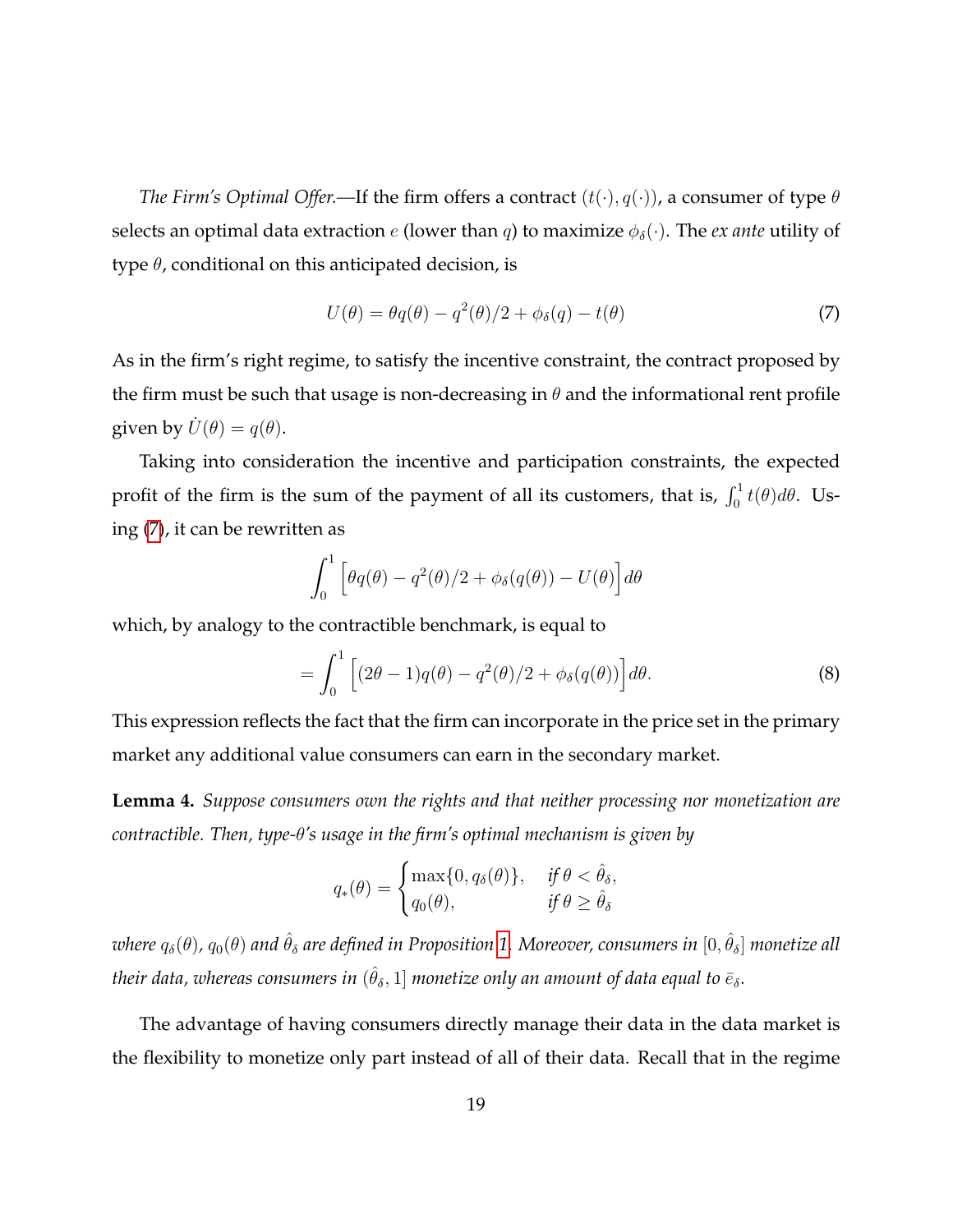*The Firm's Optimal Offer.*—If the firm offers a contract $(t(\cdot), q(\cdot))$, a consumer of type $\theta$ selects an optimal data extraction $e$ (lower than $q$) to maximize $\phi_\delta(\cdot)$. The *ex ante* utility of type $\theta$, conditional on this anticipated decision, is

$$U(\theta) = \theta q(\theta) - q^2(\theta)/2 + \phi_\delta(q) - t(\theta) \tag{7}$$

As in the firm's right regime, to satisfy the incentive constraint, the contract proposed by the firm must be such that usage is non-decreasing in $\theta$ and the informational rent profile given by $\dot{U}(\theta) = q(\theta)$.

Taking into consideration the incentive and participation constraints, the expected profit of the firm is the sum of the payment of all its customers, that is, $\int_0^1 t(\theta)d\theta$. Using (7), it can be rewritten as

$$\int_0^1 \left[\theta q(\theta) - q^2(\theta)/2 + \phi_\delta(q(\theta)) - U(\theta)\right] d\theta$$

which, by analogy to the contractible benchmark, is equal to

$$= \int_0^1 \left[(2\theta - 1)q(\theta) - q^2(\theta)/2 + \phi_\delta(q(\theta))\right] d\theta. \tag{8}$$

This expression reflects the fact that the firm can incorporate in the price set in the primary market any additional value consumers can earn in the secondary market.

**Lemma 4.** *Suppose consumers own the rights and that neither processing nor monetization are contractible. Then, type-$\theta$'s usage in the firm's optimal mechanism is given by*

$$q_*(\theta) = \begin{cases} \max\{0, q_\delta(\theta)\}, & \text{if } \theta < \hat{\theta}_\delta, \\ q_0(\theta), & \text{if } \theta \geq \hat{\theta}_\delta \end{cases}$$

*where $q_\delta(\theta)$, $q_0(\theta)$ and $\hat{\theta}_\delta$ are defined in Proposition 1. Moreover, consumers in $[0, \hat{\theta}_\delta]$ monetize all their data, whereas consumers in $(\hat{\theta}_\delta, 1]$ monetize only an amount of data equal to $\bar{e}_\delta$.*

The advantage of having consumers directly manage their data in the data market is the flexibility to monetize only part instead of all of their data. Recall that in the regime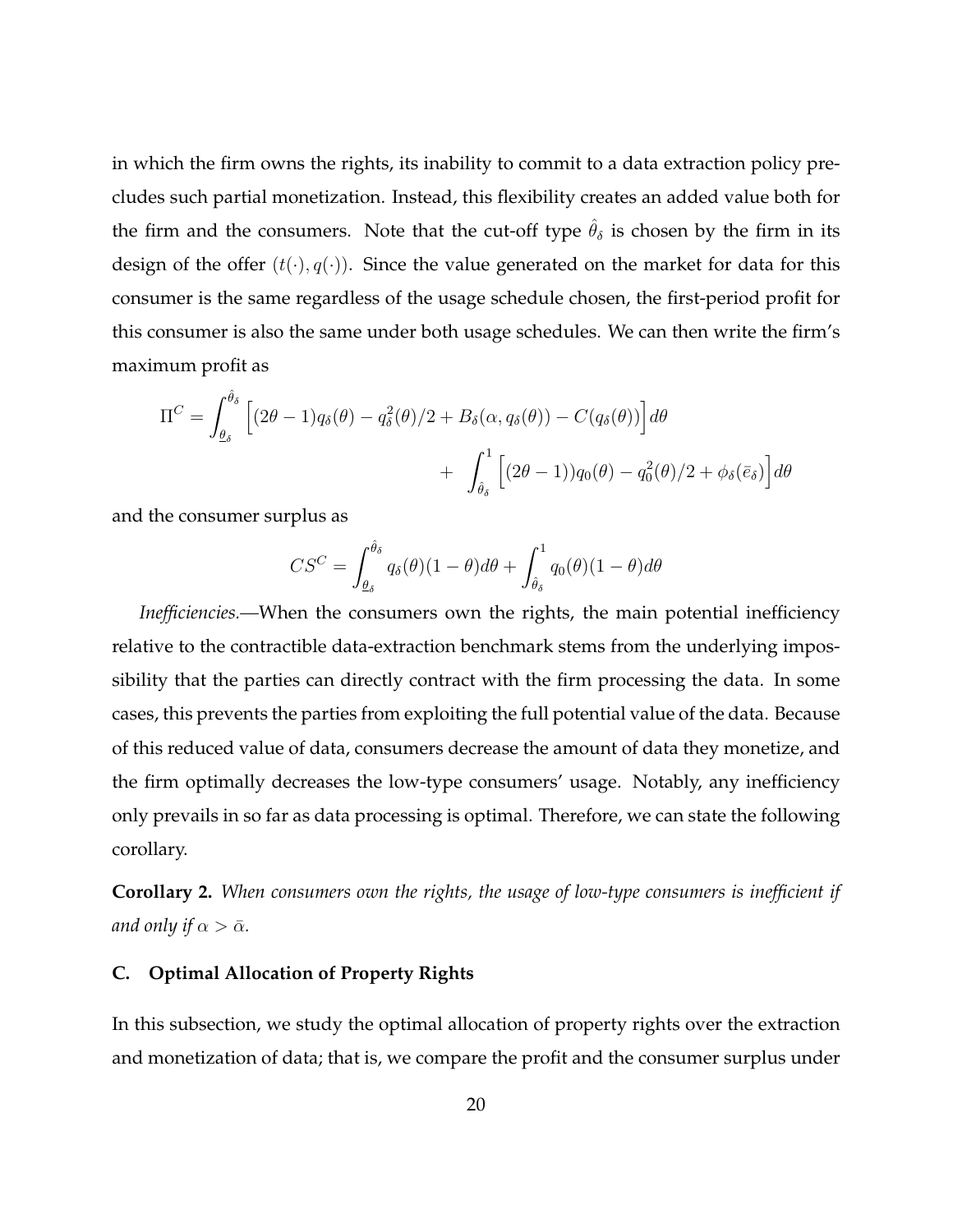in which the firm owns the rights, its inability to commit to a data extraction policy precludes such partial monetization. Instead, this flexibility creates an added value both for the firm and the consumers. Note that the cut-off type $\hat{\theta}_\delta$ is chosen by the firm in its design of the offer $(t(\cdot), q(\cdot))$. Since the value generated on the market for data for this consumer is the same regardless of the usage schedule chosen, the first-period profit for this consumer is also the same under both usage schedules. We can then write the firm's maximum profit as

$$\Pi^C = \int_{\underline{\theta}_\delta}^{\hat{\theta}_\delta} \Big[(2\theta - 1)q_\delta(\theta) - q_\delta^2(\theta)/2 + B_\delta(\alpha, q_\delta(\theta)) - C(q_\delta(\theta))\Big] d\theta \\ + \int_{\hat{\theta}_\delta}^{1} \Big[(2\theta - 1))q_0(\theta) - q_0^2(\theta)/2 + \phi_\delta(\bar{e}_\delta)\Big] d\theta$$

and the consumer surplus as

$$CS^C = \int_{\underline{\theta}_\delta}^{\hat{\theta}_\delta} q_\delta(\theta)(1-\theta)d\theta + \int_{\hat{\theta}_\delta}^{1} q_0(\theta)(1-\theta)d\theta$$

*Inefficiencies.*—When the consumers own the rights, the main potential inefficiency relative to the contractible data-extraction benchmark stems from the underlying impossibility that the parties can directly contract with the firm processing the data. In some cases, this prevents the parties from exploiting the full potential value of the data. Because of this reduced value of data, consumers decrease the amount of data they monetize, and the firm optimally decreases the low-type consumers' usage. Notably, any inefficiency only prevails in so far as data processing is optimal. Therefore, we can state the following corollary.

**Corollary 2.** *When consumers own the rights, the usage of low-type consumers is inefficient if and only if $\alpha > \bar{\alpha}$.*

### C. Optimal Allocation of Property Rights

In this subsection, we study the optimal allocation of property rights over the extraction and monetization of data; that is, we compare the profit and the consumer surplus under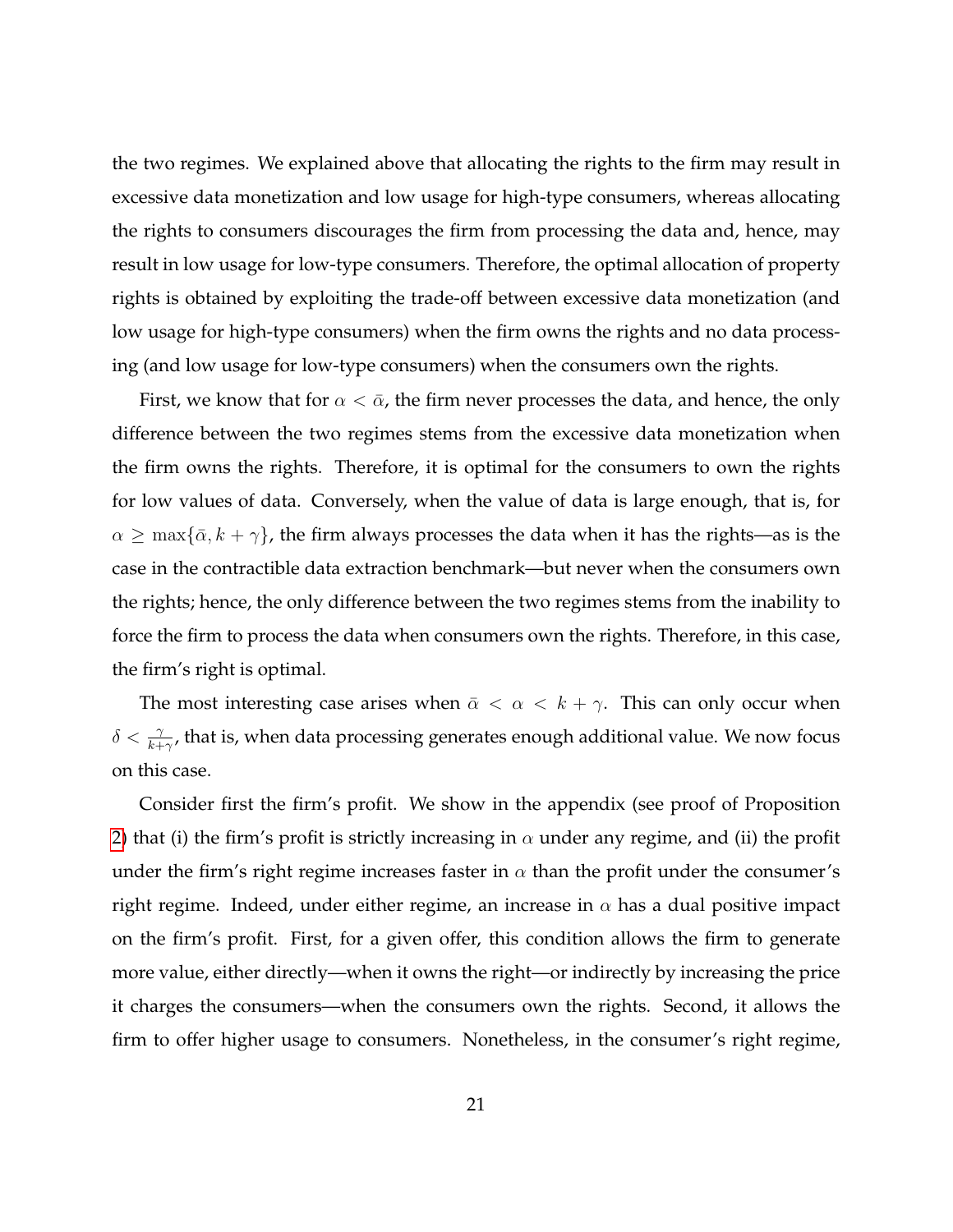the two regimes. We explained above that allocating the rights to the firm may result in excessive data monetization and low usage for high-type consumers, whereas allocating the rights to consumers discourages the firm from processing the data and, hence, may result in low usage for low-type consumers. Therefore, the optimal allocation of property rights is obtained by exploiting the trade-off between excessive data monetization (and low usage for high-type consumers) when the firm owns the rights and no data processing (and low usage for low-type consumers) when the consumers own the rights.

First, we know that for $\alpha < \bar{\alpha}$, the firm never processes the data, and hence, the only difference between the two regimes stems from the excessive data monetization when the firm owns the rights. Therefore, it is optimal for the consumers to own the rights for low values of data. Conversely, when the value of data is large enough, that is, for $\alpha \geq \max\{\bar{\alpha}, k + \gamma\}$, the firm always processes the data when it has the rights—as is the case in the contractible data extraction benchmark—but never when the consumers own the rights; hence, the only difference between the two regimes stems from the inability to force the firm to process the data when consumers own the rights. Therefore, in this case, the firm's right is optimal.

The most interesting case arises when $\bar{\alpha} < \alpha < k + \gamma$. This can only occur when $\delta < \frac{\gamma}{k+\gamma}$, that is, when data processing generates enough additional value. We now focus on this case.

Consider first the firm's profit. We show in the appendix (see proof of Proposition 2) that (i) the firm's profit is strictly increasing in $\alpha$ under any regime, and (ii) the profit under the firm's right regime increases faster in $\alpha$ than the profit under the consumer's right regime. Indeed, under either regime, an increase in $\alpha$ has a dual positive impact on the firm's profit. First, for a given offer, this condition allows the firm to generate more value, either directly—when it owns the right—or indirectly by increasing the price it charges the consumers—when the consumers own the rights. Second, it allows the firm to offer higher usage to consumers. Nonetheless, in the consumer's right regime,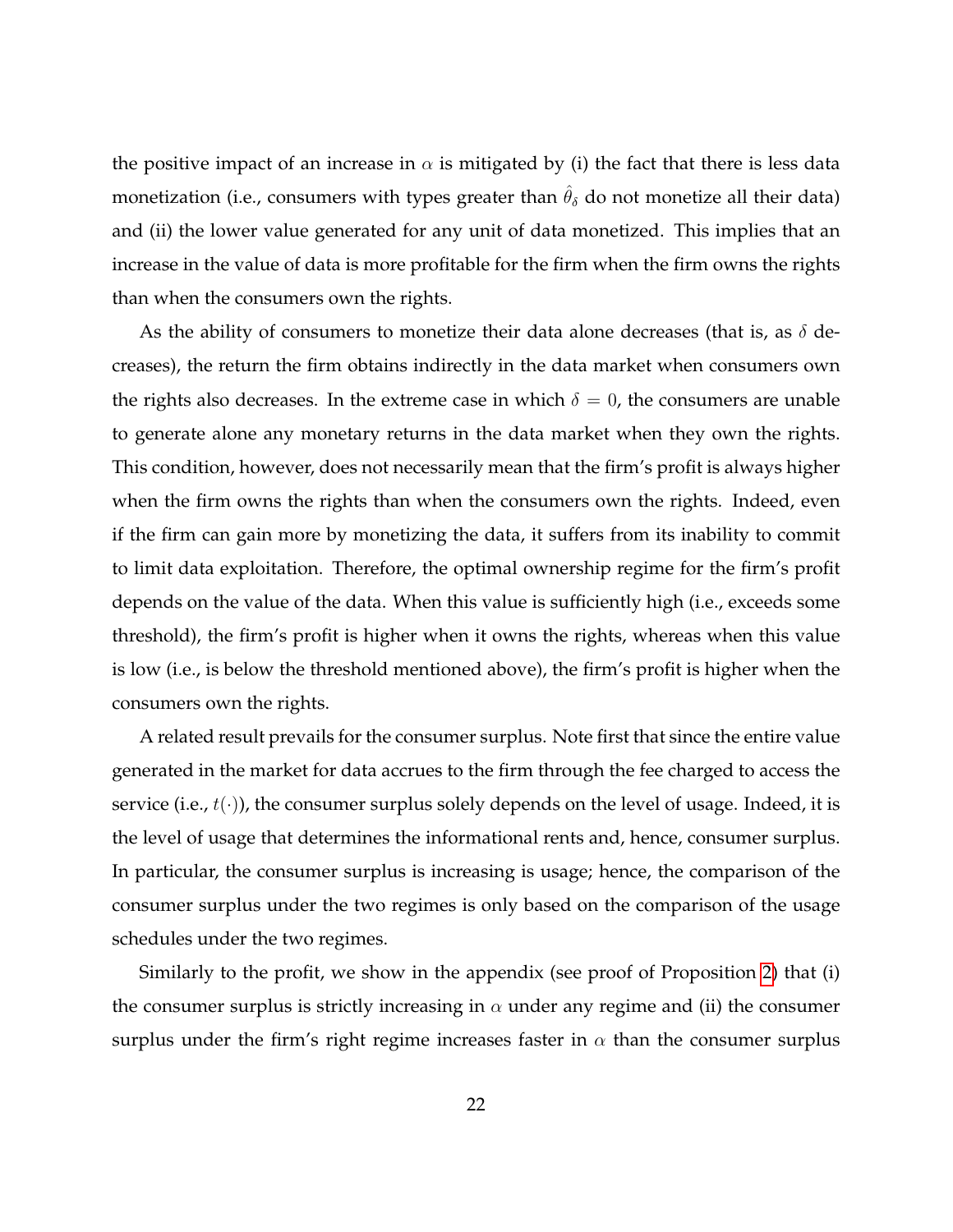the positive impact of an increase in $\alpha$ is mitigated by (i) the fact that there is less data monetization (i.e., consumers with types greater than $\hat{\theta}_\delta$ do not monetize all their data) and (ii) the lower value generated for any unit of data monetized. This implies that an increase in the value of data is more profitable for the firm when the firm owns the rights than when the consumers own the rights.

As the ability of consumers to monetize their data alone decreases (that is, as $\delta$ decreases), the return the firm obtains indirectly in the data market when consumers own the rights also decreases. In the extreme case in which $\delta = 0$, the consumers are unable to generate alone any monetary returns in the data market when they own the rights. This condition, however, does not necessarily mean that the firm's profit is always higher when the firm owns the rights than when the consumers own the rights. Indeed, even if the firm can gain more by monetizing the data, it suffers from its inability to commit to limit data exploitation. Therefore, the optimal ownership regime for the firm's profit depends on the value of the data. When this value is sufficiently high (i.e., exceeds some threshold), the firm's profit is higher when it owns the rights, whereas when this value is low (i.e., is below the threshold mentioned above), the firm's profit is higher when the consumers own the rights.

A related result prevails for the consumer surplus. Note first that since the entire value generated in the market for data accrues to the firm through the fee charged to access the service (i.e., $t(\cdot)$), the consumer surplus solely depends on the level of usage. Indeed, it is the level of usage that determines the informational rents and, hence, consumer surplus. In particular, the consumer surplus is increasing is usage; hence, the comparison of the consumer surplus under the two regimes is only based on the comparison of the usage schedules under the two regimes.

Similarly to the profit, we show in the appendix (see proof of Proposition 2) that (i) the consumer surplus is strictly increasing in $\alpha$ under any regime and (ii) the consumer surplus under the firm's right regime increases faster in $\alpha$ than the consumer surplus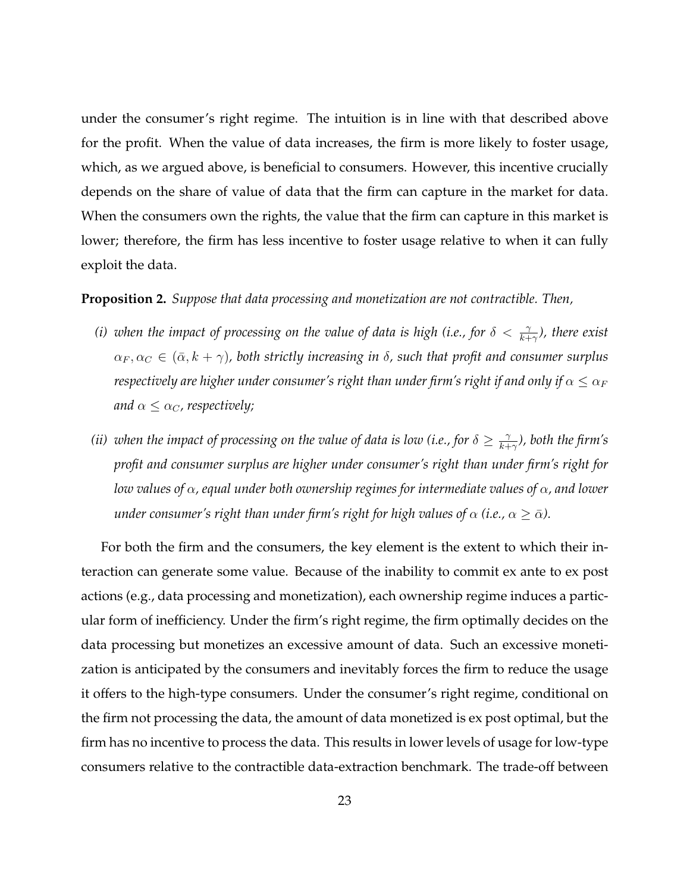under the consumer's right regime. The intuition is in line with that described above for the profit. When the value of data increases, the firm is more likely to foster usage, which, as we argued above, is beneficial to consumers. However, this incentive crucially depends on the share of value of data that the firm can capture in the market for data. When the consumers own the rights, the value that the firm can capture in this market is lower; therefore, the firm has less incentive to foster usage relative to when it can fully exploit the data.

**Proposition 2.** *Suppose that data processing and monetization are not contractible. Then,*

*(i) when the impact of processing on the value of data is high (i.e., for $\delta < \frac{\gamma}{k+\gamma}$), there exist $\alpha_F, \alpha_C \in (\bar{\alpha}, k+\gamma)$, both strictly increasing in $\delta$, such that profit and consumer surplus respectively are higher under consumer's right than under firm's right if and only if $\alpha \leq \alpha_F$ and $\alpha \leq \alpha_C$, respectively;*

*(ii) when the impact of processing on the value of data is low (i.e., for $\delta \geq \frac{\gamma}{k+\gamma}$), both the firm's profit and consumer surplus are higher under consumer's right than under firm's right for low values of $\alpha$, equal under both ownership regimes for intermediate values of $\alpha$, and lower under consumer's right than under firm's right for high values of $\alpha$ (i.e., $\alpha \geq \bar{\alpha}$).*

For both the firm and the consumers, the key element is the extent to which their interaction can generate some value. Because of the inability to commit ex ante to ex post actions (e.g., data processing and monetization), each ownership regime induces a particular form of inefficiency. Under the firm's right regime, the firm optimally decides on the data processing but monetizes an excessive amount of data. Such an excessive monetization is anticipated by the consumers and inevitably forces the firm to reduce the usage it offers to the high-type consumers. Under the consumer's right regime, conditional on the firm not processing the data, the amount of data monetized is ex post optimal, but the firm has no incentive to process the data. This results in lower levels of usage for low-type consumers relative to the contractible data-extraction benchmark. The trade-off between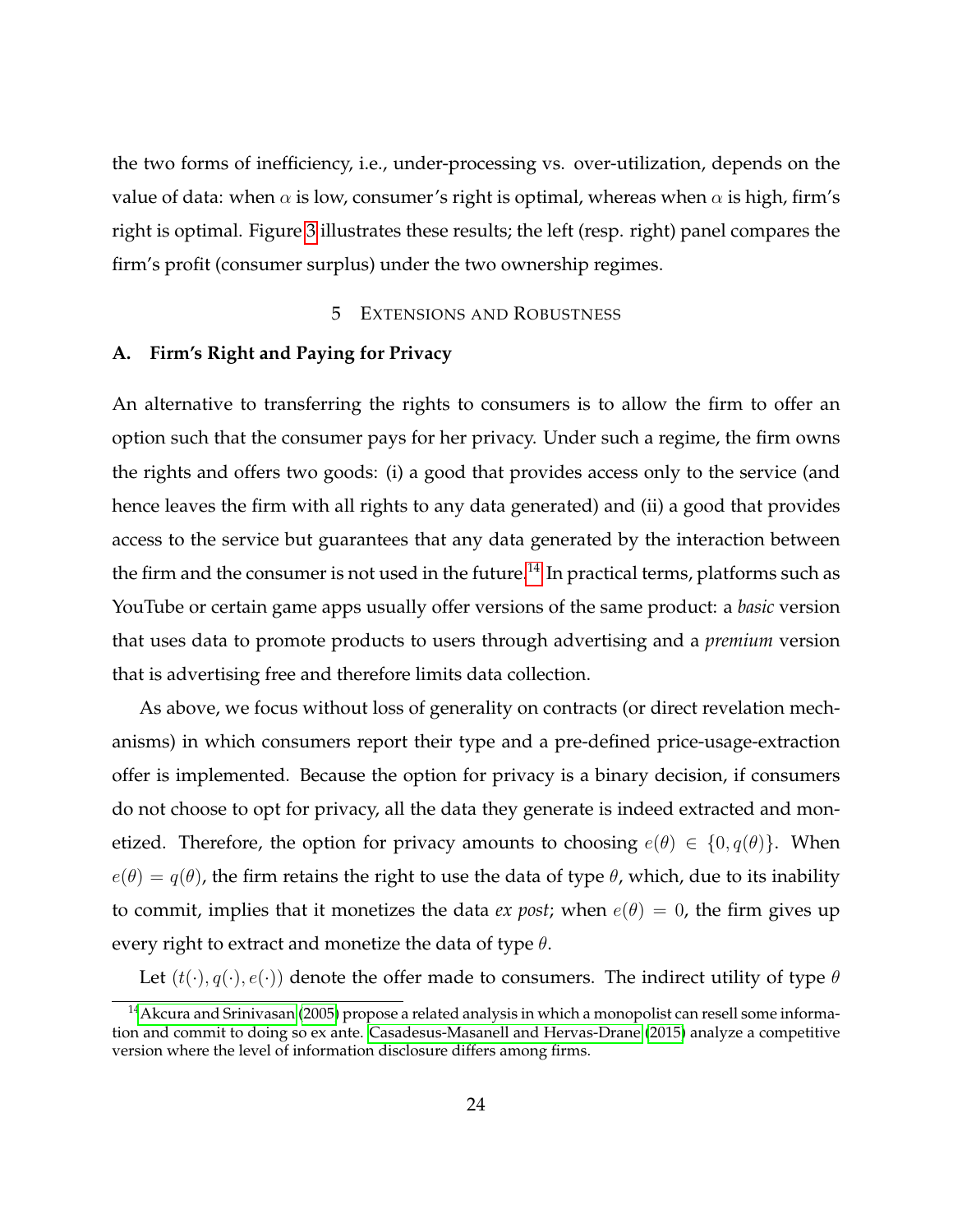the two forms of inefficiency, i.e., under-processing vs. over-utilization, depends on the value of data: when $\alpha$ is low, consumer's right is optimal, whereas when $\alpha$ is high, firm's right is optimal. Figure 3 illustrates these results; the left (resp. right) panel compares the firm's profit (consumer surplus) under the two ownership regimes.

## 5 Extensions and Robustness

### A. Firm's Right and Paying for Privacy

An alternative to transferring the rights to consumers is to allow the firm to offer an option such that the consumer pays for her privacy. Under such a regime, the firm owns the rights and offers two goods: (i) a good that provides access only to the service (and hence leaves the firm with all rights to any data generated) and (ii) a good that provides access to the service but guarantees that any data generated by the interaction between the firm and the consumer is not used in the future.[14] In practical terms, platforms such as YouTube or certain game apps usually offer versions of the same product: a *basic* version that uses data to promote products to users through advertising and a *premium* version that is advertising free and therefore limits data collection.

As above, we focus without loss of generality on contracts (or direct revelation mechanisms) in which consumers report their type and a pre-defined price-usage-extraction offer is implemented. Because the option for privacy is a binary decision, if consumers do not choose to opt for privacy, all the data they generate is indeed extracted and monetized. Therefore, the option for privacy amounts to choosing $e(\theta) \in \{0, q(\theta)\}$. When $e(\theta) = q(\theta)$, the firm retains the right to use the data of type $\theta$, which, due to its inability to commit, implies that it monetizes the data *ex post*; when $e(\theta) = 0$, the firm gives up every right to extract and monetize the data of type $\theta$.

Let $(t(\cdot), q(\cdot), e(\cdot))$ denote the offer made to consumers. The indirect utility of type $\theta$

[14] Akcura and Srinivasan (2005) propose a related analysis in which a monopolist can resell some information and commit to doing so ex ante. Casadesus-Masanell and Hervas-Drane (2015) analyze a competitive version where the level of information disclosure differs among firms.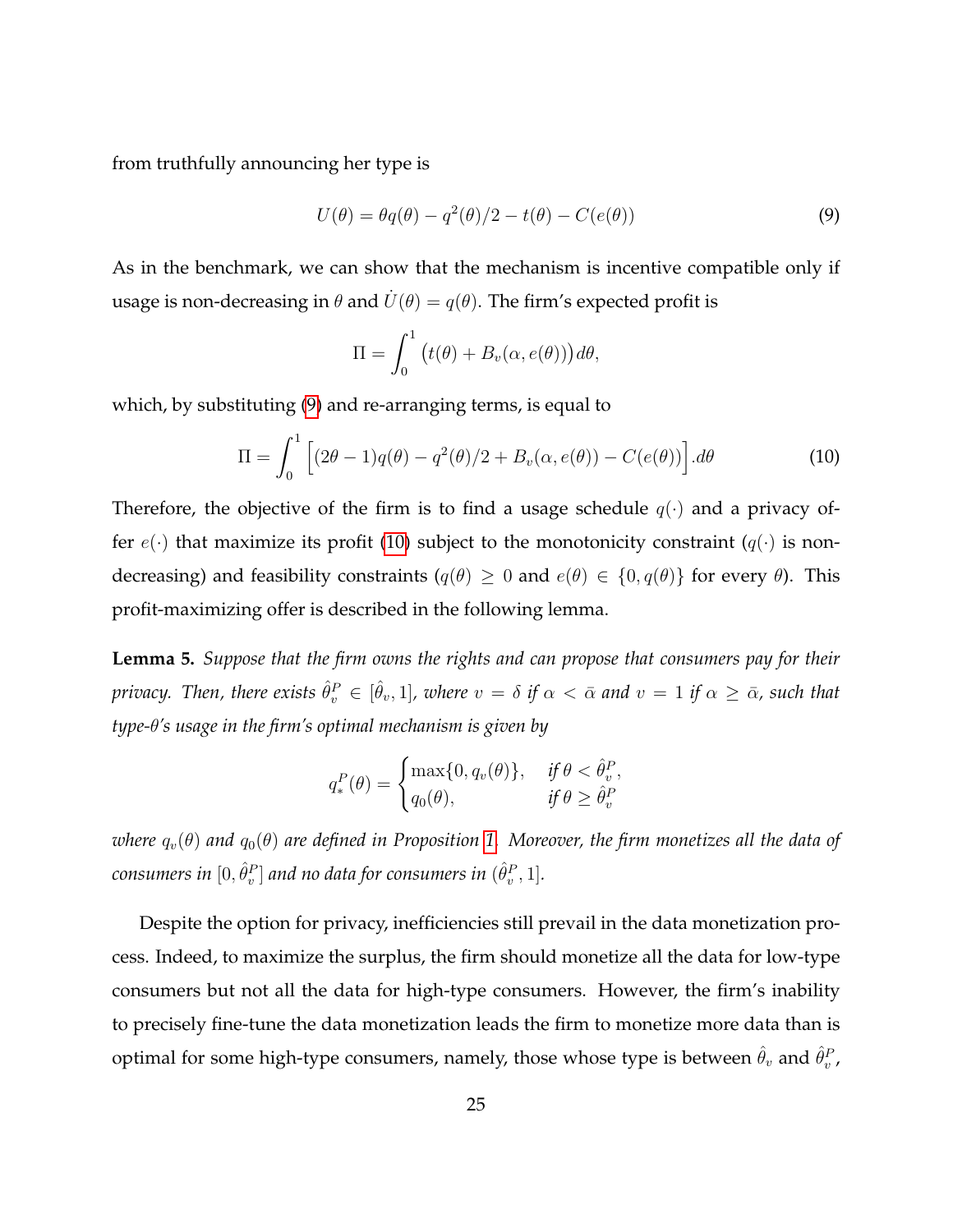from truthfully announcing her type is

$$U(\theta) = \theta q(\theta) - q^2(\theta)/2 - t(\theta) - C(e(\theta)) \tag{9}$$

As in the benchmark, we can show that the mechanism is incentive compatible only if usage is non-decreasing in $\theta$ and $\dot{U}(\theta) = q(\theta)$. The firm's expected profit is

$$\Pi = \int_0^1 \big(t(\theta) + B_v(\alpha, e(\theta))\big) d\theta,$$

which, by substituting (9) and re-arranging terms, is equal to

$$\Pi = \int_0^1 \Big[(2\theta - 1)q(\theta) - q^2(\theta)/2 + B_v(\alpha, e(\theta)) - C(e(\theta))\Big].d\theta \tag{10}$$

Therefore, the objective of the firm is to find a usage schedule $q(\cdot)$ and a privacy offer $e(\cdot)$ that maximize its profit (10) subject to the monotonicity constraint ($q(\cdot)$ is non-decreasing) and feasibility constraints ($q(\theta) \geq 0$ and $e(\theta) \in \{0, q(\theta)\}$ for every $\theta$). This profit-maximizing offer is described in the following lemma.

**Lemma 5.** *Suppose that the firm owns the rights and can propose that consumers pay for their privacy. Then, there exists $\hat{\theta}_v^P \in [\hat{\theta}_v, 1]$, where $v = \delta$ if $\alpha < \bar{\alpha}$ and $v = 1$ if $\alpha \geq \bar{\alpha}$, such that type-$\theta$'s usage in the firm's optimal mechanism is given by*

$$q_*^P(\theta) = \begin{cases} \max\{0, q_v(\theta)\}, & \text{if } \theta < \hat{\theta}_v^P, \\ q_0(\theta), & \text{if } \theta \geq \hat{\theta}_v^P \end{cases}$$

*where $q_v(\theta)$ and $q_0(\theta)$ are defined in Proposition 1. Moreover, the firm monetizes all the data of consumers in $[0, \hat{\theta}_v^P]$ and no data for consumers in $(\hat{\theta}_v^P, 1]$.*

Despite the option for privacy, inefficiencies still prevail in the data monetization process. Indeed, to maximize the surplus, the firm should monetize all the data for low-type consumers but not all the data for high-type consumers. However, the firm's inability to precisely fine-tune the data monetization leads the firm to monetize more data than is optimal for some high-type consumers, namely, those whose type is between $\hat{\theta}_v$ and $\hat{\theta}_v^P$,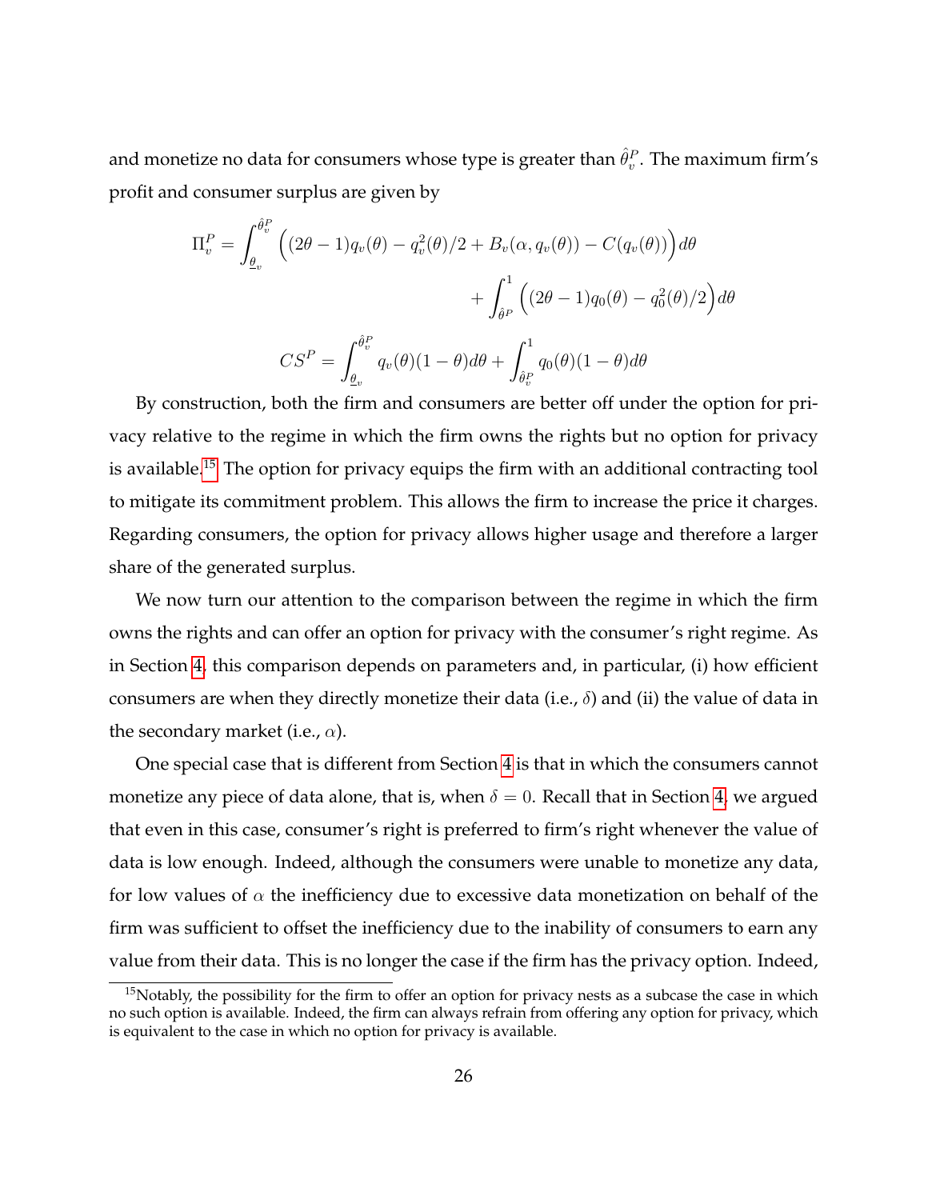and monetize no data for consumers whose type is greater than $\hat{\theta}_v^P$. The maximum firm's profit and consumer surplus are given by

$$\Pi_v^P = \int_{\underline{\theta}_v}^{\hat{\theta}_v^P} \Big( (2\theta - 1) q_v(\theta) - q_v^2(\theta)/2 + B_v(\alpha, q_v(\theta)) - C(q_v(\theta)) \Big) d\theta + \int_{\hat{\theta}^P}^{1} \Big( (2\theta - 1) q_0(\theta) - q_0^2(\theta)/2 \Big) d\theta$$

$$CS^P = \int_{\underline{\theta}_v}^{\hat{\theta}_v^P} q_v(\theta)(1-\theta) d\theta + \int_{\hat{\theta}_v^P}^{1} q_0(\theta)(1-\theta) d\theta$$

By construction, both the firm and consumers are better off under the option for privacy relative to the regime in which the firm owns the rights but no option for privacy is available.[15] The option for privacy equips the firm with an additional contracting tool to mitigate its commitment problem. This allows the firm to increase the price it charges. Regarding consumers, the option for privacy allows higher usage and therefore a larger share of the generated surplus.

We now turn our attention to the comparison between the regime in which the firm owns the rights and can offer an option for privacy with the consumer's right regime. As in Section 4, this comparison depends on parameters and, in particular, (i) how efficient consumers are when they directly monetize their data (i.e., $\delta$) and (ii) the value of data in the secondary market (i.e., $\alpha$).

One special case that is different from Section 4 is that in which the consumers cannot monetize any piece of data alone, that is, when $\delta = 0$. Recall that in Section 4, we argued that even in this case, consumer's right is preferred to firm's right whenever the value of data is low enough. Indeed, although the consumers were unable to monetize any data, for low values of $\alpha$ the inefficiency due to excessive data monetization on behalf of the firm was sufficient to offset the inefficiency due to the inability of consumers to earn any value from their data. This is no longer the case if the firm has the privacy option. Indeed,

[15] Notably, the possibility for the firm to offer an option for privacy nests as a subcase the case in which no such option is available. Indeed, the firm can always refrain from offering any option for privacy, which is equivalent to the case in which no option for privacy is available.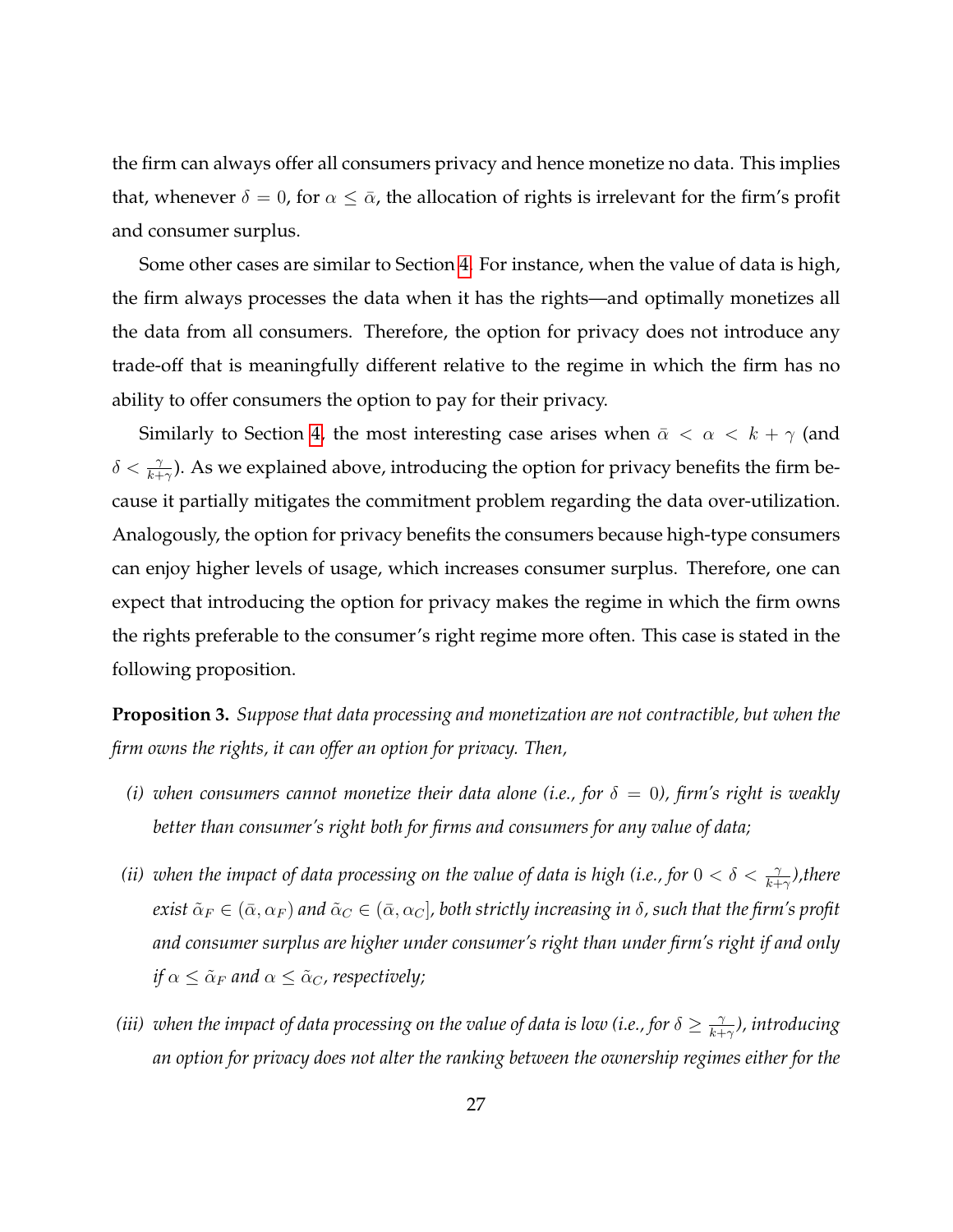the firm can always offer all consumers privacy and hence monetize no data. This implies that, whenever $\delta = 0$, for $\alpha \leq \bar{\alpha}$, the allocation of rights is irrelevant for the firm's profit and consumer surplus.

Some other cases are similar to Section 4. For instance, when the value of data is high, the firm always processes the data when it has the rights—and optimally monetizes all the data from all consumers. Therefore, the option for privacy does not introduce any trade-off that is meaningfully different relative to the regime in which the firm has no ability to offer consumers the option to pay for their privacy.

Similarly to Section 4, the most interesting case arises when $\bar{\alpha} < \alpha < k + \gamma$ (and $\delta < \frac{\gamma}{k+\gamma}$). As we explained above, introducing the option for privacy benefits the firm because it partially mitigates the commitment problem regarding the data over-utilization. Analogously, the option for privacy benefits the consumers because high-type consumers can enjoy higher levels of usage, which increases consumer surplus. Therefore, one can expect that introducing the option for privacy makes the regime in which the firm owns the rights preferable to the consumer's right regime more often. This case is stated in the following proposition.

**Proposition 3.** *Suppose that data processing and monetization are not contractible, but when the firm owns the rights, it can offer an option for privacy. Then,*

*(i) when consumers cannot monetize their data alone (i.e., for $\delta = 0$), firm's right is weakly better than consumer's right both for firms and consumers for any value of data;*

*(ii) when the impact of data processing on the value of data is high (i.e., for $0 < \delta < \frac{\gamma}{k+\gamma}$),there exist $\tilde{\alpha}_F \in (\bar{\alpha}, \alpha_F)$ and $\tilde{\alpha}_C \in (\bar{\alpha}, \alpha_C]$, both strictly increasing in $\delta$, such that the firm's profit and consumer surplus are higher under consumer's right than under firm's right if and only if $\alpha \leq \tilde{\alpha}_F$ and $\alpha \leq \tilde{\alpha}_C$, respectively;*

*(iii) when the impact of data processing on the value of data is low (i.e., for $\delta \geq \frac{\gamma}{k+\gamma}$), introducing an option for privacy does not alter the ranking between the ownership regimes either for the*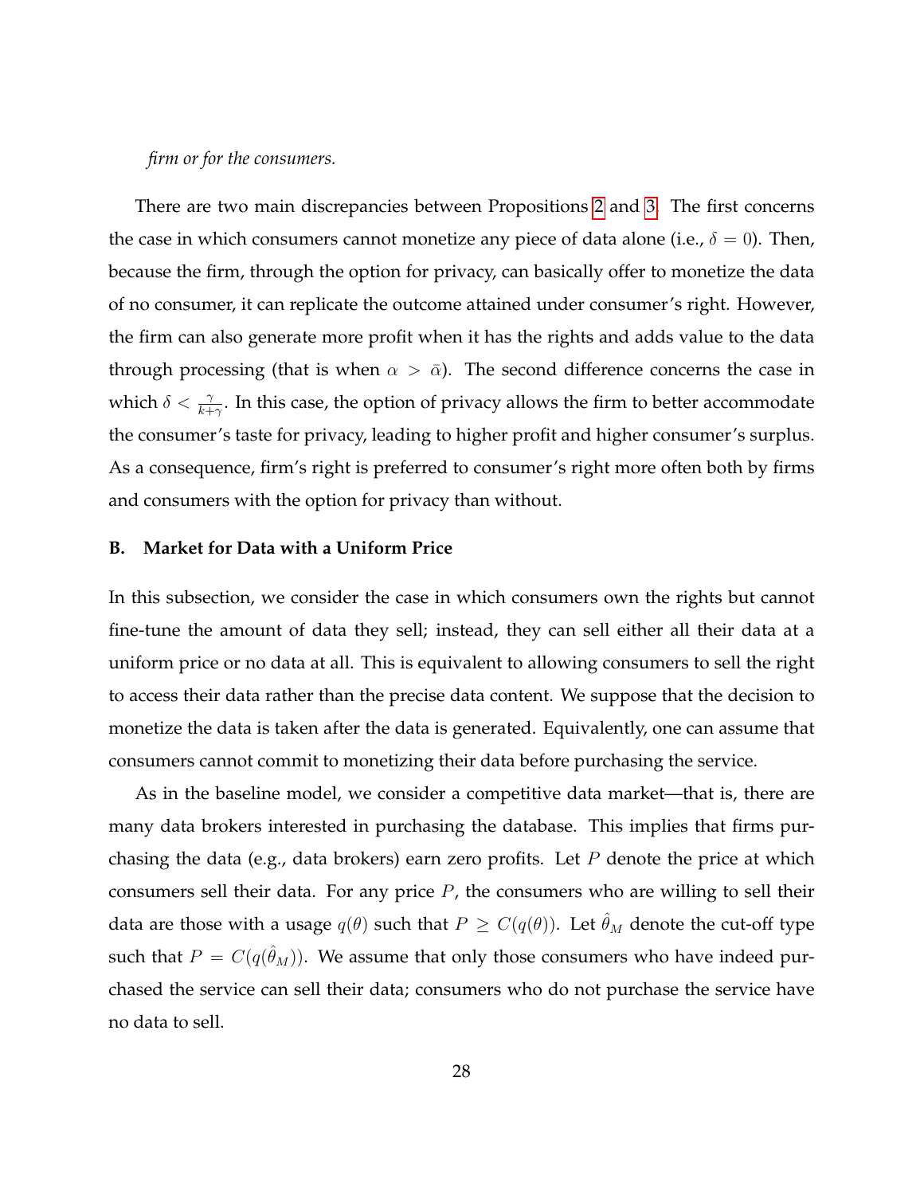*firm or for the consumers.*

There are two main discrepancies between Propositions 2 and 3. The first concerns the case in which consumers cannot monetize any piece of data alone (i.e., $\delta = 0$). Then, because the firm, through the option for privacy, can basically offer to monetize the data of no consumer, it can replicate the outcome attained under consumer's right. However, the firm can also generate more profit when it has the rights and adds value to the data through processing (that is when $\alpha > \bar{\alpha}$). The second difference concerns the case in which $\delta < \frac{\gamma}{k+\gamma}$. In this case, the option of privacy allows the firm to better accommodate the consumer's taste for privacy, leading to higher profit and higher consumer's surplus. As a consequence, firm's right is preferred to consumer's right more often both by firms and consumers with the option for privacy than without.

### B. Market for Data with a Uniform Price

In this subsection, we consider the case in which consumers own the rights but cannot fine-tune the amount of data they sell; instead, they can sell either all their data at a uniform price or no data at all. This is equivalent to allowing consumers to sell the right to access their data rather than the precise data content. We suppose that the decision to monetize the data is taken after the data is generated. Equivalently, one can assume that consumers cannot commit to monetizing their data before purchasing the service.

As in the baseline model, we consider a competitive data market—that is, there are many data brokers interested in purchasing the database. This implies that firms purchasing the data (e.g., data brokers) earn zero profits. Let $P$ denote the price at which consumers sell their data. For any price $P$, the consumers who are willing to sell their data are those with a usage $q(\theta)$ such that $P \geq C(q(\theta))$. Let $\hat{\theta}_M$ denote the cut-off type such that $P = C(q(\hat{\theta}_M))$. We assume that only those consumers who have indeed purchased the service can sell their data; consumers who do not purchase the service have no data to sell.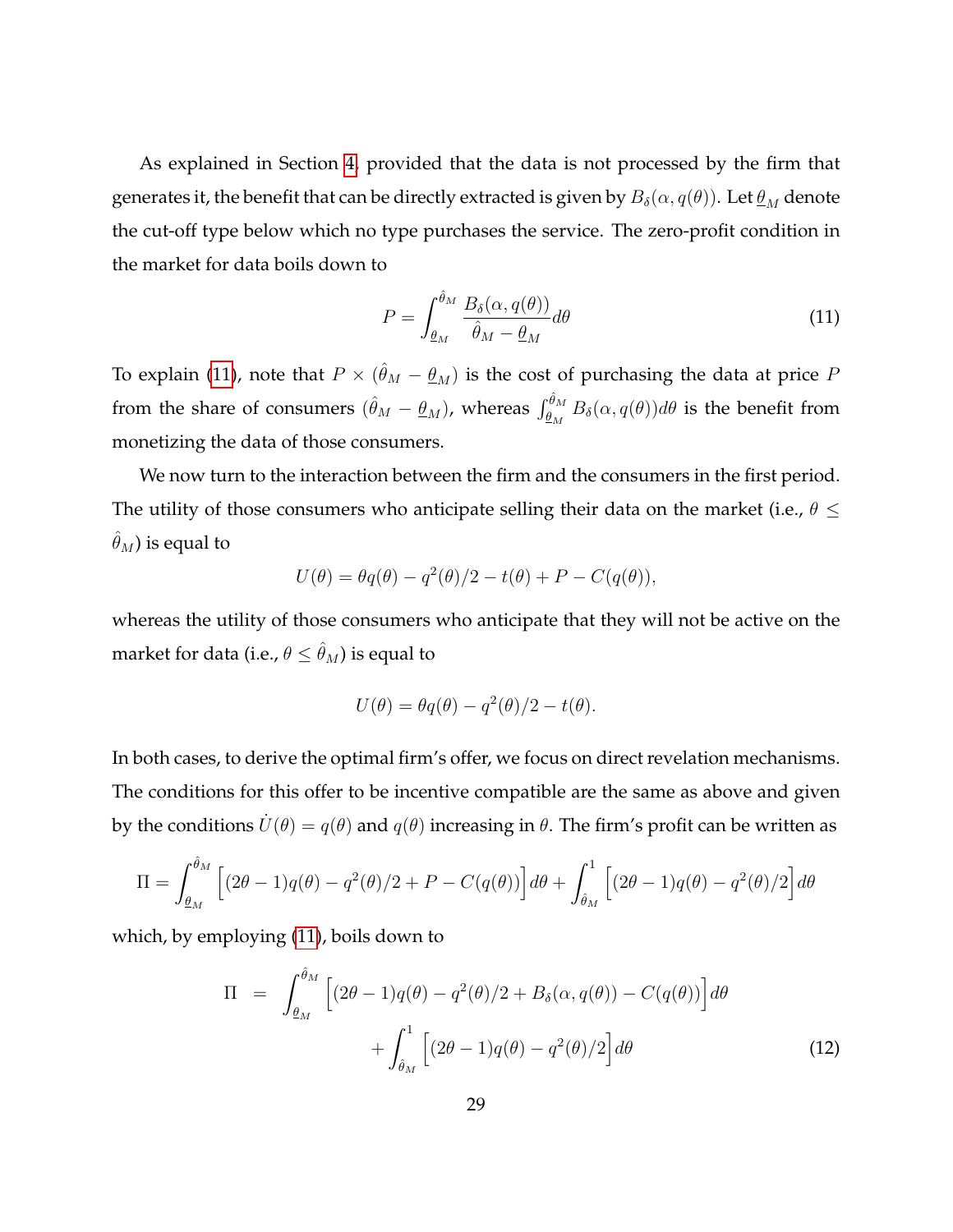As explained in Section 4, provided that the data is not processed by the firm that generates it, the benefit that can be directly extracted is given by $B_\delta(\alpha, q(\theta))$. Let $\underline{\theta}_M$ denote the cut-off type below which no type purchases the service. The zero-profit condition in the market for data boils down to

$$P = \int_{\underline{\theta}_M}^{\hat{\theta}_M} \frac{B_\delta(\alpha, q(\theta))}{\hat{\theta}_M - \underline{\theta}_M} d\theta \tag{11}$$

To explain (11), note that $P \times (\hat{\theta}_M - \underline{\theta}_M)$ is the cost of purchasing the data at price $P$ from the share of consumers $(\hat{\theta}_M - \underline{\theta}_M)$, whereas $\int_{\underline{\theta}_M}^{\hat{\theta}_M} B_\delta(\alpha, q(\theta))d\theta$ is the benefit from monetizing the data of those consumers.

We now turn to the interaction between the firm and the consumers in the first period. The utility of those consumers who anticipate selling their data on the market (i.e., $\theta \leq \hat{\theta}_M$) is equal to

$$U(\theta) = \theta q(\theta) - q^2(\theta)/2 - t(\theta) + P - C(q(\theta)),$$

whereas the utility of those consumers who anticipate that they will not be active on the market for data (i.e., $\theta \leq \hat{\theta}_M$) is equal to

$$U(\theta) = \theta q(\theta) - q^2(\theta)/2 - t(\theta).$$

In both cases, to derive the optimal firm's offer, we focus on direct revelation mechanisms. The conditions for this offer to be incentive compatible are the same as above and given by the conditions $\dot{U}(\theta) = q(\theta)$ and $q(\theta)$ increasing in $\theta$. The firm's profit can be written as

$$\Pi = \int_{\underline{\theta}_M}^{\hat{\theta}_M} \Big[(2\theta - 1)q(\theta) - q^2(\theta)/2 + P - C(q(\theta))\Big] d\theta + \int_{\hat{\theta}_M}^{1} \Big[(2\theta - 1)q(\theta) - q^2(\theta)/2\Big] d\theta$$

which, by employing (11), boils down to

$$\begin{aligned}
\Pi \;\; = & \int_{\underline{\theta}_M}^{\hat{\theta}_M} \Big[(2\theta - 1)q(\theta) - q^2(\theta)/2 + B_\delta(\alpha, q(\theta)) - C(q(\theta))\Big] d\theta \\
& + \int_{\hat{\theta}_M}^{1} \Big[(2\theta - 1)q(\theta) - q^2(\theta)/2\Big] d\theta
\end{aligned} \tag{12}$$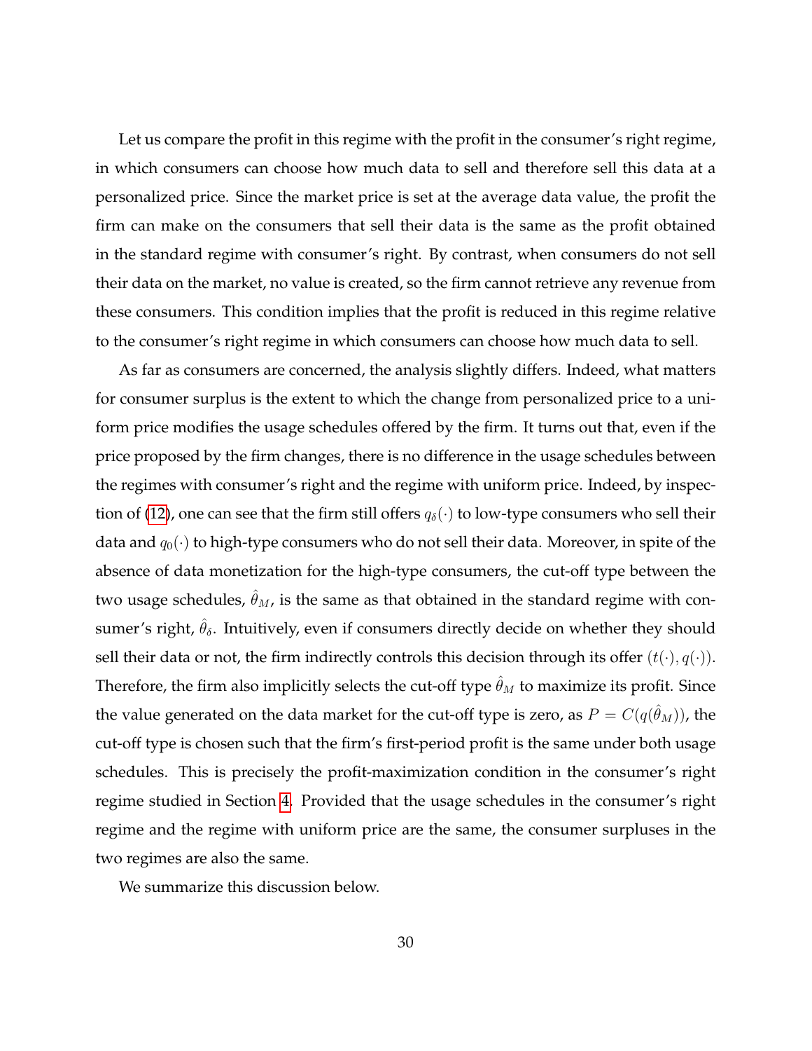Let us compare the profit in this regime with the profit in the consumer's right regime, in which consumers can choose how much data to sell and therefore sell this data at a personalized price. Since the market price is set at the average data value, the profit the firm can make on the consumers that sell their data is the same as the profit obtained in the standard regime with consumer's right. By contrast, when consumers do not sell their data on the market, no value is created, so the firm cannot retrieve any revenue from these consumers. This condition implies that the profit is reduced in this regime relative to the consumer's right regime in which consumers can choose how much data to sell.

As far as consumers are concerned, the analysis slightly differs. Indeed, what matters for consumer surplus is the extent to which the change from personalized price to a uniform price modifies the usage schedules offered by the firm. It turns out that, even if the price proposed by the firm changes, there is no difference in the usage schedules between the regimes with consumer's right and the regime with uniform price. Indeed, by inspection of (12), one can see that the firm still offers $q_\delta(\cdot)$ to low-type consumers who sell their data and $q_0(\cdot)$ to high-type consumers who do not sell their data. Moreover, in spite of the absence of data monetization for the high-type consumers, the cut-off type between the two usage schedules, $\hat{\theta}_M$, is the same as that obtained in the standard regime with consumer's right, $\hat{\theta}_\delta$. Intuitively, even if consumers directly decide on whether they should sell their data or not, the firm indirectly controls this decision through its offer $(t(\cdot), q(\cdot))$. Therefore, the firm also implicitly selects the cut-off type $\hat{\theta}_M$ to maximize its profit. Since the value generated on the data market for the cut-off type is zero, as $P = C(q(\hat{\theta}_M))$, the cut-off type is chosen such that the firm's first-period profit is the same under both usage schedules. This is precisely the profit-maximization condition in the consumer's right regime studied in Section 4. Provided that the usage schedules in the consumer's right regime and the regime with uniform price are the same, the consumer surpluses in the two regimes are also the same.

We summarize this discussion below.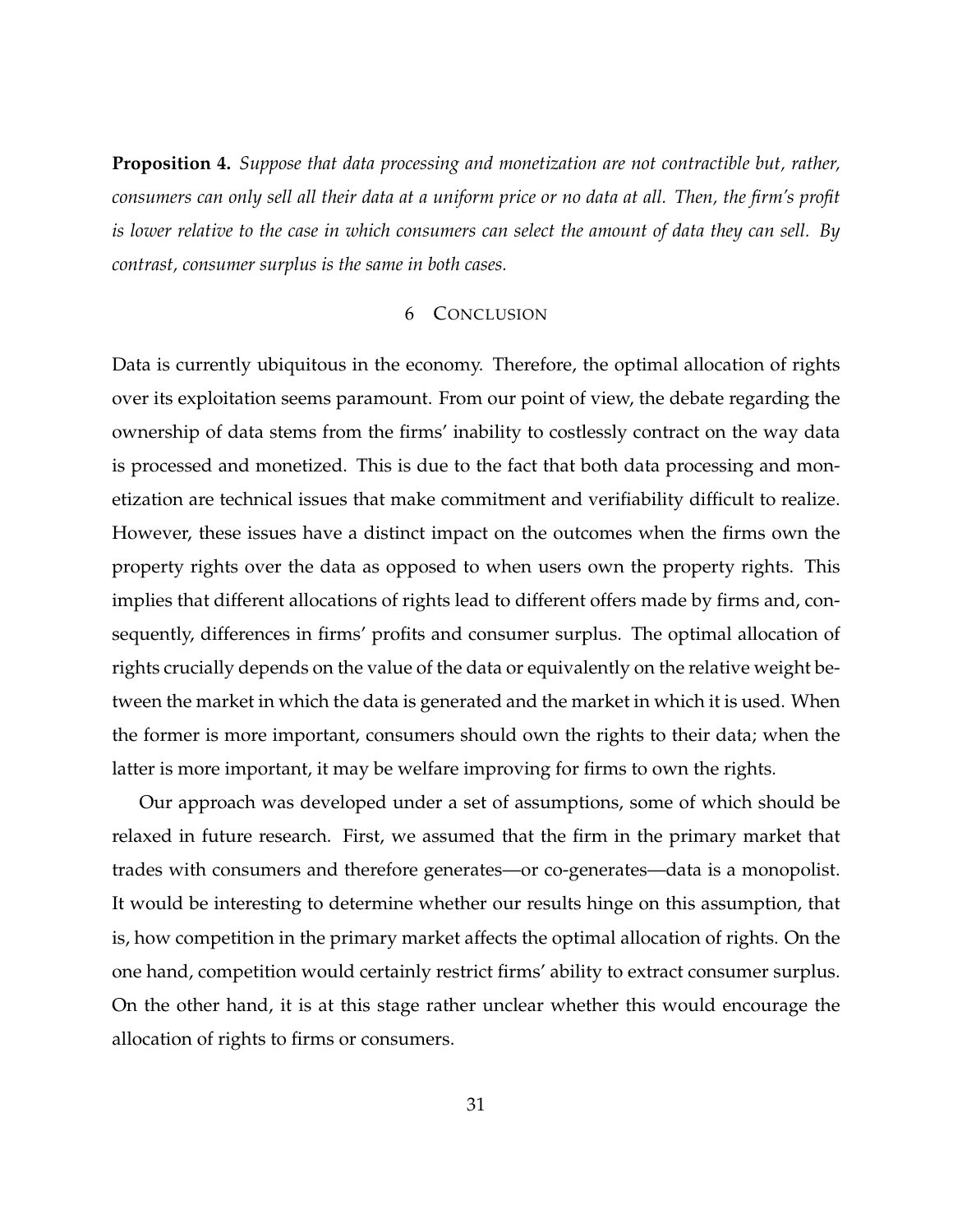**Proposition 4.** *Suppose that data processing and monetization are not contractible but, rather, consumers can only sell all their data at a uniform price or no data at all. Then, the firm's profit is lower relative to the case in which consumers can select the amount of data they can sell. By contrast, consumer surplus is the same in both cases.*

## 6 Conclusion

Data is currently ubiquitous in the economy. Therefore, the optimal allocation of rights over its exploitation seems paramount. From our point of view, the debate regarding the ownership of data stems from the firms' inability to costlessly contract on the way data is processed and monetized. This is due to the fact that both data processing and monetization are technical issues that make commitment and verifiability difficult to realize. However, these issues have a distinct impact on the outcomes when the firms own the property rights over the data as opposed to when users own the property rights. This implies that different allocations of rights lead to different offers made by firms and, consequently, differences in firms' profits and consumer surplus. The optimal allocation of rights crucially depends on the value of the data or equivalently on the relative weight between the market in which the data is generated and the market in which it is used. When the former is more important, consumers should own the rights to their data; when the latter is more important, it may be welfare improving for firms to own the rights.

Our approach was developed under a set of assumptions, some of which should be relaxed in future research. First, we assumed that the firm in the primary market that trades with consumers and therefore generates—or co-generates—data is a monopolist. It would be interesting to determine whether our results hinge on this assumption, that is, how competition in the primary market affects the optimal allocation of rights. On the one hand, competition would certainly restrict firms' ability to extract consumer surplus. On the other hand, it is at this stage rather unclear whether this would encourage the allocation of rights to firms or consumers.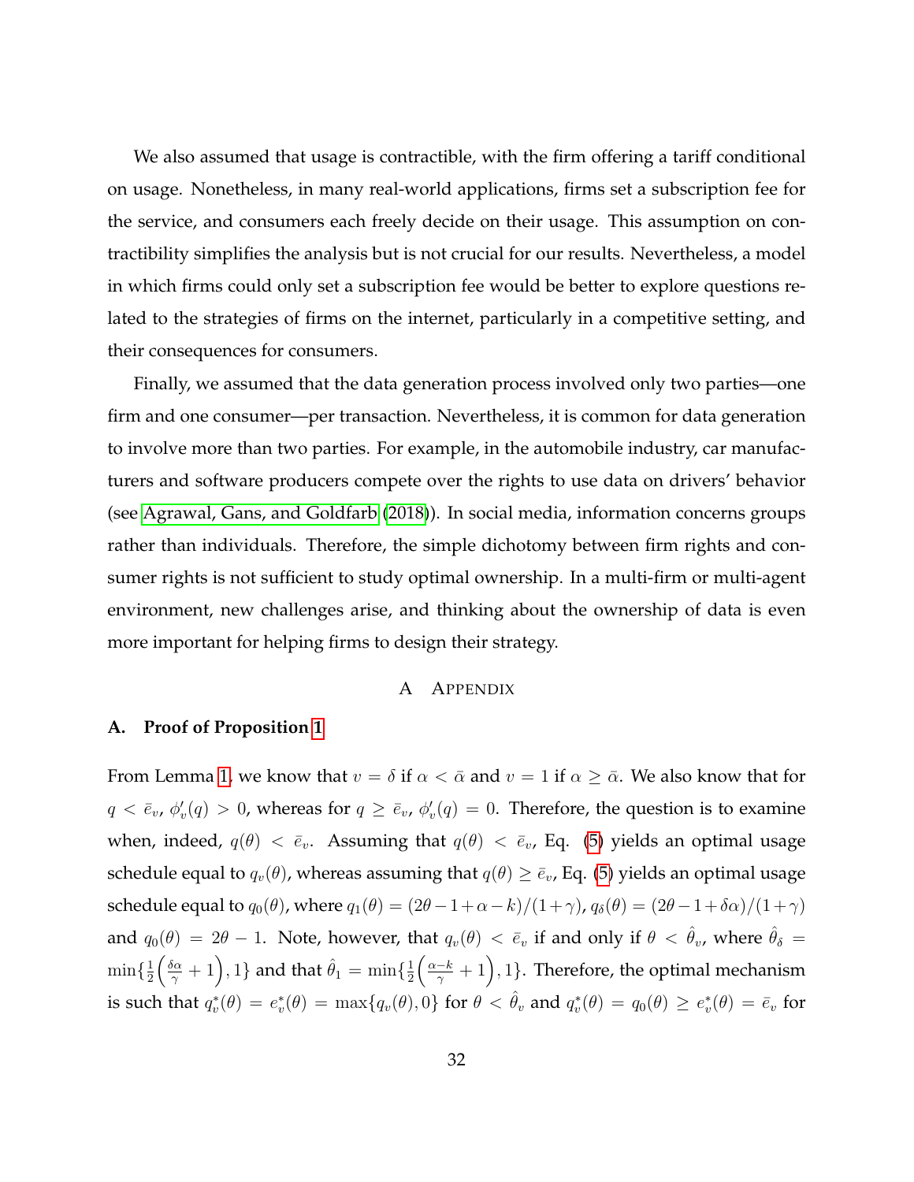We also assumed that usage is contractible, with the firm offering a tariff conditional on usage. Nonetheless, in many real-world applications, firms set a subscription fee for the service, and consumers each freely decide on their usage. This assumption on contractibility simplifies the analysis but is not crucial for our results. Nevertheless, a model in which firms could only set a subscription fee would be better to explore questions related to the strategies of firms on the internet, particularly in a competitive setting, and their consequences for consumers.

Finally, we assumed that the data generation process involved only two parties—one firm and one consumer—per transaction. Nevertheless, it is common for data generation to involve more than two parties. For example, in the automobile industry, car manufacturers and software producers compete over the rights to use data on drivers' behavior (see Agrawal, Gans, and Goldfarb (2018)). In social media, information concerns groups rather than individuals. Therefore, the simple dichotomy between firm rights and consumer rights is not sufficient to study optimal ownership. In a multi-firm or multi-agent environment, new challenges arise, and thinking about the ownership of data is even more important for helping firms to design their strategy.

# A Appendix

### A. Proof of Proposition 1

From Lemma 1, we know that $v = \delta$ if $\alpha < \bar{\alpha}$ and $v = 1$ if $\alpha \geq \bar{\alpha}$. We also know that for $q < \bar{e}_v$, $\phi_v'(q) > 0$, whereas for $q \geq \bar{e}_v$, $\phi_v'(q) = 0$. Therefore, the question is to examine when, indeed, $q(\theta) < \bar{e}_v$. Assuming that $q(\theta) < \bar{e}_v$, Eq. (5) yields an optimal usage schedule equal to $q_v(\theta)$, whereas assuming that $q(\theta) \geq \bar{e}_v$, Eq. (5) yields an optimal usage schedule equal to $q_0(\theta)$, where $q_1(\theta) = (2\theta - 1 + \alpha - k)/(1+\gamma)$, $q_\delta(\theta) = (2\theta - 1 + \delta\alpha)/(1+\gamma)$ and $q_0(\theta) = 2\theta - 1$. Note, however, that $q_v(\theta) < \bar{e}_v$ if and only if $\theta < \hat{\theta}_v$, where $\hat{\theta}_\delta = \min\{\frac{1}{2}\left(\frac{\delta\alpha}{\gamma} + 1\right), 1\}$ and that $\hat{\theta}_1 = \min\{\frac{1}{2}\left(\frac{\alpha - k}{\gamma} + 1\right), 1\}$. Therefore, the optimal mechanism is such that $q_v^*(\theta) = e_v^*(\theta) = \max\{q_v(\theta), 0\}$ for $\theta < \hat{\theta}_v$ and $q_v^*(\theta) = q_0(\theta) \geq e_v^*(\theta) = \bar{e}_v$ for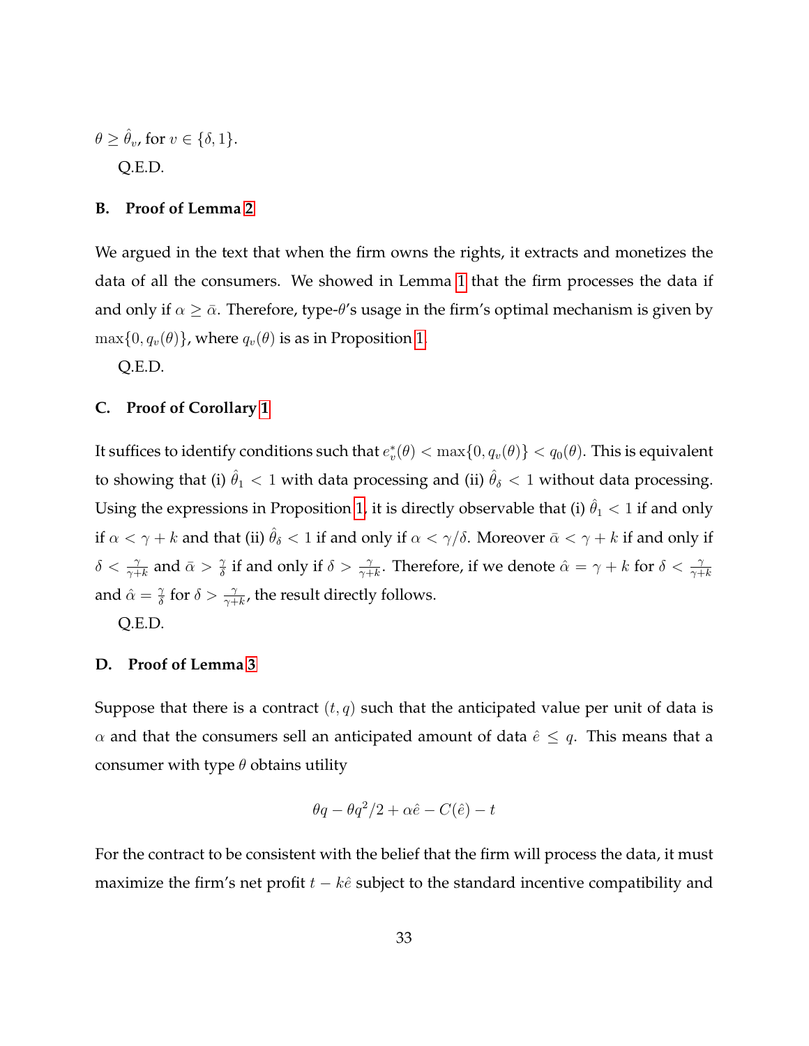$\theta \geq \hat{\theta}_v$, for $v \in \{\delta, 1\}$.

Q.E.D.

### B. Proof of Lemma 2

We argued in the text that when the firm owns the rights, it extracts and monetizes the data of all the consumers. We showed in Lemma 1 that the firm processes the data if and only if $\alpha \geq \bar{\alpha}$. Therefore, type-$\theta$'s usage in the firm's optimal mechanism is given by $\max\{0, q_v(\theta)\}$, where $q_v(\theta)$ is as in Proposition 1.

Q.E.D.

### C. Proof of Corollary 1

It suffices to identify conditions such that $e_v^*(\theta) < \max\{0, q_v(\theta)\} < q_0(\theta)$. This is equivalent to showing that (i) $\hat{\theta}_1 < 1$ with data processing and (ii) $\hat{\theta}_\delta < 1$ without data processing. Using the expressions in Proposition 1, it is directly observable that (i) $\hat{\theta}_1 < 1$ if and only if $\alpha < \gamma + k$ and that (ii) $\hat{\theta}_\delta < 1$ if and only if $\alpha < \gamma/\delta$. Moreover $\bar{\alpha} < \gamma + k$ if and only if $\delta < \frac{\gamma}{\gamma+k}$ and $\bar{\alpha} > \frac{\gamma}{\delta}$ if and only if $\delta > \frac{\gamma}{\gamma+k}$. Therefore, if we denote $\hat{\alpha} = \gamma + k$ for $\delta < \frac{\gamma}{\gamma+k}$ and $\hat{\alpha} = \frac{\gamma}{\delta}$ for $\delta > \frac{\gamma}{\gamma+k}$, the result directly follows.

Q.E.D.

### D. Proof of Lemma 3

Suppose that there is a contract $(t, q)$ such that the anticipated value per unit of data is $\alpha$ and that the consumers sell an anticipated amount of data $\hat{e} \leq q$. This means that a consumer with type $\theta$ obtains utility

$$\theta q - \theta q^2/2 + \alpha \hat{e} - C(\hat{e}) - t$$

For the contract to be consistent with the belief that the firm will process the data, it must maximize the firm's net profit $t - k\hat{e}$ subject to the standard incentive compatibility and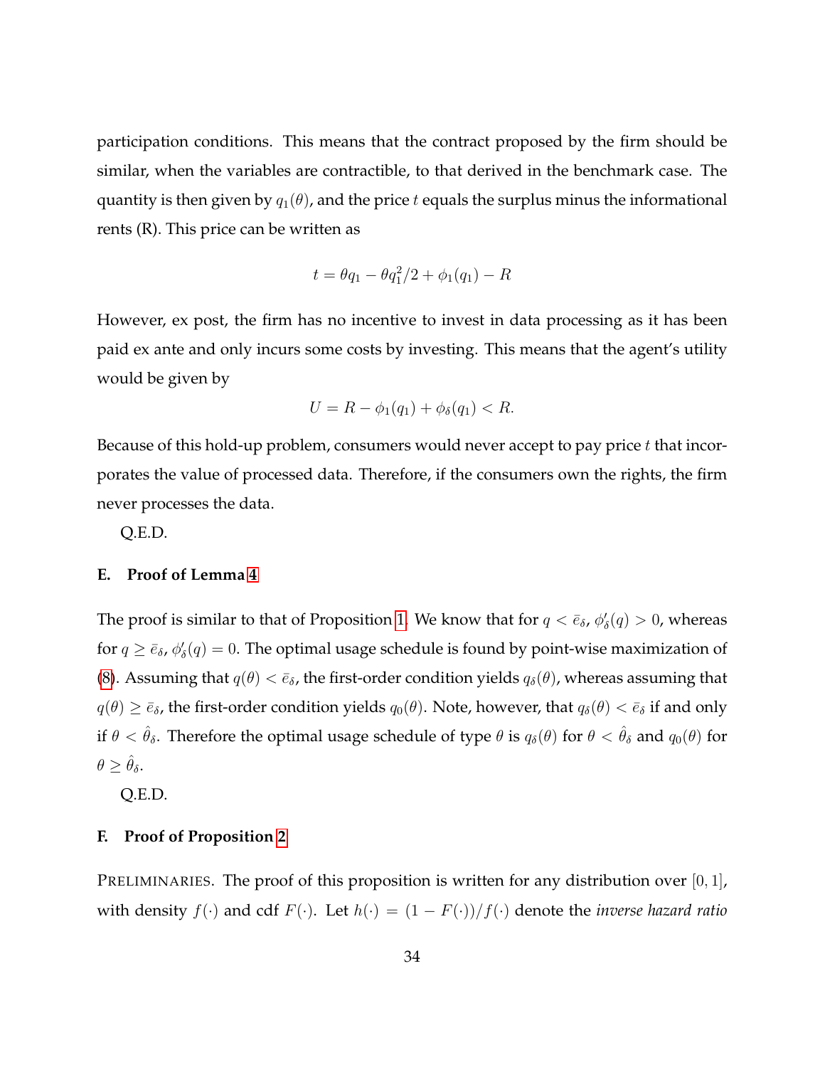participation conditions. This means that the contract proposed by the firm should be similar, when the variables are contractible, to that derived in the benchmark case. The quantity is then given by $q_1(\theta)$, and the price $t$ equals the surplus minus the informational rents (R). This price can be written as

$$t = \theta q_1 - \theta q_1^2/2 + \phi_1(q_1) - R$$

However, ex post, the firm has no incentive to invest in data processing as it has been paid ex ante and only incurs some costs by investing. This means that the agent's utility would be given by

$$U = R - \phi_1(q_1) + \phi_\delta(q_1) < R.$$

Because of this hold-up problem, consumers would never accept to pay price $t$ that incorporates the value of processed data. Therefore, if the consumers own the rights, the firm never processes the data.

Q.E.D.

### E. Proof of Lemma 4

The proof is similar to that of Proposition 1. We know that for $q < \bar{e}_\delta$, $\phi'_\delta(q) > 0$, whereas for $q \geq \bar{e}_\delta$, $\phi'_\delta(q) = 0$. The optimal usage schedule is found by point-wise maximization of (8). Assuming that $q(\theta) < \bar{e}_\delta$, the first-order condition yields $q_\delta(\theta)$, whereas assuming that $q(\theta) \geq \bar{e}_\delta$, the first-order condition yields $q_0(\theta)$. Note, however, that $q_\delta(\theta) < \bar{e}_\delta$ if and only if $\theta < \hat{\theta}_\delta$. Therefore the optimal usage schedule of type $\theta$ is $q_\delta(\theta)$ for $\theta < \hat{\theta}_\delta$ and $q_0(\theta)$ for $\theta \geq \hat{\theta}_\delta$.

Q.E.D.

### F. Proof of Proposition 2

Preliminaries. The proof of this proposition is written for any distribution over $[0, 1]$, with density $f(\cdot)$ and cdf $F(\cdot)$. Let $h(\cdot) = (1 - F(\cdot))/f(\cdot)$ denote the *inverse hazard ratio*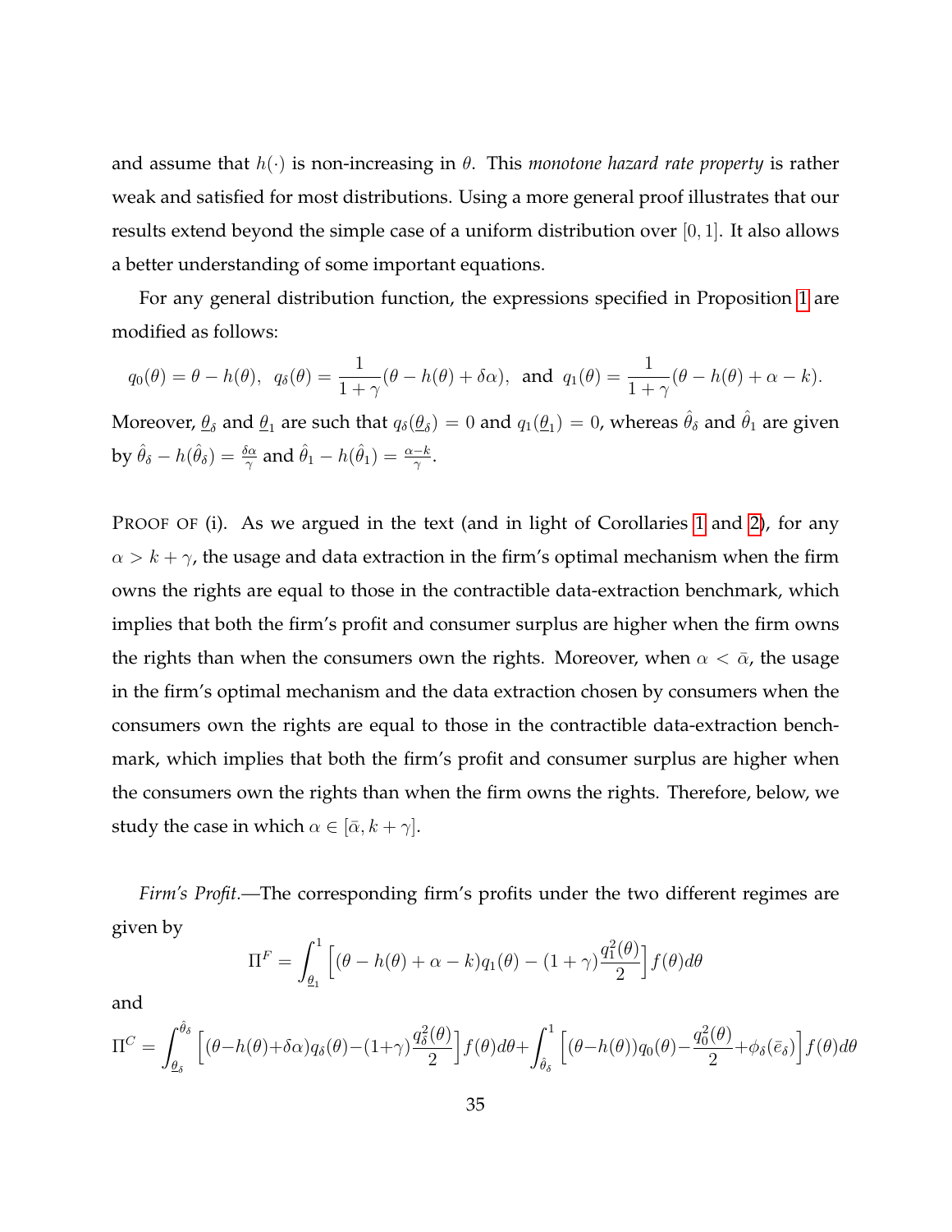and assume that $h(\cdot)$ is non-increasing in $\theta$. This *monotone hazard rate property* is rather weak and satisfied for most distributions. Using a more general proof illustrates that our results extend beyond the simple case of a uniform distribution over $[0, 1]$. It also allows a better understanding of some important equations.

For any general distribution function, the expressions specified in Proposition 1 are modified as follows:

$$q_0(\theta) = \theta - h(\theta), \;\; q_\delta(\theta) = \frac{1}{1+\gamma}(\theta - h(\theta) + \delta\alpha), \;\; \text{and} \;\; q_1(\theta) = \frac{1}{1+\gamma}(\theta - h(\theta) + \alpha - k).$$

Moreover, $\underline{\theta}_\delta$ and $\underline{\theta}_1$ are such that $q_\delta(\underline{\theta}_\delta) = 0$ and $q_1(\underline{\theta}_1) = 0$, whereas $\hat{\theta}_\delta$ and $\hat{\theta}_1$ are given by $\hat{\theta}_\delta - h(\hat{\theta}_\delta) = \frac{\delta\alpha}{\gamma}$ and $\hat{\theta}_1 - h(\hat{\theta}_1) = \frac{\alpha - k}{\gamma}$.

PROOF OF (i). As we argued in the text (and in light of Corollaries 1 and 2), for any $\alpha > k + \gamma$, the usage and data extraction in the firm's optimal mechanism when the firm owns the rights are equal to those in the contractible data-extraction benchmark, which implies that both the firm's profit and consumer surplus are higher when the firm owns the rights than when the consumers own the rights. Moreover, when $\alpha < \bar{\alpha}$, the usage in the firm's optimal mechanism and the data extraction chosen by consumers when the consumers own the rights are equal to those in the contractible data-extraction benchmark, which implies that both the firm's profit and consumer surplus are higher when the consumers own the rights than when the firm owns the rights. Therefore, below, we study the case in which $\alpha \in [\bar{\alpha}, k + \gamma]$.

*Firm's Profit.*—The corresponding firm's profits under the two different regimes are given by

$$\Pi^F = \int_{\underline{\theta}_1}^{1} \left[ (\theta - h(\theta) + \alpha - k) q_1(\theta) - (1+\gamma)\frac{q_1^2(\theta)}{2} \right] f(\theta) d\theta$$

and

$$\Pi^C = \int_{\underline{\theta}_\delta}^{\hat{\theta}_\delta} \left[ (\theta - h(\theta) + \delta\alpha) q_\delta(\theta) - (1+\gamma)\frac{q_\delta^2(\theta)}{2} \right] f(\theta) d\theta + \int_{\hat{\theta}_\delta}^{1} \left[ (\theta - h(\theta)) q_0(\theta) - \frac{q_0^2(\theta)}{2} + \phi_\delta(\bar{e}_\delta) \right] f(\theta) d\theta$$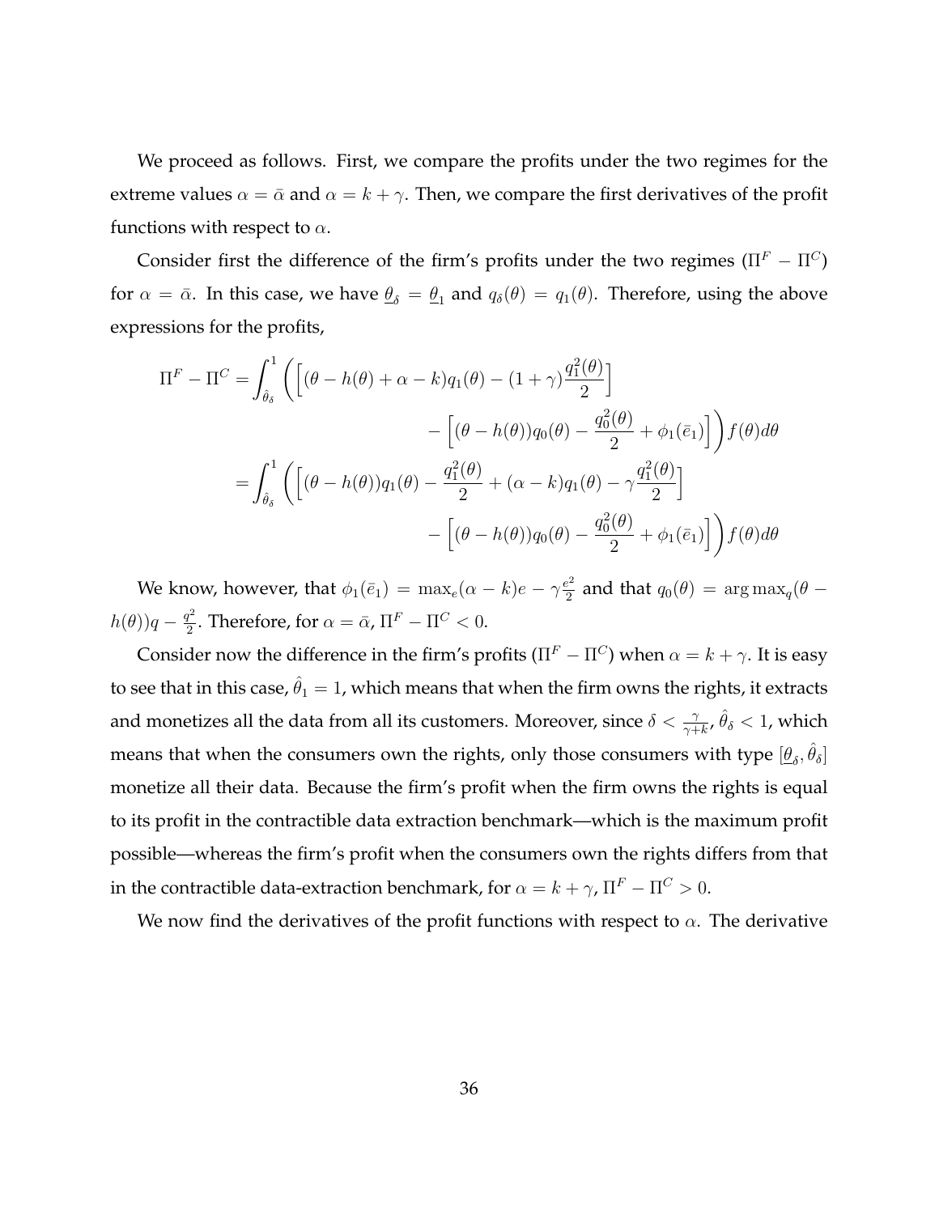We proceed as follows. First, we compare the profits under the two regimes for the extreme values $\alpha = \bar{\alpha}$ and $\alpha = k + \gamma$. Then, we compare the first derivatives of the profit functions with respect to $\alpha$.

Consider first the difference of the firm's profits under the two regimes ($\Pi^F - \Pi^C$) for $\alpha = \bar{\alpha}$. In this case, we have $\underline{\theta}_\delta = \underline{\theta}_1$ and $q_\delta(\theta) = q_1(\theta)$. Therefore, using the above expressions for the profits,

$$
\begin{aligned}
\Pi^F - \Pi^C = \int_{\hat{\theta}_\delta}^{1} \Bigg( \Big[ (\theta - h(\theta) + \alpha - k) q_1(\theta) - (1+\gamma) \frac{q_1^2(\theta)}{2} \Big] \\
- \Big[ (\theta - h(\theta)) q_0(\theta) - \frac{q_0^2(\theta)}{2} + \phi_1(\bar{e}_1) \Big] \Bigg) f(\theta) d\theta \\
= \int_{\hat{\theta}_\delta}^{1} \Bigg( \Big[ (\theta - h(\theta)) q_1(\theta) - \frac{q_1^2(\theta)}{2} + (\alpha - k) q_1(\theta) - \gamma \frac{q_1^2(\theta)}{2} \Big] \\
- \Big[ (\theta - h(\theta)) q_0(\theta) - \frac{q_0^2(\theta)}{2} + \phi_1(\bar{e}_1) \Big] \Bigg) f(\theta) d\theta
\end{aligned}
$$

We know, however, that $\phi_1(\bar{e}_1) = \max_e (\alpha - k)e - \gamma \frac{e^2}{2}$ and that $q_0(\theta) = \arg\max_q (\theta - h(\theta))q - \frac{q^2}{2}$. Therefore, for $\alpha = \bar{\alpha}$, $\Pi^F - \Pi^C < 0$.

Consider now the difference in the firm's profits ($\Pi^F - \Pi^C$) when $\alpha = k + \gamma$. It is easy to see that in this case, $\hat{\theta}_1 = 1$, which means that when the firm owns the rights, it extracts and monetizes all the data from all its customers. Moreover, since $\delta < \frac{\gamma}{\gamma + k}$, $\hat{\theta}_\delta < 1$, which means that when the consumers own the rights, only those consumers with type $[\underline{\theta}_\delta, \hat{\theta}_\delta]$ monetize all their data. Because the firm's profit when the firm owns the rights is equal to its profit in the contractible data extraction benchmark—which is the maximum profit possible—whereas the firm's profit when the consumers own the rights differs from that in the contractible data-extraction benchmark, for $\alpha = k + \gamma$, $\Pi^F - \Pi^C > 0$.

We now find the derivatives of the profit functions with respect to $\alpha$. The derivative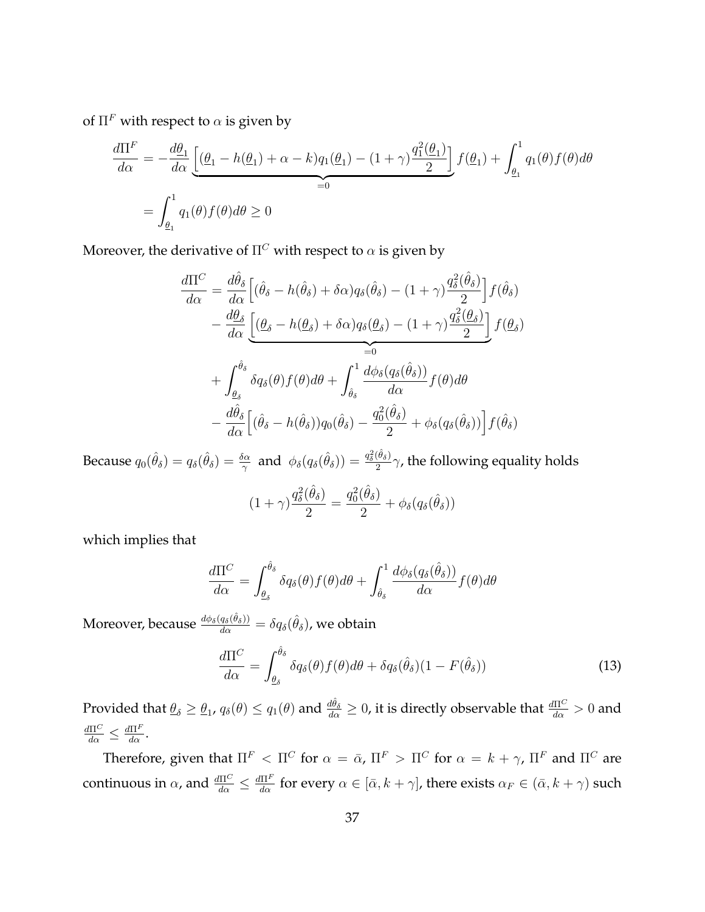of $\Pi^F$ with respect to $\alpha$ is given by

$$
\begin{aligned}
\frac{d\Pi^F}{d\alpha} &= -\frac{d\underline{\theta}_1}{d\alpha} \underbrace{\Big[(\underline{\theta}_1 - h(\underline{\theta}_1) + \alpha - k)q_1(\underline{\theta}_1) - (1+\gamma)\frac{q_1^2(\underline{\theta}_1)}{2}\Big]}_{=0} f(\underline{\theta}_1) + \int_{\underline{\theta}_1}^1 q_1(\theta)f(\theta)d\theta \\
&= \int_{\underline{\theta}_1}^1 q_1(\theta)f(\theta)d\theta \geq 0
\end{aligned}
$$

Moreover, the derivative of $\Pi^C$ with respect to $\alpha$ is given by

$$
\begin{aligned}
\frac{d\Pi^C}{d\alpha} = &\frac{d\hat{\theta}_\delta}{d\alpha}\Big[(\hat{\theta}_\delta - h(\hat{\theta}_\delta) + \delta\alpha)q_\delta(\hat{\theta}_\delta) - (1+\gamma)\frac{q_\delta^2(\hat{\theta}_\delta)}{2}\Big]f(\hat{\theta}_\delta) \\
&- \frac{d\underline{\theta}_\delta}{d\alpha} \underbrace{\Big[(\underline{\theta}_\delta - h(\underline{\theta}_\delta) + \delta\alpha)q_\delta(\underline{\theta}_\delta) - (1+\gamma)\frac{q_\delta^2(\underline{\theta}_\delta)}{2}\Big]}_{=0} f(\underline{\theta}_\delta) \\
&+ \int_{\underline{\theta}_\delta}^{\hat{\theta}_\delta} \delta q_\delta(\theta)f(\theta)d\theta + \int_{\hat{\theta}_\delta}^1 \frac{d\phi_\delta(q_\delta(\hat{\theta}_\delta))}{d\alpha}f(\theta)d\theta \\
&- \frac{d\hat{\theta}_\delta}{d\alpha}\Big[(\hat{\theta}_\delta - h(\hat{\theta}_\delta))q_0(\hat{\theta}_\delta) - \frac{q_0^2(\hat{\theta}_\delta)}{2} + \phi_\delta(q_\delta(\hat{\theta}_\delta))\Big]f(\hat{\theta}_\delta)
\end{aligned}
$$

Because $q_0(\hat{\theta}_\delta) = q_\delta(\hat{\theta}_\delta) = \frac{\delta\alpha}{\gamma}$ and $\phi_\delta(q_\delta(\hat{\theta}_\delta)) = \frac{q_\delta^2(\hat{\theta}_\delta)}{2}\gamma$, the following equality holds

$$
(1+\gamma)\frac{q_\delta^2(\hat{\theta}_\delta)}{2} = \frac{q_0^2(\hat{\theta}_\delta)}{2} + \phi_\delta(q_\delta(\hat{\theta}_\delta))
$$

which implies that

$$
\frac{d\Pi^C}{d\alpha} = \int_{\underline{\theta}_\delta}^{\hat{\theta}_\delta} \delta q_\delta(\theta)f(\theta)d\theta + \int_{\hat{\theta}_\delta}^1 \frac{d\phi_\delta(q_\delta(\hat{\theta}_\delta))}{d\alpha}f(\theta)d\theta
$$

Moreover, because $\frac{d\phi_\delta(q_\delta(\hat{\theta}_\delta))}{d\alpha} = \delta q_\delta(\hat{\theta}_\delta)$, we obtain

$$
\frac{d\Pi^C}{d\alpha} = \int_{\underline{\theta}_\delta}^{\hat{\theta}_\delta} \delta q_\delta(\theta)f(\theta)d\theta + \delta q_\delta(\hat{\theta}_\delta)(1 - F(\hat{\theta}_\delta)) \tag{13}
$$

Provided that $\underline{\theta}_\delta \geq \underline{\theta}_1$, $q_\delta(\theta) \leq q_1(\theta)$ and $\frac{d\hat{\theta}_\delta}{d\alpha} \geq 0$, it is directly observable that $\frac{d\Pi^C}{d\alpha} > 0$ and $\frac{d\Pi^C}{d\alpha} \leq \frac{d\Pi^F}{d\alpha}$.

Therefore, given that $\Pi^F < \Pi^C$ for $\alpha = \bar{\alpha}$, $\Pi^F > \Pi^C$ for $\alpha = k + \gamma$, $\Pi^F$ and $\Pi^C$ are continuous in $\alpha$, and $\frac{d\Pi^C}{d\alpha} \leq \frac{d\Pi^F}{d\alpha}$ for every $\alpha \in [\bar{\alpha}, k + \gamma]$, there exists $\alpha_F \in (\bar{\alpha}, k + \gamma)$ such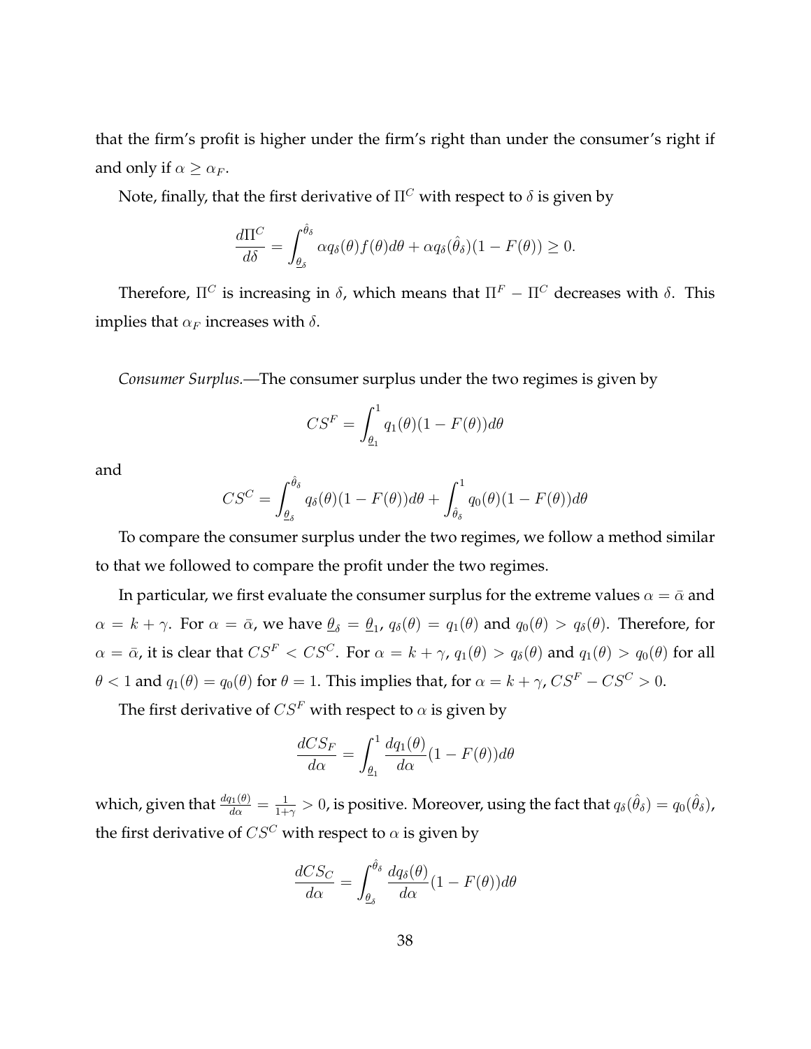that the firm's profit is higher under the firm's right than under the consumer's right if and only if $\alpha \geq \alpha_F$.

Note, finally, that the first derivative of $\Pi^C$ with respect to $\delta$ is given by

$$\frac{d\Pi^C}{d\delta} = \int_{\underline{\theta}_\delta}^{\hat{\theta}_\delta} \alpha q_\delta(\theta) f(\theta) d\theta + \alpha q_\delta(\hat{\theta}_\delta)(1 - F(\theta)) \geq 0.$$

Therefore, $\Pi^C$ is increasing in $\delta$, which means that $\Pi^F - \Pi^C$ decreases with $\delta$. This implies that $\alpha_F$ increases with $\delta$.

*Consumer Surplus.*—The consumer surplus under the two regimes is given by

$$CS^F = \int_{\underline{\theta}_1}^{1} q_1(\theta)(1 - F(\theta)) d\theta$$

and

$$CS^C = \int_{\underline{\theta}_\delta}^{\hat{\theta}_\delta} q_\delta(\theta)(1 - F(\theta)) d\theta + \int_{\hat{\theta}_\delta}^{1} q_0(\theta)(1 - F(\theta)) d\theta$$

To compare the consumer surplus under the two regimes, we follow a method similar to that we followed to compare the profit under the two regimes.

In particular, we first evaluate the consumer surplus for the extreme values $\alpha = \bar{\alpha}$ and $\alpha = k + \gamma$. For $\alpha = \bar{\alpha}$, we have $\underline{\theta}_\delta = \underline{\theta}_1$, $q_\delta(\theta) = q_1(\theta)$ and $q_0(\theta) > q_\delta(\theta)$. Therefore, for $\alpha = \bar{\alpha}$, it is clear that $CS^F < CS^C$. For $\alpha = k + \gamma$, $q_1(\theta) > q_\delta(\theta)$ and $q_1(\theta) > q_0(\theta)$ for all $\theta < 1$ and $q_1(\theta) = q_0(\theta)$ for $\theta = 1$. This implies that, for $\alpha = k + \gamma$, $CS^F - CS^C > 0$.

The first derivative of $CS^F$ with respect to $\alpha$ is given by

$$\frac{dCS_F}{d\alpha} = \int_{\underline{\theta}_1}^{1} \frac{dq_1(\theta)}{d\alpha}(1 - F(\theta)) d\theta$$

which, given that $\frac{dq_1(\theta)}{d\alpha} = \frac{1}{1+\gamma} > 0$, is positive. Moreover, using the fact that $q_\delta(\hat{\theta}_\delta) = q_0(\hat{\theta}_\delta)$, the first derivative of $CS^C$ with respect to $\alpha$ is given by

$$\frac{dCS_C}{d\alpha} = \int_{\underline{\theta}_\delta}^{\hat{\theta}_\delta} \frac{dq_\delta(\theta)}{d\alpha}(1 - F(\theta)) d\theta$$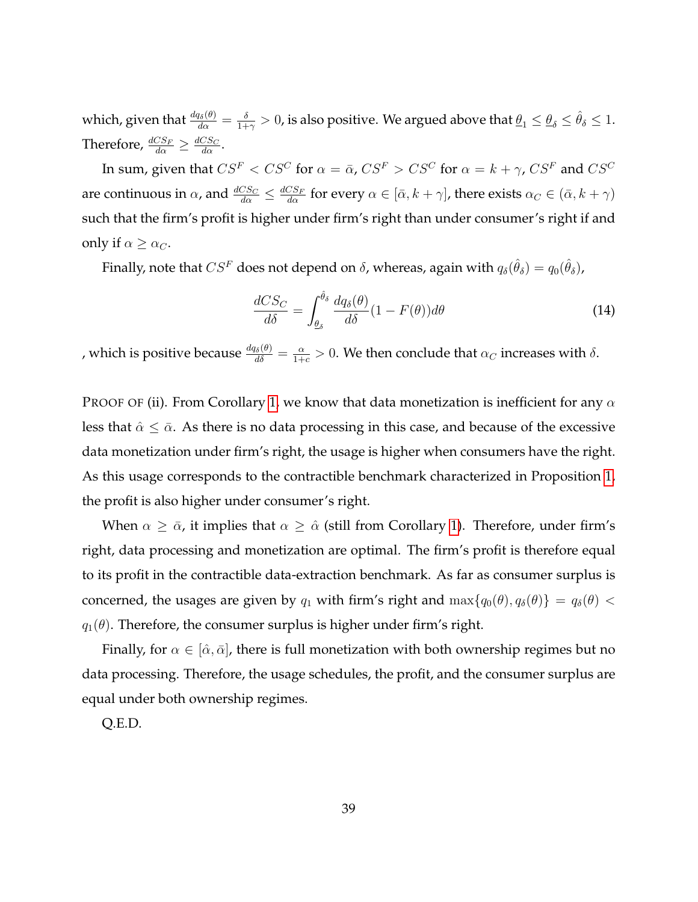which, given that $\frac{dq_\delta(\theta)}{d\alpha} = \frac{\delta}{1+\gamma} > 0$, is also positive. We argued above that $\underline{\theta}_1 \leq \underline{\theta}_\delta \leq \hat{\theta}_\delta \leq 1$. Therefore, $\frac{dCS_F}{d\alpha} \geq \frac{dCS_C}{d\alpha}$.

In sum, given that $CS^F < CS^C$ for $\alpha = \bar{\alpha}$, $CS^F > CS^C$ for $\alpha = k + \gamma$, $CS^F$ and $CS^C$ are continuous in $\alpha$, and $\frac{dCS_C}{d\alpha} \leq \frac{dCS_F}{d\alpha}$ for every $\alpha \in [\bar{\alpha}, k+\gamma]$, there exists $\alpha_C \in (\bar{\alpha}, k+\gamma)$ such that the firm's profit is higher under firm's right than under consumer's right if and only if $\alpha \geq \alpha_C$.

Finally, note that $CS^F$ does not depend on $\delta$, whereas, again with $q_\delta(\hat{\theta}_\delta) = q_0(\hat{\theta}_\delta)$,

$$\frac{dCS_C}{d\delta} = \int_{\underline{\theta}_\delta}^{\hat{\theta}_\delta} \frac{dq_\delta(\theta)}{d\delta}(1 - F(\theta))d\theta \tag{14}$$

, which is positive because $\frac{dq_\delta(\theta)}{d\delta} = \frac{\alpha}{1+c} > 0$. We then conclude that $\alpha_C$ increases with $\delta$.

PROOF OF (ii). From Corollary 1, we know that data monetization is inefficient for any $\alpha$ less that $\hat{\alpha} \leq \bar{\alpha}$. As there is no data processing in this case, and because of the excessive data monetization under firm's right, the usage is higher when consumers have the right. As this usage corresponds to the contractible benchmark characterized in Proposition 1, the profit is also higher under consumer's right.

When $\alpha \geq \bar{\alpha}$, it implies that $\alpha \geq \hat{\alpha}$ (still from Corollary 1). Therefore, under firm's right, data processing and monetization are optimal. The firm's profit is therefore equal to its profit in the contractible data-extraction benchmark. As far as consumer surplus is concerned, the usages are given by $q_1$ with firm's right and $\max\{q_0(\theta), q_\delta(\theta)\} = q_\delta(\theta) < q_1(\theta)$. Therefore, the consumer surplus is higher under firm's right.

Finally, for $\alpha \in [\hat{\alpha}, \bar{\alpha}]$, there is full monetization with both ownership regimes but no data processing. Therefore, the usage schedules, the profit, and the consumer surplus are equal under both ownership regimes.

Q.E.D.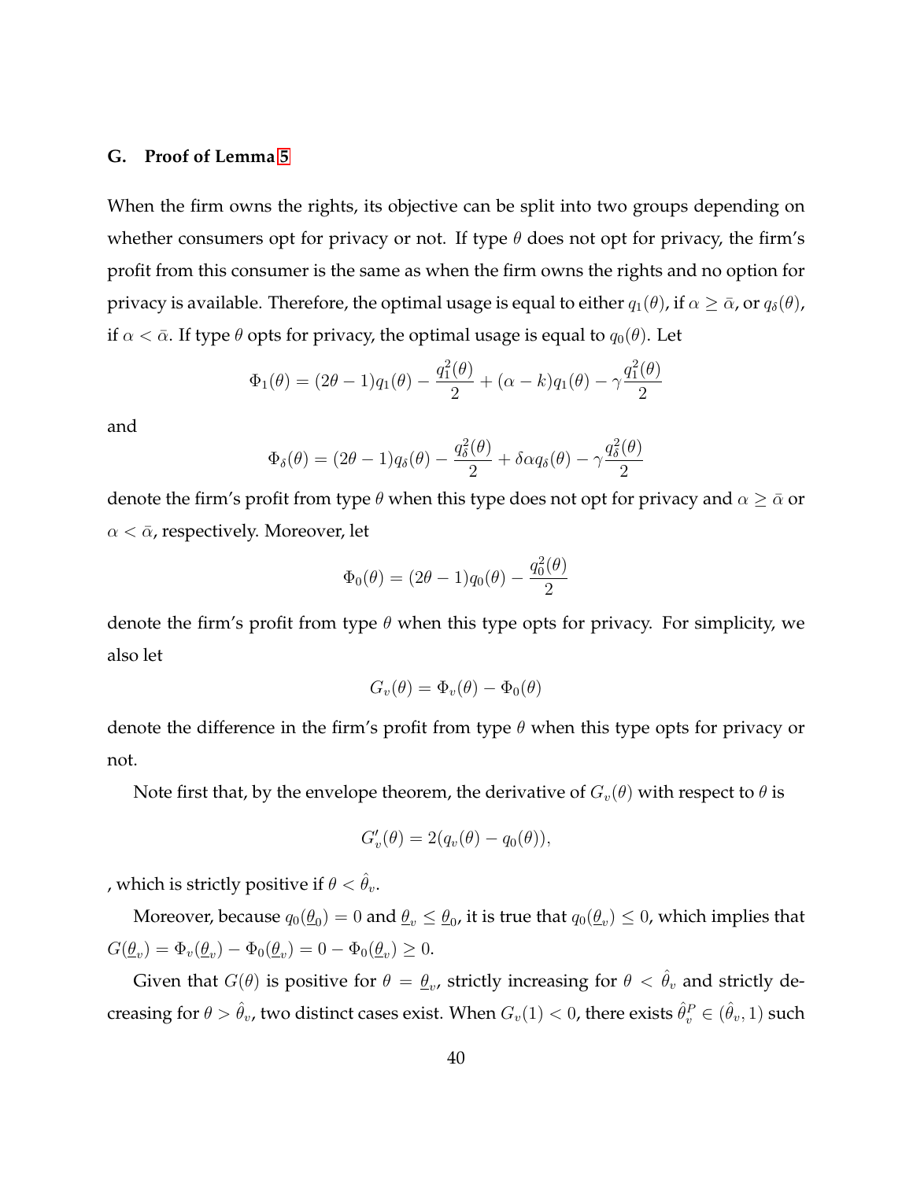### G. Proof of Lemma 5

When the firm owns the rights, its objective can be split into two groups depending on whether consumers opt for privacy or not. If type $\theta$ does not opt for privacy, the firm's profit from this consumer is the same as when the firm owns the rights and no option for privacy is available. Therefore, the optimal usage is equal to either $q_1(\theta)$, if $\alpha \geq \bar{\alpha}$, or $q_\delta(\theta)$, if $\alpha < \bar{\alpha}$. If type $\theta$ opts for privacy, the optimal usage is equal to $q_0(\theta)$. Let

$$\Phi_1(\theta) = (2\theta - 1)q_1(\theta) - \frac{q_1^2(\theta)}{2} + (\alpha - k)q_1(\theta) - \gamma\frac{q_1^2(\theta)}{2}$$

and

$$\Phi_\delta(\theta) = (2\theta - 1)q_\delta(\theta) - \frac{q_\delta^2(\theta)}{2} + \delta\alpha q_\delta(\theta) - \gamma\frac{q_\delta^2(\theta)}{2}$$

denote the firm's profit from type $\theta$ when this type does not opt for privacy and $\alpha \geq \bar{\alpha}$ or $\alpha < \bar{\alpha}$, respectively. Moreover, let

$$\Phi_0(\theta) = (2\theta - 1)q_0(\theta) - \frac{q_0^2(\theta)}{2}$$

denote the firm's profit from type $\theta$ when this type opts for privacy. For simplicity, we also let

$$G_v(\theta) = \Phi_v(\theta) - \Phi_0(\theta)$$

denote the difference in the firm's profit from type $\theta$ when this type opts for privacy or not.

Note first that, by the envelope theorem, the derivative of $G_v(\theta)$ with respect to $\theta$ is

$$G_v'(\theta) = 2(q_v(\theta) - q_0(\theta)),$$

, which is strictly positive if $\theta < \hat{\theta}_v$.

Moreover, because $q_0(\underline{\theta}_0) = 0$ and $\underline{\theta}_v \leq \underline{\theta}_0$, it is true that $q_0(\underline{\theta}_v) \leq 0$, which implies that $G(\underline{\theta}_v) = \Phi_v(\underline{\theta}_v) - \Phi_0(\underline{\theta}_v) = 0 - \Phi_0(\underline{\theta}_v) \geq 0$.

Given that $G(\theta)$ is positive for $\theta = \underline{\theta}_v$, strictly increasing for $\theta < \hat{\theta}_v$ and strictly decreasing for $\theta > \hat{\theta}_v$, two distinct cases exist. When $G_v(1) < 0$, there exists $\hat{\theta}_v^P \in (\hat{\theta}_v, 1)$ such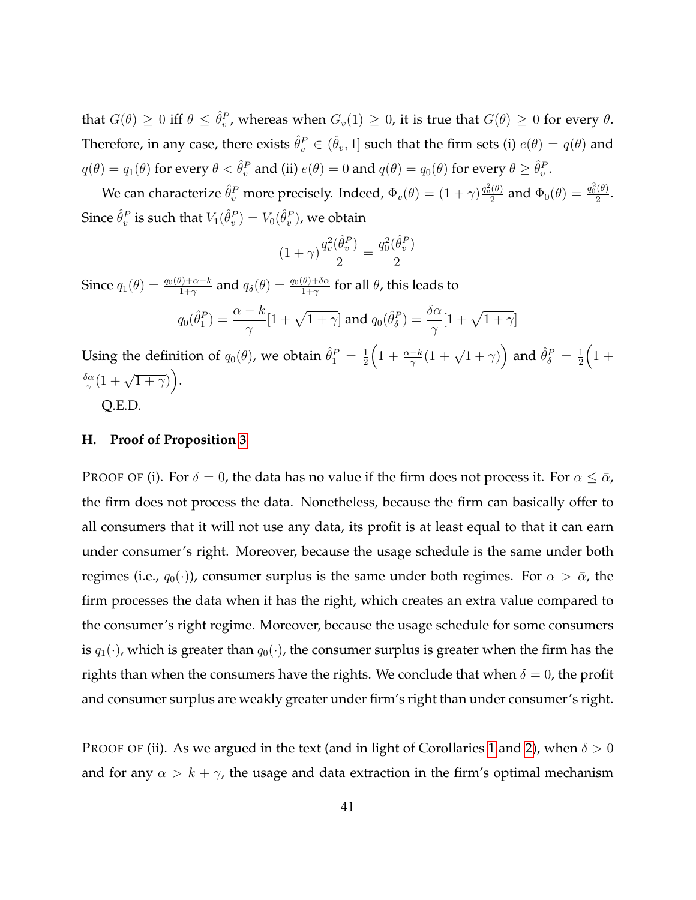that $G(\theta) \geq 0$ iff $\theta \leq \hat{\theta}_v^P$, whereas when $G_v(1) \geq 0$, it is true that $G(\theta) \geq 0$ for every $\theta$. Therefore, in any case, there exists $\hat{\theta}_v^P \in (\hat{\theta}_v, 1]$ such that the firm sets (i) $e(\theta) = q(\theta)$ and $q(\theta) = q_1(\theta)$ for every $\theta < \hat{\theta}_v^P$ and (ii) $e(\theta) = 0$ and $q(\theta) = q_0(\theta)$ for every $\theta \geq \hat{\theta}_v^P$.

We can characterize $\hat{\theta}_v^P$ more precisely. Indeed, $\Phi_v(\theta) = (1+\gamma)\frac{q_v^2(\theta)}{2}$ and $\Phi_0(\theta) = \frac{q_0^2(\theta)}{2}$. Since $\hat{\theta}_v^P$ is such that $V_1(\hat{\theta}_v^P) = V_0(\hat{\theta}_v^P)$, we obtain

$$(1+\gamma)\frac{q_v^2(\hat{\theta}_v^P)}{2} = \frac{q_0^2(\hat{\theta}_v^P)}{2}$$

Since $q_1(\theta) = \frac{q_0(\theta)+\alpha-k}{1+\gamma}$ and $q_\delta(\theta) = \frac{q_0(\theta)+\delta\alpha}{1+\gamma}$ for all $\theta$, this leads to

$$q_0(\hat{\theta}_1^P) = \frac{\alpha-k}{\gamma}[1+\sqrt{1+\gamma}] \text{ and } q_0(\hat{\theta}_\delta^P) = \frac{\delta\alpha}{\gamma}[1+\sqrt{1+\gamma}]$$

Using the definition of $q_0(\theta)$, we obtain $\hat{\theta}_1^P = \frac{1}{2}\Big(1 + \frac{\alpha-k}{\gamma}(1+\sqrt{1+\gamma})\Big)$ and $\hat{\theta}_\delta^P = \frac{1}{2}\Big(1 + \frac{\delta\alpha}{\gamma}(1+\sqrt{1+\gamma})\Big)$.

Q.E.D.

## H. Proof of Proposition 3

PROOF OF (i). For $\delta = 0$, the data has no value if the firm does not process it. For $\alpha \leq \bar{\alpha}$, the firm does not process the data. Nonetheless, because the firm can basically offer to all consumers that it will not use any data, its profit is at least equal to that it can earn under consumer's right. Moreover, because the usage schedule is the same under both regimes (i.e., $q_0(\cdot)$), consumer surplus is the same under both regimes. For $\alpha > \bar{\alpha}$, the firm processes the data when it has the right, which creates an extra value compared to the consumer's right regime. Moreover, because the usage schedule for some consumers is $q_1(\cdot)$, which is greater than $q_0(\cdot)$, the consumer surplus is greater when the firm has the rights than when the consumers have the rights. We conclude that when $\delta = 0$, the profit and consumer surplus are weakly greater under firm's right than under consumer's right.

PROOF OF (ii). As we argued in the text (and in light of Corollaries 1 and 2), when $\delta > 0$ and for any $\alpha > k + \gamma$, the usage and data extraction in the firm's optimal mechanism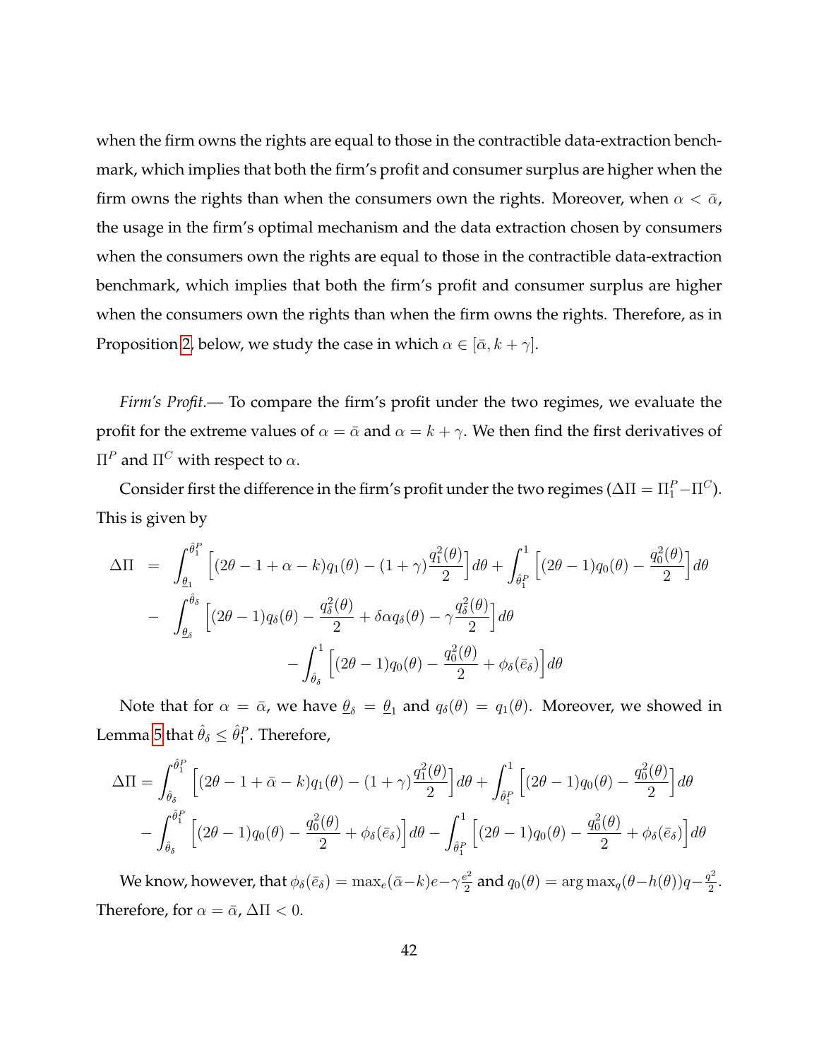when the firm owns the rights are equal to those in the contractible data-extraction benchmark, which implies that both the firm's profit and consumer surplus are higher when the firm owns the rights than when the consumers own the rights. Moreover, when $\alpha < \bar{\alpha}$, the usage in the firm's optimal mechanism and the data extraction chosen by consumers when the consumers own the rights are equal to those in the contractible data-extraction benchmark, which implies that both the firm's profit and consumer surplus are higher when the consumers own the rights than when the firm owns the rights. Therefore, as in Proposition 2, below, we study the case in which $\alpha \in [\bar{\alpha}, k + \gamma]$.

*Firm's Profit.*— To compare the firm's profit under the two regimes, we evaluate the profit for the extreme values of $\alpha = \bar{\alpha}$ and $\alpha = k + \gamma$. We then find the first derivatives of $\Pi^P$ and $\Pi^C$ with respect to $\alpha$.

Consider first the difference in the firm's profit under the two regimes ($\Delta\Pi = \Pi_1^P - \Pi^C$). This is given by

$$
\begin{aligned}
\Delta\Pi \;=\; & \int_{\underline{\theta}_1}^{\hat{\theta}_1^P} \Big[(2\theta - 1 + \alpha - k)q_1(\theta) - (1+\gamma)\frac{q_1^2(\theta)}{2}\Big] d\theta + \int_{\hat{\theta}_1^P}^{1} \Big[(2\theta - 1)q_0(\theta) - \frac{q_0^2(\theta)}{2}\Big] d\theta \\
& - \int_{\underline{\theta}_\delta}^{\hat{\theta}_\delta} \Big[(2\theta - 1)q_\delta(\theta) - \frac{q_\delta^2(\theta)}{2} + \delta\alpha q_\delta(\theta) - \gamma\frac{q_\delta^2(\theta)}{2}\Big] d\theta \\
& - \int_{\hat{\theta}_\delta}^{1} \Big[(2\theta - 1)q_0(\theta) - \frac{q_0^2(\theta)}{2} + \phi_\delta(\bar{e}_\delta)\Big] d\theta
\end{aligned}
$$

Note that for $\alpha = \bar{\alpha}$, we have $\underline{\theta}_\delta = \underline{\theta}_1$ and $q_\delta(\theta) = q_1(\theta)$. Moreover, we showed in Lemma 5 that $\hat{\theta}_\delta \leq \hat{\theta}_1^P$. Therefore,

$$
\begin{aligned}
\Delta\Pi = & \int_{\hat{\theta}_\delta}^{\hat{\theta}_1^P} \Big[(2\theta - 1 + \bar{\alpha} - k)q_1(\theta) - (1+\gamma)\frac{q_1^2(\theta)}{2}\Big] d\theta + \int_{\hat{\theta}_1^P}^{1} \Big[(2\theta - 1)q_0(\theta) - \frac{q_0^2(\theta)}{2}\Big] d\theta \\
& - \int_{\hat{\theta}_\delta}^{\hat{\theta}_1^P} \Big[(2\theta - 1)q_0(\theta) - \frac{q_0^2(\theta)}{2} + \phi_\delta(\bar{e}_\delta)\Big] d\theta - \int_{\hat{\theta}_1^P}^{1} \Big[(2\theta - 1)q_0(\theta) - \frac{q_0^2(\theta)}{2} + \phi_\delta(\bar{e}_\delta)\Big] d\theta
\end{aligned}
$$

We know, however, that $\phi_\delta(\bar{e}_\delta) = \max_e (\bar{\alpha} - k)e - \gamma\frac{e^2}{2}$ and $q_0(\theta) = \arg\max_q (\theta - h(\theta))q - \frac{q^2}{2}$. Therefore, for $\alpha = \bar{\alpha}$, $\Delta\Pi < 0$.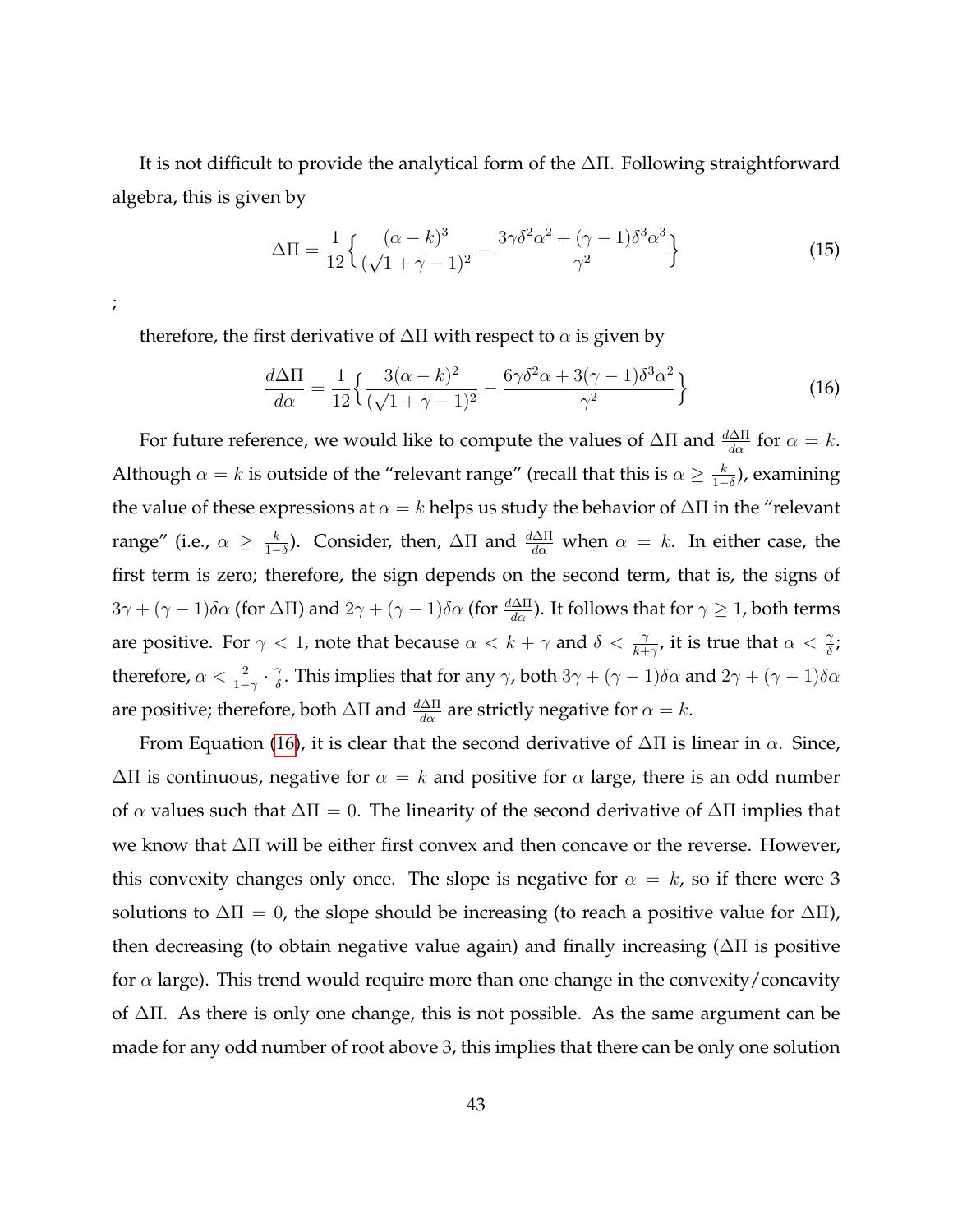It is not difficult to provide the analytical form of the $\Delta\Pi$. Following straightforward algebra, this is given by

$$\Delta\Pi = \frac{1}{12}\Big\{\frac{(\alpha - k)^3}{(\sqrt{1+\gamma}-1)^2} - \frac{3\gamma\delta^2\alpha^2 + (\gamma-1)\delta^3\alpha^3}{\gamma^2}\Big\} \tag{15}$$

;

therefore, the first derivative of $\Delta\Pi$ with respect to $\alpha$ is given by

$$\frac{d\Delta\Pi}{d\alpha} = \frac{1}{12}\Big\{\frac{3(\alpha - k)^2}{(\sqrt{1+\gamma}-1)^2} - \frac{6\gamma\delta^2\alpha + 3(\gamma-1)\delta^3\alpha^2}{\gamma^2}\Big\} \tag{16}$$

For future reference, we would like to compute the values of $\Delta\Pi$ and $\frac{d\Delta\Pi}{d\alpha}$ for $\alpha = k$. Although $\alpha = k$ is outside of the "relevant range" (recall that this is $\alpha \geq \frac{k}{1-\delta}$), examining the value of these expressions at $\alpha = k$ helps us study the behavior of $\Delta\Pi$ in the "relevant range" (i.e., $\alpha \geq \frac{k}{1-\delta}$). Consider, then, $\Delta\Pi$ and $\frac{d\Delta\Pi}{d\alpha}$ when $\alpha = k$. In either case, the first term is zero; therefore, the sign depends on the second term, that is, the signs of $3\gamma + (\gamma-1)\delta\alpha$ (for $\Delta\Pi$) and $2\gamma + (\gamma-1)\delta\alpha$ (for $\frac{d\Delta\Pi}{d\alpha}$). It follows that for $\gamma \geq 1$, both terms are positive. For $\gamma < 1$, note that because $\alpha < k + \gamma$ and $\delta < \frac{\gamma}{k+\gamma}$, it is true that $\alpha < \frac{\gamma}{\delta}$; therefore, $\alpha < \frac{2}{1-\gamma}\cdot\frac{\gamma}{\delta}$. This implies that for any $\gamma$, both $3\gamma + (\gamma-1)\delta\alpha$ and $2\gamma + (\gamma-1)\delta\alpha$ are positive; therefore, both $\Delta\Pi$ and $\frac{d\Delta\Pi}{d\alpha}$ are strictly negative for $\alpha = k$.

From Equation (16), it is clear that the second derivative of $\Delta\Pi$ is linear in $\alpha$. Since, $\Delta\Pi$ is continuous, negative for $\alpha = k$ and positive for $\alpha$ large, there is an odd number of $\alpha$ values such that $\Delta\Pi = 0$. The linearity of the second derivative of $\Delta\Pi$ implies that we know that $\Delta\Pi$ will be either first convex and then concave or the reverse. However, this convexity changes only once. The slope is negative for $\alpha = k$, so if there were 3 solutions to $\Delta\Pi = 0$, the slope should be increasing (to reach a positive value for $\Delta\Pi$), then decreasing (to obtain negative value again) and finally increasing ($\Delta\Pi$ is positive for $\alpha$ large). This trend would require more than one change in the convexity/concavity of $\Delta\Pi$. As there is only one change, this is not possible. As the same argument can be made for any odd number of root above 3, this implies that there can be only one solution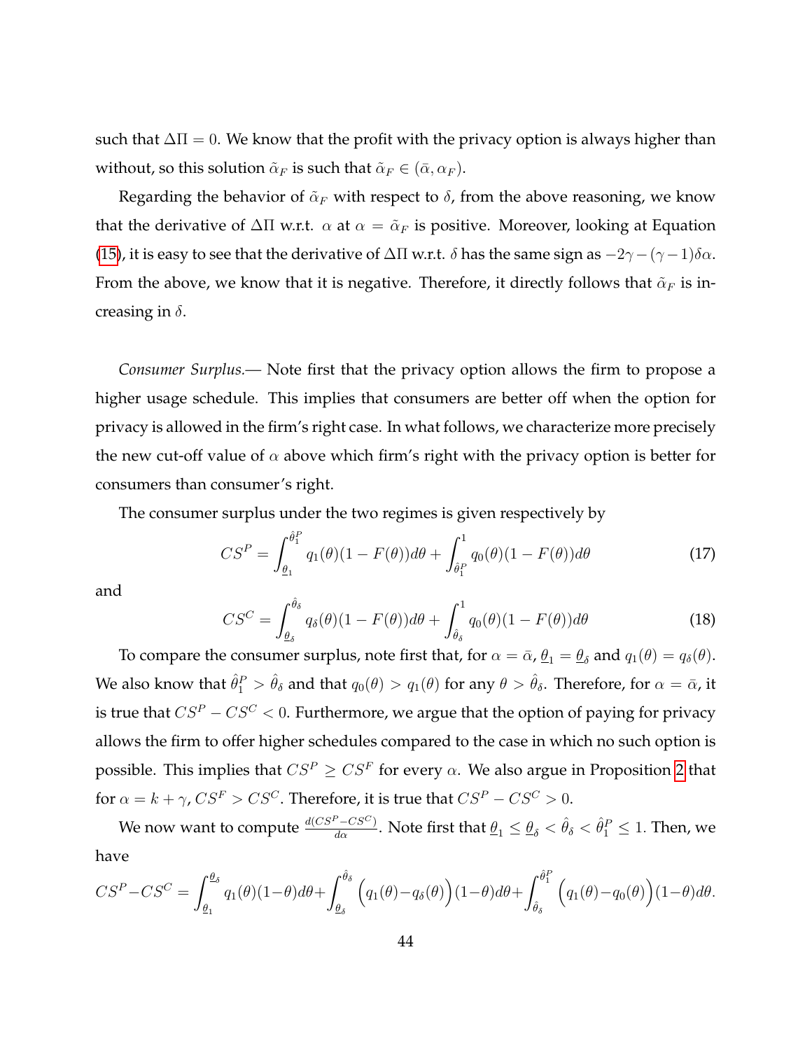such that $\Delta\Pi = 0$. We know that the profit with the privacy option is always higher than without, so this solution $\tilde{\alpha}_F$ is such that $\tilde{\alpha}_F \in (\bar{\alpha}, \alpha_F)$.

Regarding the behavior of $\tilde{\alpha}_F$ with respect to $\delta$, from the above reasoning, we know that the derivative of $\Delta\Pi$ w.r.t. $\alpha$ at $\alpha = \tilde{\alpha}_F$ is positive. Moreover, looking at Equation (15), it is easy to see that the derivative of $\Delta\Pi$ w.r.t. $\delta$ has the same sign as $-2\gamma - (\gamma - 1)\delta\alpha$. From the above, we know that it is negative. Therefore, it directly follows that $\tilde{\alpha}_F$ is increasing in $\delta$.

*Consumer Surplus.*— Note first that the privacy option allows the firm to propose a higher usage schedule. This implies that consumers are better off when the option for privacy is allowed in the firm's right case. In what follows, we characterize more precisely the new cut-off value of $\alpha$ above which firm's right with the privacy option is better for consumers than consumer's right.

The consumer surplus under the two regimes is given respectively by

$$CS^P = \int_{\underline{\theta}_1}^{\hat{\theta}_1^P} q_1(\theta)(1 - F(\theta))d\theta + \int_{\hat{\theta}_1^P}^{1} q_0(\theta)(1 - F(\theta))d\theta \tag{17}$$

and

$$CS^C = \int_{\underline{\theta}_\delta}^{\hat{\theta}_\delta} q_\delta(\theta)(1 - F(\theta))d\theta + \int_{\hat{\theta}_\delta}^{1} q_0(\theta)(1 - F(\theta))d\theta \tag{18}$$

To compare the consumer surplus, note first that, for $\alpha = \bar{\alpha}$, $\underline{\theta}_1 = \underline{\theta}_\delta$ and $q_1(\theta) = q_\delta(\theta)$. We also know that $\hat{\theta}_1^P > \hat{\theta}_\delta$ and that $q_0(\theta) > q_1(\theta)$ for any $\theta > \hat{\theta}_\delta$. Therefore, for $\alpha = \bar{\alpha}$, it is true that $CS^P - CS^C < 0$. Furthermore, we argue that the option of paying for privacy allows the firm to offer higher schedules compared to the case in which no such option is possible. This implies that $CS^P \geq CS^F$ for every $\alpha$. We also argue in Proposition 2 that for $\alpha = k + \gamma$, $CS^F > CS^C$. Therefore, it is true that $CS^P - CS^C > 0$.

We now want to compute $\frac{d(CS^P - CS^C)}{d\alpha}$. Note first that $\underline{\theta}_1 \leq \underline{\theta}_\delta < \hat{\theta}_\delta < \hat{\theta}_1^P \leq 1$. Then, we have

$$CS^P - CS^C = \int_{\underline{\theta}_1}^{\underline{\theta}_\delta} q_1(\theta)(1-\theta)d\theta + \int_{\underline{\theta}_\delta}^{\hat{\theta}_\delta} \Big(q_1(\theta) - q_\delta(\theta)\Big)(1-\theta)d\theta + \int_{\hat{\theta}_\delta}^{\hat{\theta}_1^P} \Big(q_1(\theta) - q_0(\theta)\Big)(1-\theta)d\theta.$$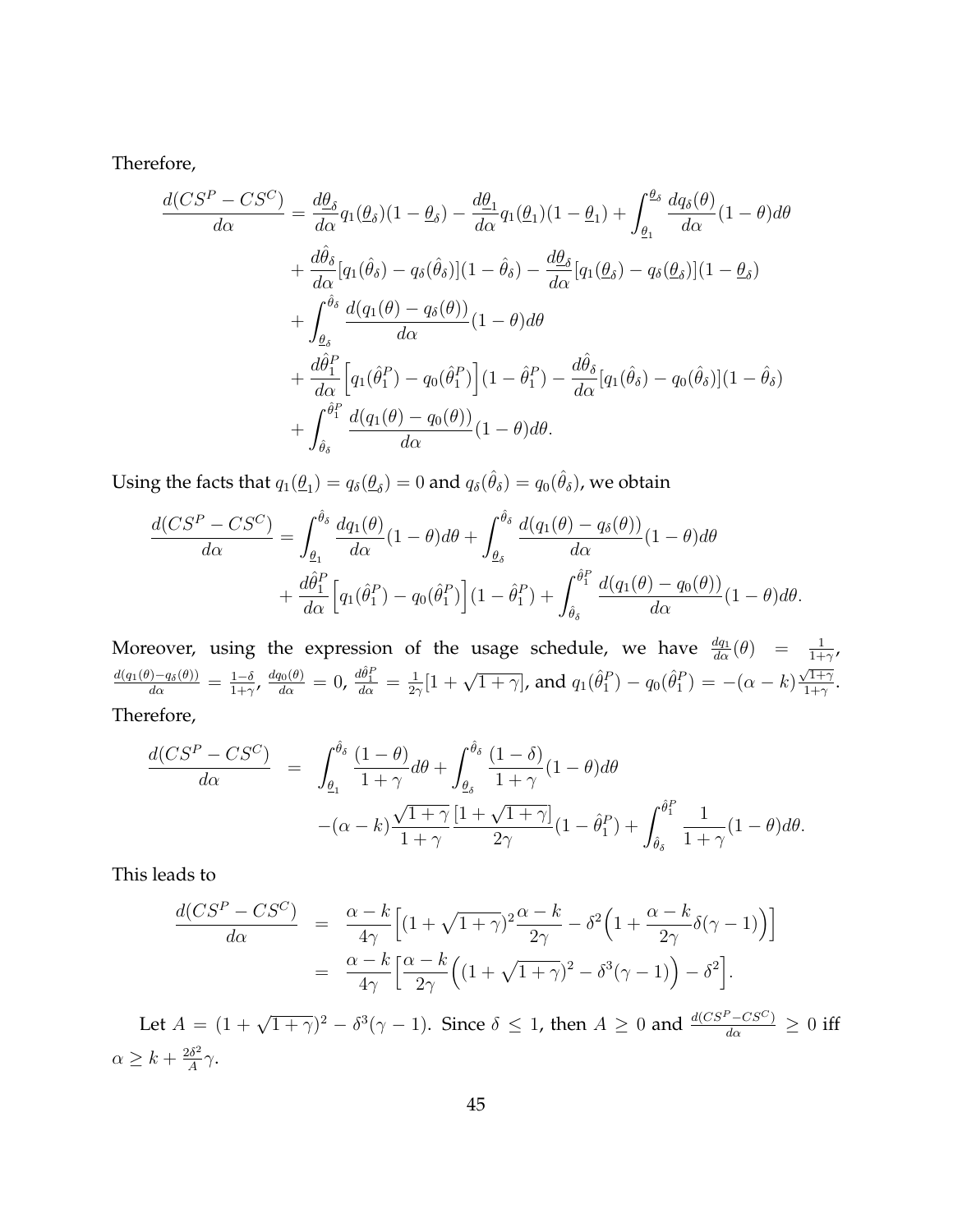Therefore,

$$
\begin{aligned}
\frac{d(CS^P - CS^C)}{d\alpha} &= \frac{d\underline{\theta}_\delta}{d\alpha} q_1(\underline{\theta}_\delta)(1-\underline{\theta}_\delta) - \frac{d\underline{\theta}_1}{d\alpha} q_1(\underline{\theta}_1)(1-\underline{\theta}_1) + \int_{\underline{\theta}_1}^{\underline{\theta}_\delta} \frac{dq_\delta(\theta)}{d\alpha}(1-\theta)d\theta \\
&+ \frac{d\hat{\theta}_\delta}{d\alpha}[q_1(\hat{\theta}_\delta) - q_\delta(\hat{\theta}_\delta)](1-\hat{\theta}_\delta) - \frac{d\underline{\theta}_\delta}{d\alpha}[q_1(\underline{\theta}_\delta) - q_\delta(\underline{\theta}_\delta)](1-\underline{\theta}_\delta) \\
&+ \int_{\underline{\theta}_\delta}^{\hat{\theta}_\delta} \frac{d(q_1(\theta) - q_\delta(\theta))}{d\alpha}(1-\theta)d\theta \\
&+ \frac{d\hat{\theta}_1^P}{d\alpha}\Big[q_1(\hat{\theta}_1^P) - q_0(\hat{\theta}_1^P)\Big](1-\hat{\theta}_1^P) - \frac{d\hat{\theta}_\delta}{d\alpha}[q_1(\hat{\theta}_\delta) - q_0(\hat{\theta}_\delta)](1-\hat{\theta}_\delta) \\
&+ \int_{\hat{\theta}_\delta}^{\hat{\theta}_1^P} \frac{d(q_1(\theta) - q_0(\theta))}{d\alpha}(1-\theta)d\theta.
\end{aligned}
$$

Using the facts that $q_1(\underline{\theta}_1) = q_\delta(\underline{\theta}_\delta) = 0$ and $q_\delta(\hat{\theta}_\delta) = q_0(\hat{\theta}_\delta)$, we obtain

$$
\begin{aligned}
\frac{d(CS^P - CS^C)}{d\alpha} &= \int_{\underline{\theta}_1}^{\hat{\theta}_\delta} \frac{dq_1(\theta)}{d\alpha}(1-\theta)d\theta + \int_{\underline{\theta}_\delta}^{\hat{\theta}_\delta} \frac{d(q_1(\theta) - q_\delta(\theta))}{d\alpha}(1-\theta)d\theta \\
&+ \frac{d\hat{\theta}_1^P}{d\alpha}\Big[q_1(\hat{\theta}_1^P) - q_0(\hat{\theta}_1^P)\Big](1-\hat{\theta}_1^P) + \int_{\hat{\theta}_\delta}^{\hat{\theta}_1^P} \frac{d(q_1(\theta) - q_0(\theta))}{d\alpha}(1-\theta)d\theta.
\end{aligned}
$$

Moreover, using the expression of the usage schedule, we have $\frac{dq_1}{d\alpha}(\theta) = \frac{1}{1+\gamma}$, $\frac{d(q_1(\theta) - q_\delta(\theta))}{d\alpha} = \frac{1-\delta}{1+\gamma}$, $\frac{dq_0(\theta)}{d\alpha} = 0$, $\frac{d\hat{\theta}_1^P}{d\alpha} = \frac{1}{2\gamma}[1+\sqrt{1+\gamma}]$, and $q_1(\hat{\theta}_1^P) - q_0(\hat{\theta}_1^P) = -(\alpha - k)\frac{\sqrt{1+\gamma}}{1+\gamma}$. Therefore,

$$
\begin{aligned}
\frac{d(CS^P - CS^C)}{d\alpha} &= \int_{\underline{\theta}_1}^{\hat{\theta}_\delta} \frac{(1-\theta)}{1+\gamma}d\theta + \int_{\underline{\theta}_\delta}^{\hat{\theta}_\delta} \frac{(1-\delta)}{1+\gamma}(1-\theta)d\theta \\
&\quad -(\alpha-k)\frac{\sqrt{1+\gamma}}{1+\gamma}\frac{[1+\sqrt{1+\gamma}]}{2\gamma}(1-\hat{\theta}_1^P) + \int_{\hat{\theta}_\delta}^{\hat{\theta}_1^P} \frac{1}{1+\gamma}(1-\theta)d\theta.
\end{aligned}
$$

This leads to

$$
\begin{aligned}
\frac{d(CS^P - CS^C)}{d\alpha} &= \frac{\alpha-k}{4\gamma}\Big[(1+\sqrt{1+\gamma})^2\frac{\alpha-k}{2\gamma} - \delta^2\Big(1 + \frac{\alpha-k}{2\gamma}\delta(\gamma-1)\Big)\Big] \\
&= \frac{\alpha-k}{4\gamma}\Big[\frac{\alpha-k}{2\gamma}\Big((1+\sqrt{1+\gamma})^2 - \delta^3(\gamma-1)\Big) - \delta^2\Big].
\end{aligned}
$$

Let $A = (1+\sqrt{1+\gamma})^2 - \delta^3(\gamma-1)$. Since $\delta \leq 1$, then $A \geq 0$ and $\frac{d(CS^P - CS^C)}{d\alpha} \geq 0$ iff $\alpha \geq k + \frac{2\delta^2}{A}\gamma$.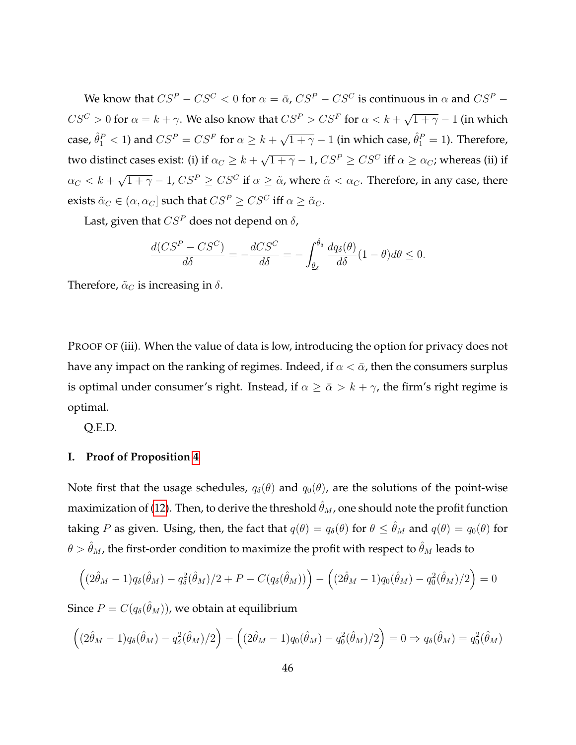We know that $CS^P - CS^C < 0$ for $\alpha = \bar{\alpha}$, $CS^P - CS^C$ is continuous in $\alpha$ and $CS^P - CS^C > 0$ for $\alpha = k + \gamma$. We also know that $CS^P > CS^F$ for $\alpha < k + \sqrt{1+\gamma} - 1$ (in which case, $\hat{\theta}_1^P < 1$) and $CS^P = CS^F$ for $\alpha \geq k + \sqrt{1+\gamma} - 1$ (in which case, $\hat{\theta}_1^P = 1$). Therefore, two distinct cases exist: (i) if $\alpha_C \geq k + \sqrt{1+\gamma} - 1$, $CS^P \geq CS^C$ iff $\alpha \geq \alpha_C$; whereas (ii) if $\alpha_C < k + \sqrt{1+\gamma} - 1$, $CS^P \geq CS^C$ if $\alpha \geq \tilde{\alpha}$, where $\tilde{\alpha} < \alpha_C$. Therefore, in any case, there exists $\tilde{\alpha}_C \in (\alpha, \alpha_C]$ such that $CS^P \geq CS^C$ iff $\alpha \geq \tilde{\alpha}_C$.

Last, given that $CS^P$ does not depend on $\delta$,

$$\frac{d(CS^P - CS^C)}{d\delta} = -\frac{dCS^C}{d\delta} = -\int_{\underline{\theta}_\delta}^{\hat{\theta}_\delta} \frac{dq_\delta(\theta)}{d\delta}(1-\theta)d\theta \leq 0.$$

Therefore, $\tilde{\alpha}_C$ is increasing in $\delta$.

PROOF OF (iii). When the value of data is low, introducing the option for privacy does not have any impact on the ranking of regimes. Indeed, if $\alpha < \bar{\alpha}$, then the consumers surplus is optimal under consumer's right. Instead, if $\alpha \geq \bar{\alpha} > k + \gamma$, the firm's right regime is optimal.

Q.E.D.

### I. Proof of Proposition 4

Note first that the usage schedules, $q_\delta(\theta)$ and $q_0(\theta)$, are the solutions of the point-wise maximization of (12). Then, to derive the threshold $\hat{\theta}_M$, one should note the profit function taking $P$ as given. Using, then, the fact that $q(\theta) = q_\delta(\theta)$ for $\theta \leq \hat{\theta}_M$ and $q(\theta) = q_0(\theta)$ for $\theta > \hat{\theta}_M$, the first-order condition to maximize the profit with respect to $\hat{\theta}_M$ leads to

$$\Big((2\hat{\theta}_M - 1)q_\delta(\hat{\theta}_M) - q_\delta^2(\hat{\theta}_M)/2 + P - C(q_\delta(\hat{\theta}_M))\Big) - \Big((2\hat{\theta}_M - 1)q_0(\hat{\theta}_M) - q_0^2(\hat{\theta}_M)/2\Big) = 0$$

Since $P = C(q_\delta(\hat{\theta}_M))$, we obtain at equilibrium

$$\Big((2\hat{\theta}_M - 1)q_\delta(\hat{\theta}_M) - q_\delta^2(\hat{\theta}_M)/2\Big) - \Big((2\hat{\theta}_M - 1)q_0(\hat{\theta}_M) - q_0^2(\hat{\theta}_M)/2\Big) = 0 \Rightarrow q_\delta(\hat{\theta}_M) = q_0^2(\hat{\theta}_M)$$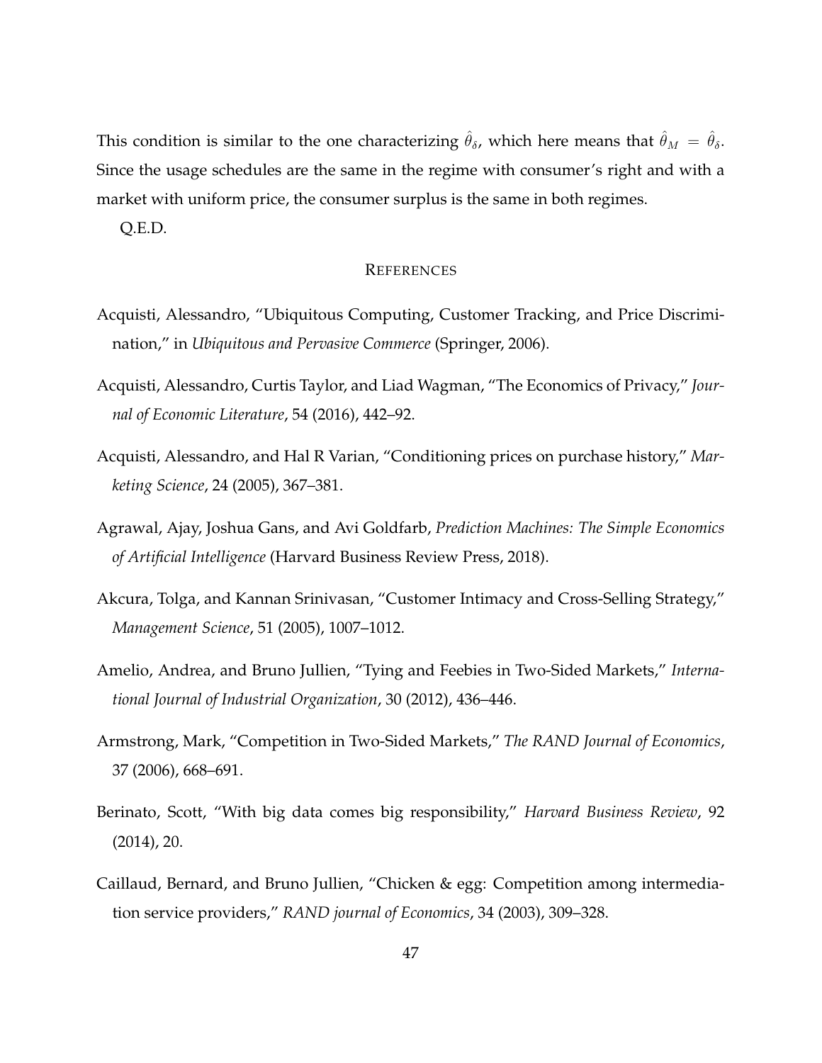This condition is similar to the one characterizing $\hat{\theta}_\delta$, which here means that $\hat{\theta}_M = \hat{\theta}_\delta$. Since the usage schedules are the same in the regime with consumer's right and with a market with uniform price, the consumer surplus is the same in both regimes.

Q.E.D.

## REFERENCES

Acquisti, Alessandro, "Ubiquitous Computing, Customer Tracking, and Price Discrimination," in *Ubiquitous and Pervasive Commerce* (Springer, 2006).

Acquisti, Alessandro, Curtis Taylor, and Liad Wagman, "The Economics of Privacy," *Journal of Economic Literature*, 54 (2016), 442–92.

Acquisti, Alessandro, and Hal R Varian, "Conditioning prices on purchase history," *Marketing Science*, 24 (2005), 367–381.

Agrawal, Ajay, Joshua Gans, and Avi Goldfarb, *Prediction Machines: The Simple Economics of Artificial Intelligence* (Harvard Business Review Press, 2018).

Akcura, Tolga, and Kannan Srinivasan, "Customer Intimacy and Cross-Selling Strategy," *Management Science*, 51 (2005), 1007–1012.

Amelio, Andrea, and Bruno Jullien, "Tying and Feebies in Two-Sided Markets," *International Journal of Industrial Organization*, 30 (2012), 436–446.

Armstrong, Mark, "Competition in Two-Sided Markets," *The RAND Journal of Economics*, 37 (2006), 668–691.

Berinato, Scott, "With big data comes big responsibility," *Harvard Business Review*, 92 (2014), 20.

Caillaud, Bernard, and Bruno Jullien, "Chicken & egg: Competition among intermediation service providers," *RAND journal of Economics*, 34 (2003), 309–328.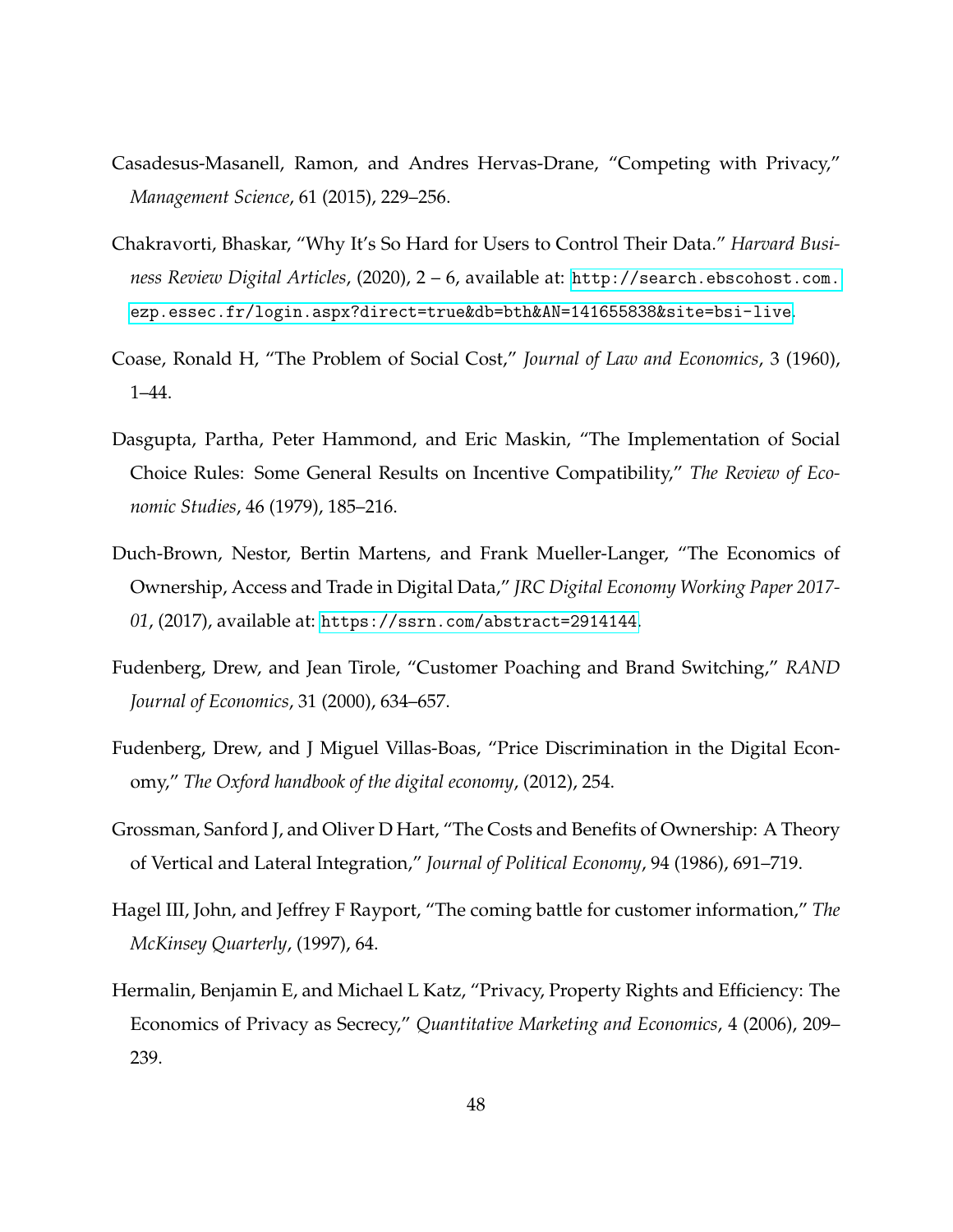Casadesus-Masanell, Ramon, and Andres Hervas-Drane, "Competing with Privacy," *Management Science*, 61 (2015), 229–256.

Chakravorti, Bhaskar, "Why It's So Hard for Users to Control Their Data." *Harvard Business Review Digital Articles*, (2020), 2 – 6, available at: http://search.ebscohost.com.ezp.essec.fr/login.aspx?direct=true&db=bth&AN=141655838&site=bsi-live.

Coase, Ronald H, "The Problem of Social Cost," *Journal of Law and Economics*, 3 (1960), 1–44.

Dasgupta, Partha, Peter Hammond, and Eric Maskin, "The Implementation of Social Choice Rules: Some General Results on Incentive Compatibility," *The Review of Economic Studies*, 46 (1979), 185–216.

Duch-Brown, Nestor, Bertin Martens, and Frank Mueller-Langer, "The Economics of Ownership, Access and Trade in Digital Data," *JRC Digital Economy Working Paper 2017-01*, (2017), available at: https://ssrn.com/abstract=2914144.

Fudenberg, Drew, and Jean Tirole, "Customer Poaching and Brand Switching," *RAND Journal of Economics*, 31 (2000), 634–657.

Fudenberg, Drew, and J Miguel Villas-Boas, "Price Discrimination in the Digital Economy," *The Oxford handbook of the digital economy*, (2012), 254.

Grossman, Sanford J, and Oliver D Hart, "The Costs and Benefits of Ownership: A Theory of Vertical and Lateral Integration," *Journal of Political Economy*, 94 (1986), 691–719.

Hagel III, John, and Jeffrey F Rayport, "The coming battle for customer information," *The McKinsey Quarterly*, (1997), 64.

Hermalin, Benjamin E, and Michael L Katz, "Privacy, Property Rights and Efficiency: The Economics of Privacy as Secrecy," *Quantitative Marketing and Economics*, 4 (2006), 209–239.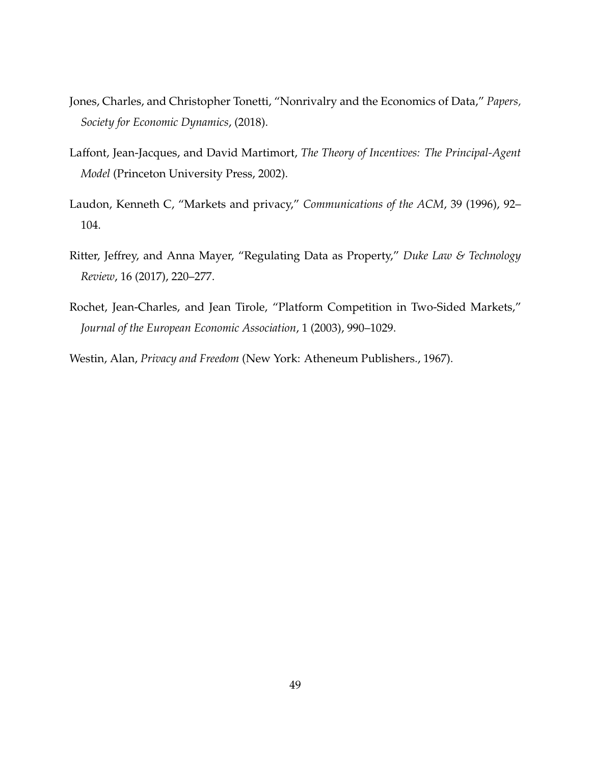Jones, Charles, and Christopher Tonetti, "Nonrivalry and the Economics of Data," *Papers, Society for Economic Dynamics*, (2018).

Laffont, Jean-Jacques, and David Martimort, *The Theory of Incentives: The Principal-Agent Model* (Princeton University Press, 2002).

Laudon, Kenneth C, "Markets and privacy," *Communications of the ACM*, 39 (1996), 92–104.

Ritter, Jeffrey, and Anna Mayer, "Regulating Data as Property," *Duke Law & Technology Review*, 16 (2017), 220–277.

Rochet, Jean-Charles, and Jean Tirole, "Platform Competition in Two-Sided Markets," *Journal of the European Economic Association*, 1 (2003), 990–1029.

Westin, Alan, *Privacy and Freedom* (New York: Atheneum Publishers., 1967).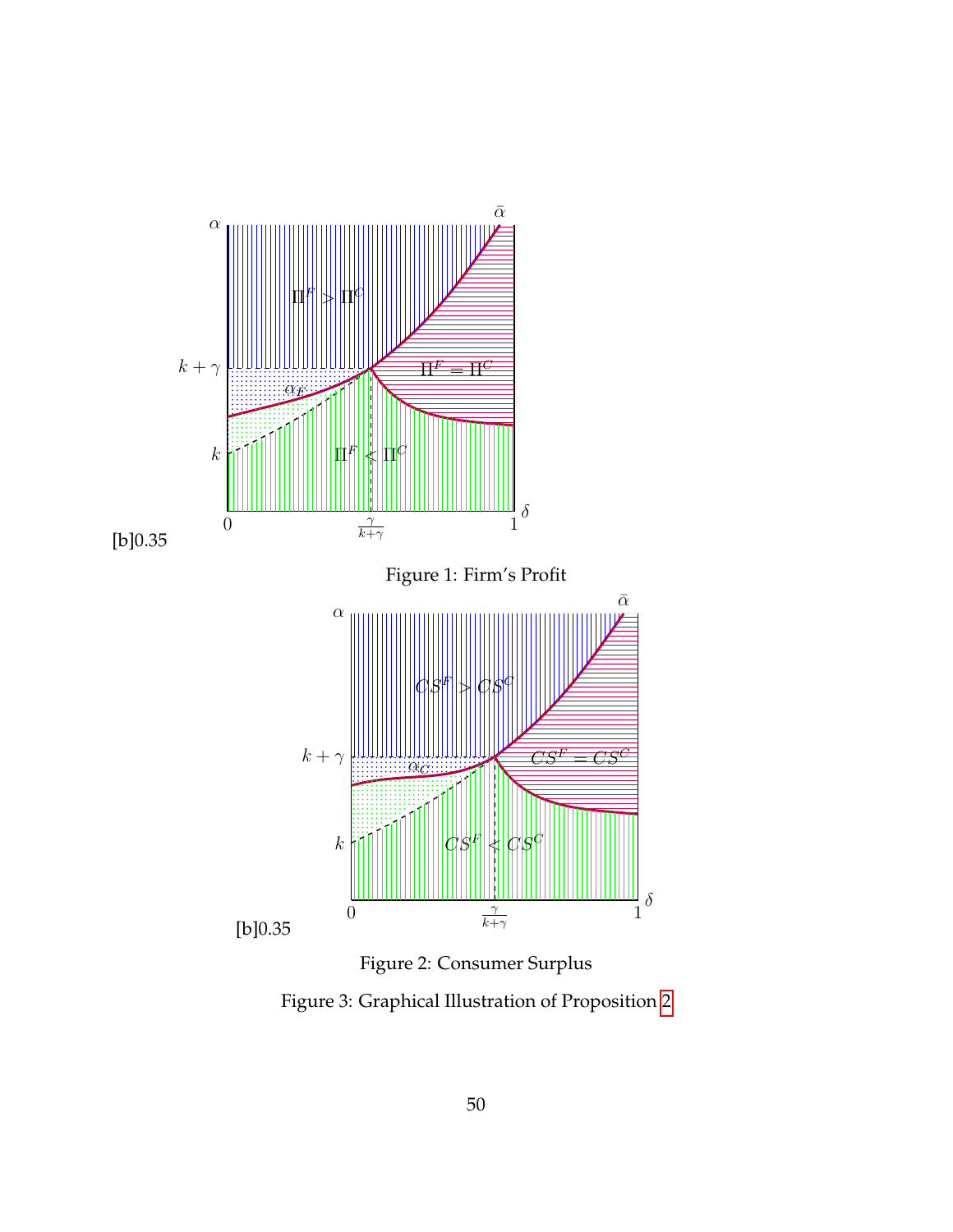$\alpha$

$\bar{\alpha}$

$\Pi^F > \Pi^C$

$k + \gamma$

$\Pi^F = \Pi^C$

$\alpha_F$

$k$

$\Pi^F < \Pi^C$

$0$

$\frac{\gamma}{k+\gamma}$

$1$

$\delta$

[b]0.35

Figure 1: Firm's Profit

$\alpha$

$\bar{\alpha}$

$CS^F > CS^C$

$k + \gamma$

$CS^F = CS^C$

$\alpha_C$

$k$

$CS^F < CS^C$

$0$

$\frac{\gamma}{k+\gamma}$

$1$

$\delta$

[b]0.35

Figure 2: Consumer Surplus

Figure 3: Graphical Illustration of Proposition 2